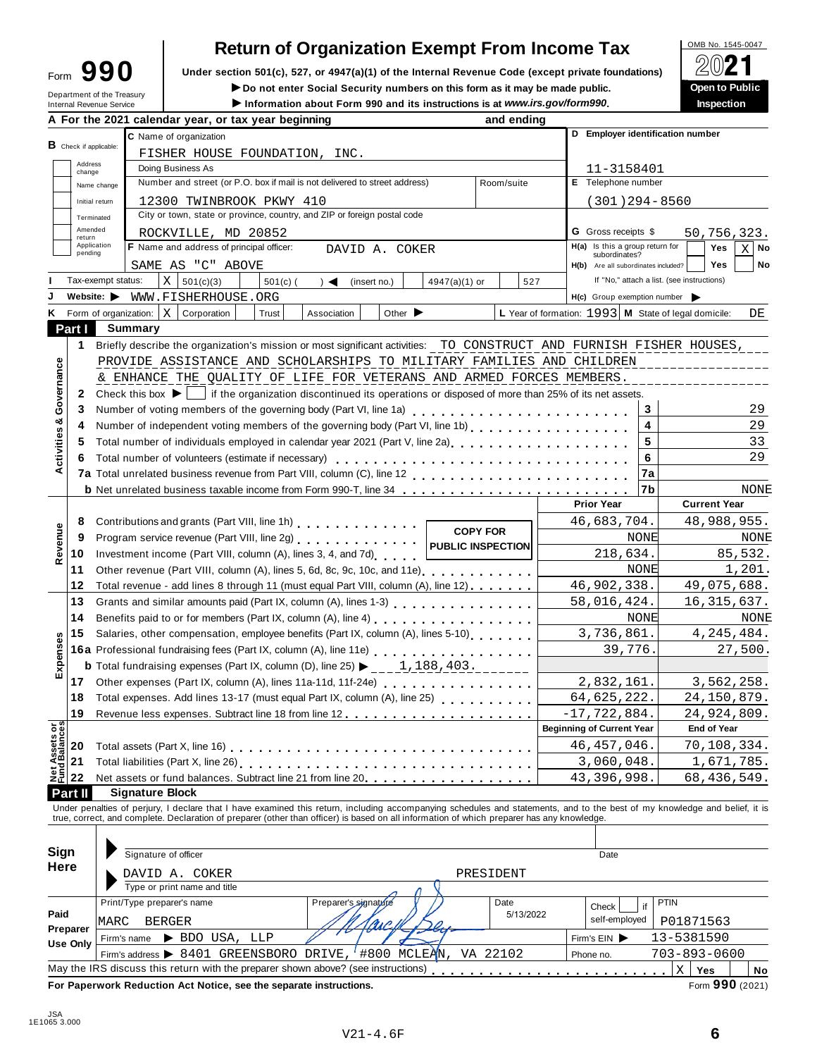Form **990**

Department of the Treasury
Internal Revenue Service

# Return of Organization Exempt From Income Tax

**Under section 501(c), 527, or 4947(a)(1) of the Internal Revenue Code (except private foundations)**

▶ Do not enter Social Security numbers on this form as it may be made public.

▶ Information about Form 990 and its instructions is at *www.irs.gov/form990*.

OMB No. 1545-0047

**2021**

**Open to Public Inspection**

**A For the 2021 calendar year, or tax year beginning and ending**

**B** Check if applicable: Address change / Name change / Initial return / Terminated / Amended return / Application pending

**C** Name of organization: FISHER HOUSE FOUNDATION, INC.

Doing Business As

Number and street (or P.O. box if mail is not delivered to street address): 12300 TWINBROOK PKWY 410 — Room/suite

City or town, state or province, country, and ZIP or foreign postal code: ROCKVILLE, MD 20852

**D** Employer identification number: 11-3158401

**E** Telephone number: (301)294-8560

**G** Gross receipts $ 50,756,323.

**F** Name and address of principal officer: DAVID A. COKER
SAME AS "C" ABOVE

**H(a)** Is this a group return for subordinates? Yes [ ] No [X]

**H(b)** Are all subordinates included? Yes [ ] No [ ]
If "No," attach a list. (see instructions)

**I** Tax-exempt status: [X] 501(c)(3) [ ] 501(c) ( ) ◀ (insert no.) [ ] 4947(a)(1) or [ ] 527

**J** Website: ▶ WWW.FISHERHOUSE.ORG

**H(c)** Group exemption number ▶

**K** Form of organization: [X] Corporation [ ] Trust [ ] Association [ ] Other ▶

**L** Year of formation: 1993 **M** State of legal domicile: DE

## Part I Summary

**Activities & Governance**

1 Briefly describe the organization's mission or most significant activities: TO CONSTRUCT AND FURNISH FISHER HOUSES, PROVIDE ASSISTANCE AND SCHOLARSHIPS TO MILITARY FAMILIES AND CHILDREN & ENHANCE THE QUALITY OF LIFE FOR VETERANS AND ARMED FORCES MEMBERS.

2 Check this box ▶ [ ] if the organization discontinued its operations or disposed of more than 25% of its net assets.

| | | | |
|---|---|---|---|
| 3 | Number of voting members of the governing body (Part VI, line 1a) | 3 | 29 |
| 4 | Number of independent voting members of the governing body (Part VI, line 1b) | 4 | 29 |
| 5 | Total number of individuals employed in calendar year 2021 (Part V, line 2a) | 5 | 33 |
| 6 | Total number of volunteers (estimate if necessary) | 6 | 29 |
| 7a | Total unrelated business revenue from Part VIII, column (C), line 12 | 7a | |
| b | Net unrelated business taxable income from Form 990-T, line 34 | 7b | NONE |

COPY FOR PUBLIC INSPECTION

| | | Prior Year | Current Year |
|---|---|---|---|
| **Revenue** | | | |
| 8 | Contributions and grants (Part VIII, line 1h) | 46,683,704. | 48,988,955. |
| 9 | Program service revenue (Part VIII, line 2g) | NONE | NONE |
| 10 | Investment income (Part VIII, column (A), lines 3, 4, and 7d) | 218,634. | 85,532. |
| 11 | Other revenue (Part VIII, column (A), lines 5, 6d, 8c, 9c, 10c, and 11e) | NONE | 1,201. |
| 12 | Total revenue - add lines 8 through 11 (must equal Part VIII, column (A), line 12) | 46,902,338. | 49,075,688. |
| **Expenses** | | | |
| 13 | Grants and similar amounts paid (Part IX, column (A), lines 1-3) | 58,016,424. | 16,315,637. |
| 14 | Benefits paid to or for members (Part IX, column (A), line 4) | NONE | NONE |
| 15 | Salaries, other compensation, employee benefits (Part IX, column (A), lines 5-10) | 3,736,861. | 4,245,484. |
| 16a | Professional fundraising fees (Part IX, column (A), line 11e) | 39,776. | 27,500. |
| b | Total fundraising expenses (Part IX, column (D), line 25) ▶ 1,188,403. | | |
| 17 | Other expenses (Part IX, column (A), lines 11a-11d, 11f-24e) | 2,832,161. | 3,562,258. |
| 18 | Total expenses. Add lines 13-17 (must equal Part IX, column (A), line 25) | 64,625,222. | 24,150,879. |
| 19 | Revenue less expenses. Subtract line 18 from line 12 | -17,722,884. | 24,924,809. |

| **Net Assets or Fund Balances** | | Beginning of Current Year | End of Year |
|---|---|---|---|
| 20 | Total assets (Part X, line 16) | 46,457,046. | 70,108,334. |
| 21 | Total liabilities (Part X, line 26) | 3,060,048. | 1,671,785. |
| 22 | Net assets or fund balances. Subtract line 21 from line 20 | 43,396,998. | 68,436,549. |

## Part II Signature Block

Under penalties of perjury, I declare that I have examined this return, including accompanying schedules and statements, and to the best of my knowledge and belief, it is true, correct, and complete. Declaration of preparer (other than officer) is based on all information of which preparer has any knowledge.

**Sign Here**

Signature of officer — Date

DAVID A. COKER — PRESIDENT
Type or print name and title

**Paid Preparer Use Only**

| Print/Type preparer's name | Preparer's signature | Date | Check [ ] if self-employed | PTIN |
|---|---|---|---|---|
| MARC BERGER | [signature] | 5/13/2022 | | P01871563 |

Firm's name ▶ BDO USA, LLP — Firm's EIN ▶ 13-5381590

Firm's address ▶ 8401 GREENSBORO DRIVE, #800 MCLEAN, VA 22102 — Phone no. 703-893-0600

May the IRS discuss this return with the preparer shown above? (see instructions) [X] Yes [ ] No

**For Paperwork Reduction Act Notice, see the separate instructions.** Form **990** (2021)

JSA 1E1065 3.000

V21-4.6F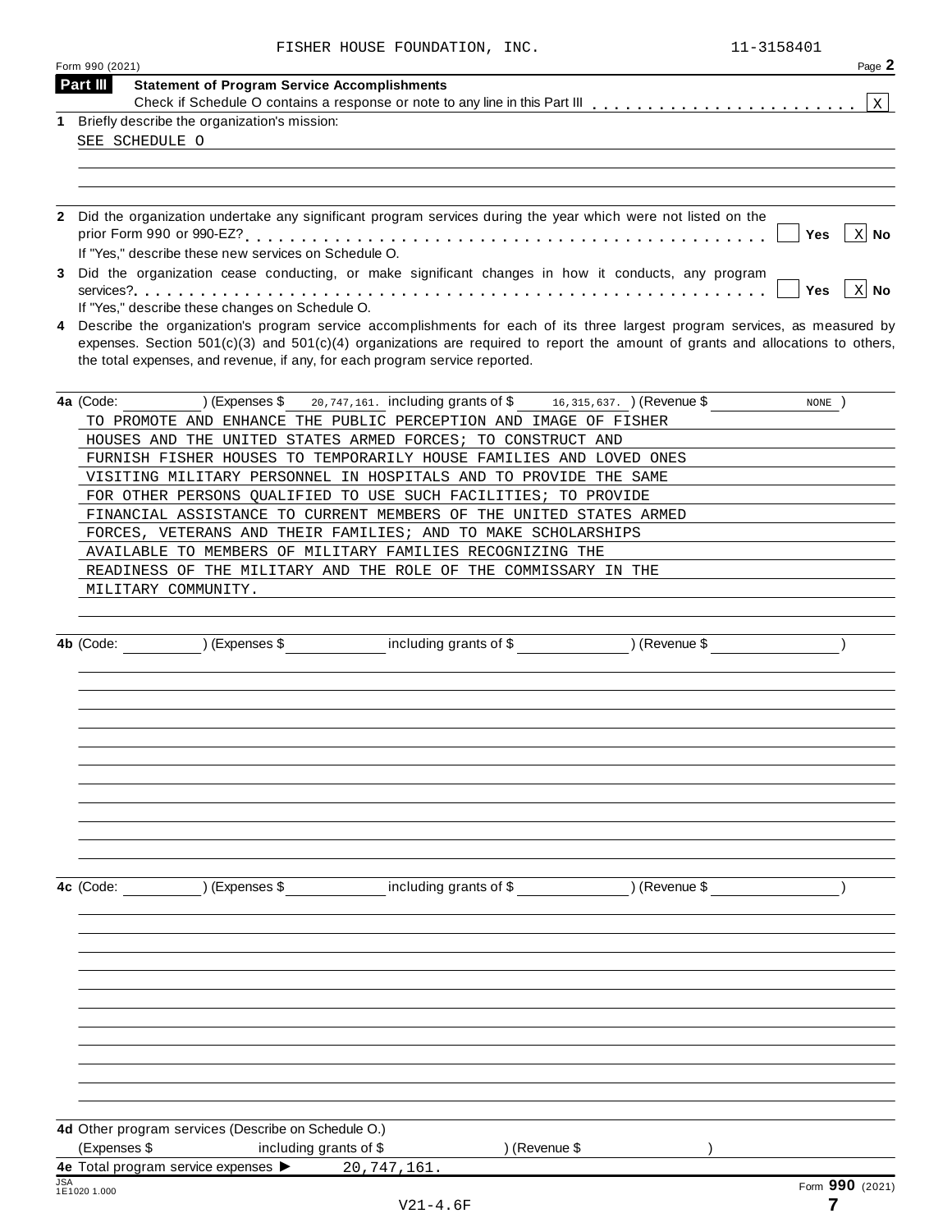FISHER HOUSE FOUNDATION, INC. 11-3158401

Form 990 (2021) Page 2

## Part III Statement of Program Service Accomplishments

Check if Schedule O contains a response or note to any line in this Part III . . . . . . . . . . . . . . . . . . . . . . . [X]

**1** Briefly describe the organization's mission:

SEE SCHEDULE O

**2** Did the organization undertake any significant program services during the year which were not listed on the prior Form 990 or 990-EZ? . . . . . . . . . . . . . . . . . . . . . . . . . . . . . . . . . . . . . . . . . . . [ ] Yes [X] No

If "Yes," describe these new services on Schedule O.

**3** Did the organization cease conducting, or make significant changes in how it conducts, any program services? . . . . . . . . . . . . . . . . . . . . . . . . . . . . . . . . . . . . . . . . . . . . . . . . . . . . . [ ] Yes [X] No

If "Yes," describe these changes on Schedule O.

**4** Describe the organization's program service accomplishments for each of its three largest program services, as measured by expenses. Section 501(c)(3) and 501(c)(4) organizations are required to report the amount of grants and allocations to others, the total expenses, and revenue, if any, for each program service reported.

**4a** (Code: ) (Expenses $ 20,747,161. including grants of $ 16,315,637. ) (Revenue $ NONE )

TO PROMOTE AND ENHANCE THE PUBLIC PERCEPTION AND IMAGE OF FISHER HOUSES AND THE UNITED STATES ARMED FORCES; TO CONSTRUCT AND FURNISH FISHER HOUSES TO TEMPORARILY HOUSE FAMILIES AND LOVED ONES VISITING MILITARY PERSONNEL IN HOSPITALS AND TO PROVIDE THE SAME FOR OTHER PERSONS QUALIFIED TO USE SUCH FACILITIES; TO PROVIDE FINANCIAL ASSISTANCE TO CURRENT MEMBERS OF THE UNITED STATES ARMED FORCES, VETERANS AND THEIR FAMILIES; AND TO MAKE SCHOLARSHIPS AVAILABLE TO MEMBERS OF MILITARY FAMILIES RECOGNIZING THE READINESS OF THE MILITARY AND THE ROLE OF THE COMMISSARY IN THE MILITARY COMMUNITY.

**4b** (Code: ) (Expenses $ including grants of $ ) (Revenue $ )

**4c** (Code: ) (Expenses $ including grants of $ ) (Revenue $ )

**4d** Other program services (Describe on Schedule O.)

(Expenses $ including grants of $ ) (Revenue $ )

**4e** Total program service expenses ▶ 20,747,161.

Form **990** (2021)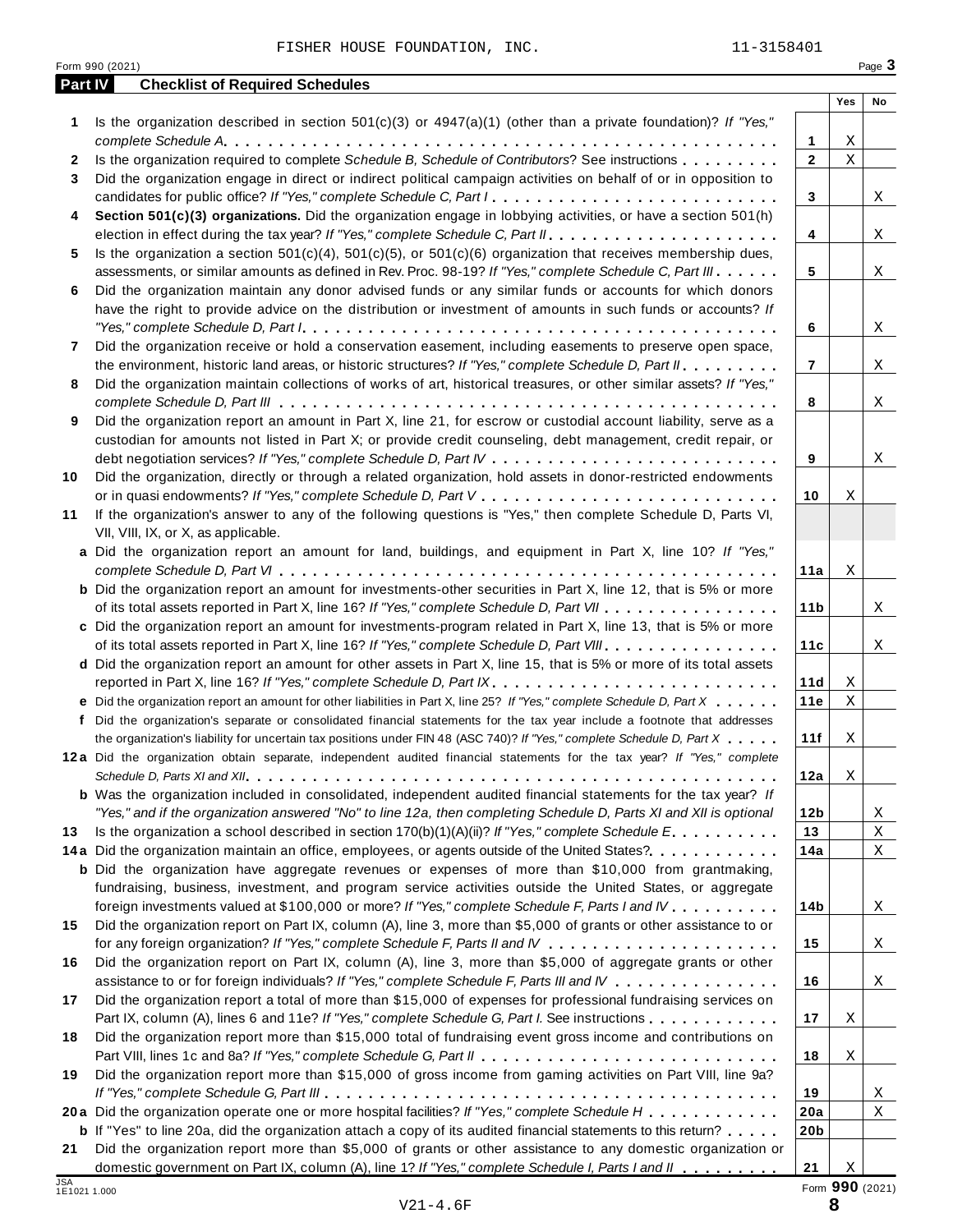FISHER HOUSE FOUNDATION, INC. 11-3158401

Form 990 (2021) Page **3**

## Part IV Checklist of Required Schedules

| | | | Yes | No |
|---|---|---|---|---|
| **1** | Is the organization described in section 501(c)(3) or 4947(a)(1) (other than a private foundation)? *If "Yes," complete Schedule A* | **1** | X | |
| **2** | Is the organization required to complete *Schedule B, Schedule of Contributors*? See instructions | **2** | X | |
| **3** | Did the organization engage in direct or indirect political campaign activities on behalf of or in opposition to candidates for public office? *If "Yes," complete Schedule C, Part I* | **3** | | X |
| **4** | **Section 501(c)(3) organizations.** Did the organization engage in lobbying activities, or have a section 501(h) election in effect during the tax year? *If "Yes," complete Schedule C, Part II* | **4** | | X |
| **5** | Is the organization a section 501(c)(4), 501(c)(5), or 501(c)(6) organization that receives membership dues, assessments, or similar amounts as defined in Rev. Proc. 98-19? *If "Yes," complete Schedule C, Part III* | **5** | | X |
| **6** | Did the organization maintain any donor advised funds or any similar funds or accounts for which donors have the right to provide advice on the distribution or investment of amounts in such funds or accounts? *If "Yes," complete Schedule D, Part I* | **6** | | X |
| **7** | Did the organization receive or hold a conservation easement, including easements to preserve open space, the environment, historic land areas, or historic structures? *If "Yes," complete Schedule D, Part II* | **7** | | X |
| **8** | Did the organization maintain collections of works of art, historical treasures, or other similar assets? *If "Yes," complete Schedule D, Part III* | **8** | | X |
| **9** | Did the organization report an amount in Part X, line 21, for escrow or custodial account liability, serve as a custodian for amounts not listed in Part X; or provide credit counseling, debt management, credit repair, or debt negotiation services? *If "Yes," complete Schedule D, Part IV* | **9** | | X |
| **10** | Did the organization, directly or through a related organization, hold assets in donor-restricted endowments or in quasi endowments? *If "Yes," complete Schedule D, Part V* | **10** | X | |
| **11** | If the organization's answer to any of the following questions is "Yes," then complete Schedule D, Parts VI, VII, VIII, IX, or X, as applicable. | | | |
| **a** | Did the organization report an amount for land, buildings, and equipment in Part X, line 10? *If "Yes," complete Schedule D, Part VI* | **11a** | X | |
| **b** | Did the organization report an amount for investments-other securities in Part X, line 12, that is 5% or more of its total assets reported in Part X, line 16? *If "Yes," complete Schedule D, Part VII* | **11b** | | X |
| **c** | Did the organization report an amount for investments-program related in Part X, line 13, that is 5% or more of its total assets reported in Part X, line 16? *If "Yes," complete Schedule D, Part VIII* | **11c** | | X |
| **d** | Did the organization report an amount for other assets in Part X, line 15, that is 5% or more of its total assets reported in Part X, line 16? *If "Yes," complete Schedule D, Part IX* | **11d** | X | |
| **e** | Did the organization report an amount for other liabilities in Part X, line 25? *If "Yes," complete Schedule D, Part X* | **11e** | X | |
| **f** | Did the organization's separate or consolidated financial statements for the tax year include a footnote that addresses the organization's liability for uncertain tax positions under FIN 48 (ASC 740)? *If "Yes," complete Schedule D, Part X* | **11f** | X | |
| **12a** | Did the organization obtain separate, independent audited financial statements for the tax year? *If "Yes," complete Schedule D, Parts XI and XII* | **12a** | X | |
| **b** | Was the organization included in consolidated, independent audited financial statements for the tax year? *If "Yes," and if the organization answered "No" to line 12a, then completing Schedule D, Parts XI and XII is optional* | **12b** | | X |
| **13** | Is the organization a school described in section 170(b)(1)(A)(ii)? *If "Yes," complete Schedule E* | **13** | | X |
| **14a** | Did the organization maintain an office, employees, or agents outside of the United States? | **14a** | | X |
| **b** | Did the organization have aggregate revenues or expenses of more than $10,000 from grantmaking, fundraising, business, investment, and program service activities outside the United States, or aggregate foreign investments valued at $100,000 or more? *If "Yes," complete Schedule F, Parts I and IV* | **14b** | | X |
| **15** | Did the organization report on Part IX, column (A), line 3, more than $5,000 of grants or other assistance to or for any foreign organization? *If "Yes," complete Schedule F, Parts II and IV* | **15** | | X |
| **16** | Did the organization report on Part IX, column (A), line 3, more than $5,000 of aggregate grants or other assistance to or for foreign individuals? *If "Yes," complete Schedule F, Parts III and IV* | **16** | | X |
| **17** | Did the organization report a total of more than $15,000 of expenses for professional fundraising services on Part IX, column (A), lines 6 and 11e? *If "Yes," complete Schedule G, Part I.* See instructions | **17** | X | |
| **18** | Did the organization report more than $15,000 total of fundraising event gross income and contributions on Part VIII, lines 1c and 8a? *If "Yes," complete Schedule G, Part II* | **18** | X | |
| **19** | Did the organization report more than $15,000 of gross income from gaming activities on Part VIII, line 9a? *If "Yes," complete Schedule G, Part III* | **19** | | X |
| **20a** | Did the organization operate one or more hospital facilities? *If "Yes," complete Schedule H* | **20a** | | X |
| **b** | If "Yes" to line 20a, did the organization attach a copy of its audited financial statements to this return? | **20b** | | |
| **21** | Did the organization report more than $5,000 of grants or other assistance to any domestic organization or domestic government on Part IX, column (A), line 1? *If "Yes," complete Schedule I, Parts I and II* | **21** | X | |

JSA 1E1021 1.000

Form **990** (2021)

V21-4.6F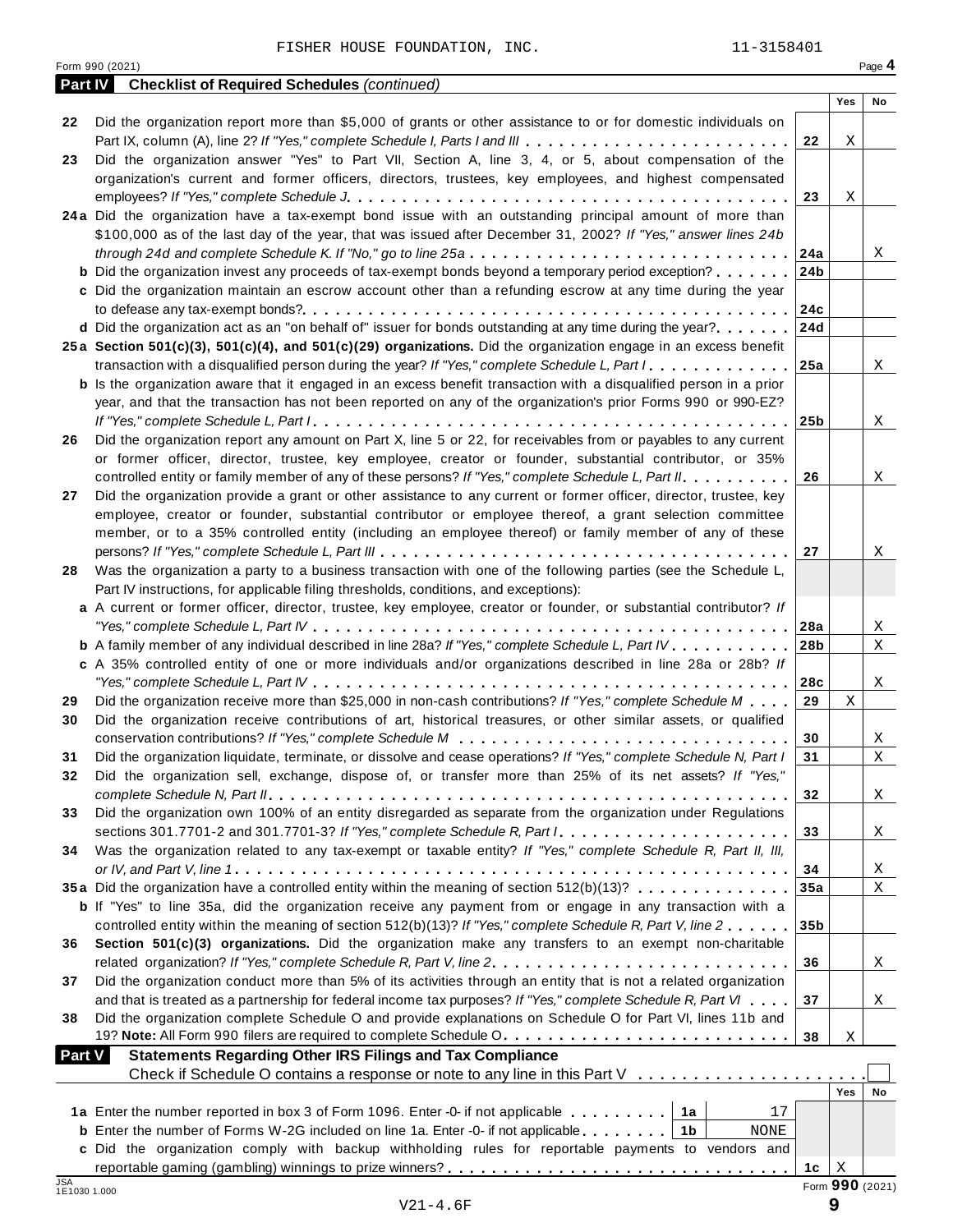FISHER HOUSE FOUNDATION, INC. 11-3158401

Form 990 (2021) Page **4**

**Part IV Checklist of Required Schedules** *(continued)*

| | | | Yes | No |
|---|---|---|---|---|
| **22** | Did the organization report more than $5,000 of grants or other assistance to or for domestic individuals on Part IX, column (A), line 2? *If "Yes," complete Schedule I, Parts I and III* | **22** | X | |
| **23** | Did the organization answer "Yes" to Part VII, Section A, line 3, 4, or 5, about compensation of the organization's current and former officers, directors, trustees, key employees, and highest compensated employees? *If "Yes," complete Schedule J* | **23** | X | |
| **24a** | Did the organization have a tax-exempt bond issue with an outstanding principal amount of more than $100,000 as of the last day of the year, that was issued after December 31, 2002? *If "Yes," answer lines 24b through 24d and complete Schedule K. If "No," go to line 25a* | **24a** | | X |
| **b** | Did the organization invest any proceeds of tax-exempt bonds beyond a temporary period exception? | **24b** | | |
| **c** | Did the organization maintain an escrow account other than a refunding escrow at any time during the year to defease any tax-exempt bonds? | **24c** | | |
| **d** | Did the organization act as an "on behalf of" issuer for bonds outstanding at any time during the year? | **24d** | | |
| **25a** | **Section 501(c)(3), 501(c)(4), and 501(c)(29) organizations.** Did the organization engage in an excess benefit transaction with a disqualified person during the year? *If "Yes," complete Schedule L, Part I* | **25a** | | X |
| **b** | Is the organization aware that it engaged in an excess benefit transaction with a disqualified person in a prior year, and that the transaction has not been reported on any of the organization's prior Forms 990 or 990-EZ? *If "Yes," complete Schedule L, Part I* | **25b** | | X |
| **26** | Did the organization report any amount on Part X, line 5 or 22, for receivables from or payables to any current or former officer, director, trustee, key employee, creator or founder, substantial contributor, or 35% controlled entity or family member of any of these persons? *If "Yes," complete Schedule L, Part II* | **26** | | X |
| **27** | Did the organization provide a grant or other assistance to any current or former officer, director, trustee, key employee, creator or founder, substantial contributor or employee thereof, a grant selection committee member, or to a 35% controlled entity (including an employee thereof) or family member of any of these persons? *If "Yes," complete Schedule L, Part III* | **27** | | X |
| **28** | Was the organization a party to a business transaction with one of the following parties (see the Schedule L, Part IV instructions, for applicable filing thresholds, conditions, and exceptions): | | | |
| **a** | A current or former officer, director, trustee, key employee, creator or founder, or substantial contributor? *If "Yes," complete Schedule L, Part IV* | **28a** | | X |
| **b** | A family member of any individual described in line 28a? *If "Yes," complete Schedule L, Part IV* | **28b** | | X |
| **c** | A 35% controlled entity of one or more individuals and/or organizations described in line 28a or 28b? *If "Yes," complete Schedule L, Part IV* | **28c** | | X |
| **29** | Did the organization receive more than $25,000 in non-cash contributions? *If "Yes," complete Schedule M* | **29** | X | |
| **30** | Did the organization receive contributions of art, historical treasures, or other similar assets, or qualified conservation contributions? *If "Yes," complete Schedule M* | **30** | | X |
| **31** | Did the organization liquidate, terminate, or dissolve and cease operations? *If "Yes," complete Schedule N, Part I* | **31** | | X |
| **32** | Did the organization sell, exchange, dispose of, or transfer more than 25% of its net assets? *If "Yes," complete Schedule N, Part II* | **32** | | X |
| **33** | Did the organization own 100% of an entity disregarded as separate from the organization under Regulations sections 301.7701-2 and 301.7701-3? *If "Yes," complete Schedule R, Part I* | **33** | | X |
| **34** | Was the organization related to any tax-exempt or taxable entity? *If "Yes," complete Schedule R, Part II, III, or IV, and Part V, line 1* | **34** | | X |
| **35a** | Did the organization have a controlled entity within the meaning of section 512(b)(13)? | **35a** | | X |
| **b** | If "Yes" to line 35a, did the organization receive any payment from or engage in any transaction with a controlled entity within the meaning of section 512(b)(13)? *If "Yes," complete Schedule R, Part V, line 2* | **35b** | | |
| **36** | **Section 501(c)(3) organizations.** Did the organization make any transfers to an exempt non-charitable related organization? *If "Yes," complete Schedule R, Part V, line 2* | **36** | | X |
| **37** | Did the organization conduct more than 5% of its activities through an entity that is not a related organization and that is treated as a partnership for federal income tax purposes? *If "Yes," complete Schedule R, Part VI* | **37** | | X |
| **38** | Did the organization complete Schedule O and provide explanations on Schedule O for Part VI, lines 11b and 19? **Note:** All Form 990 filers are required to complete Schedule O. | **38** | X | |

**Part V Statements Regarding Other IRS Filings and Tax Compliance**

Check if Schedule O contains a response or note to any line in this Part V ☐

| | | | | | Yes | No |
|---|---|---|---|---|---|---|
| **1a** | Enter the number reported in box 3 of Form 1096. Enter -0- if not applicable | **1a** | 17 | | | |
| **b** | Enter the number of Forms W-2G included on line 1a. Enter -0- if not applicable | **1b** | NONE | | | |
| **c** | Did the organization comply with backup withholding rules for reportable payments to vendors and reportable gaming (gambling) winnings to prize winners? | | | **1c** | X | |

JSA 1E1030 1.000

Form **990** (2021)

V21-4.6F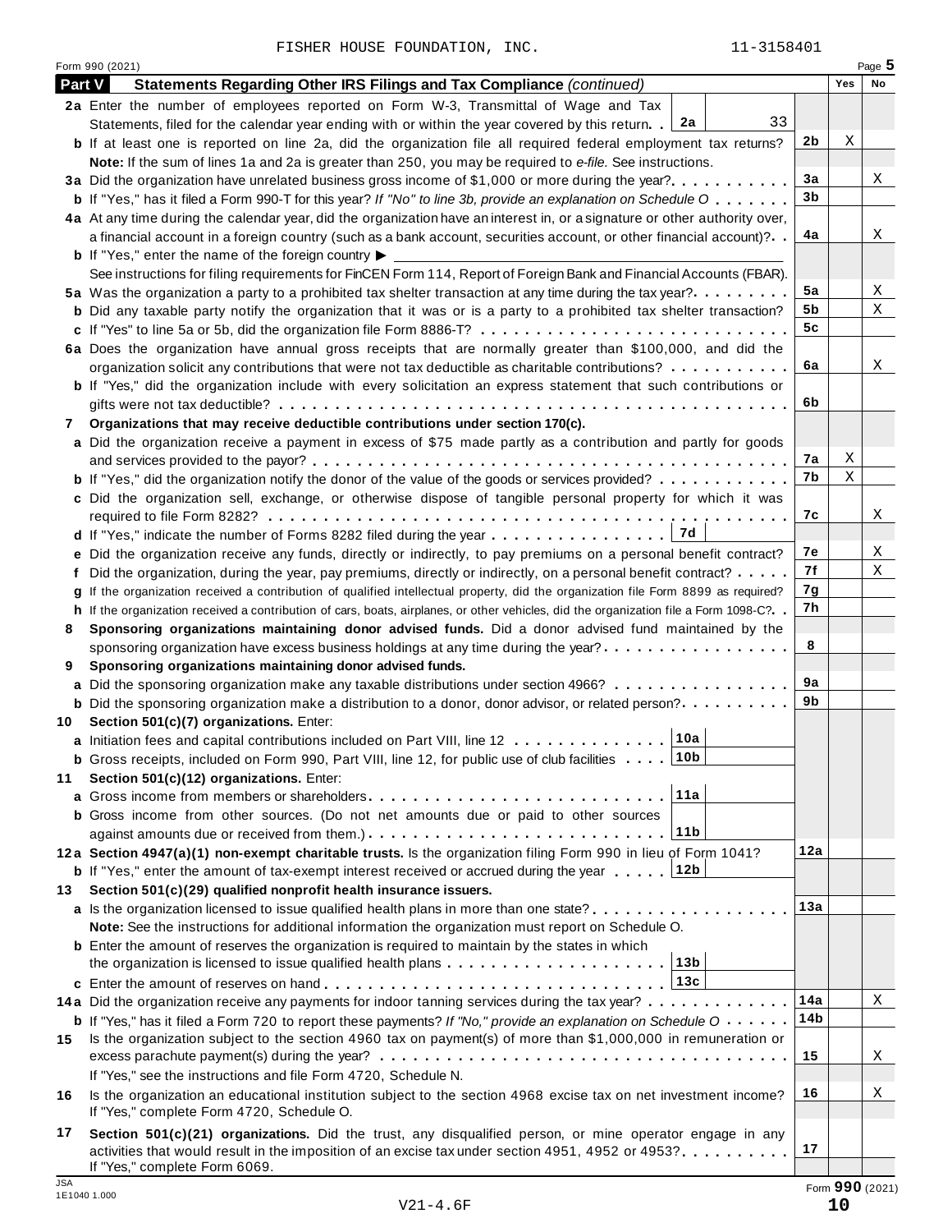FISHER HOUSE FOUNDATION, INC. 11-3158401

Form 990 (2021) Page 5

## Part V Statements Regarding Other IRS Filings and Tax Compliance *(continued)*

| | | | Yes | No |
|---|---|---|---|---|
| **2a** | Enter the number of employees reported on Form W-3, Transmittal of Wage and Tax Statements, filed for the calendar year ending with or within the year covered by this return . . **2a** 33 | | | |
| **b** | If at least one is reported on line 2a, did the organization file all required federal employment tax returns? | 2b | X | |
| | **Note:** If the sum of lines 1a and 2a is greater than 250, you may be required to *e-file.* See instructions. | | | |
| **3a** | Did the organization have unrelated business gross income of $1,000 or more during the year? | 3a | | X |
| **b** | If "Yes," has it filed a Form 990-T for this year? *If "No" to line 3b, provide an explanation on Schedule O* | 3b | | |
| **4a** | At any time during the calendar year, did the organization have an interest in, or a signature or other authority over, a financial account in a foreign country (such as a bank account, securities account, or other financial account)? | 4a | | X |
| **b** | If "Yes," enter the name of the foreign country ▶ | | | |
| | See instructions for filing requirements for FinCEN Form 114, Report of Foreign Bank and Financial Accounts (FBAR). | | | |
| **5a** | Was the organization a party to a prohibited tax shelter transaction at any time during the tax year? | 5a | | X |
| **b** | Did any taxable party notify the organization that it was or is a party to a prohibited tax shelter transaction? | 5b | | X |
| **c** | If "Yes" to line 5a or 5b, did the organization file Form 8886-T? | 5c | | |
| **6a** | Does the organization have annual gross receipts that are normally greater than $100,000, and did the organization solicit any contributions that were not tax deductible as charitable contributions? | 6a | | X |
| **b** | If "Yes," did the organization include with every solicitation an express statement that such contributions or gifts were not tax deductible? | 6b | | |
| **7** | **Organizations that may receive deductible contributions under section 170(c).** | | | |
| **a** | Did the organization receive a payment in excess of $75 made partly as a contribution and partly for goods and services provided to the payor? | 7a | X | |
| **b** | If "Yes," did the organization notify the donor of the value of the goods or services provided? | 7b | X | |
| **c** | Did the organization sell, exchange, or otherwise dispose of tangible personal property for which it was required to file Form 8282? | 7c | | X |
| **d** | If "Yes," indicate the number of Forms 8282 filed during the year . . . **7d** | | | |
| **e** | Did the organization receive any funds, directly or indirectly, to pay premiums on a personal benefit contract? | 7e | | X |
| **f** | Did the organization, during the year, pay premiums, directly or indirectly, on a personal benefit contract? | 7f | | X |
| **g** | If the organization received a contribution of qualified intellectual property, did the organization file Form 8899 as required? | 7g | | |
| **h** | If the organization received a contribution of cars, boats, airplanes, or other vehicles, did the organization file a Form 1098-C? | 7h | | |
| **8** | **Sponsoring organizations maintaining donor advised funds.** Did a donor advised fund maintained by the sponsoring organization have excess business holdings at any time during the year? | 8 | | |
| **9** | **Sponsoring organizations maintaining donor advised funds.** | | | |
| **a** | Did the sponsoring organization make any taxable distributions under section 4966? | 9a | | |
| **b** | Did the sponsoring organization make a distribution to a donor, donor advisor, or related person? | 9b | | |
| **10** | **Section 501(c)(7) organizations.** Enter: | | | |
| **a** | Initiation fees and capital contributions included on Part VIII, line 12 . . . **10a** | | | |
| **b** | Gross receipts, included on Form 990, Part VIII, line 12, for public use of club facilities . . . **10b** | | | |
| **11** | **Section 501(c)(12) organizations.** Enter: | | | |
| **a** | Gross income from members or shareholders . . . **11a** | | | |
| **b** | Gross income from other sources. (Do not net amounts due or paid to other sources against amounts due or received from them.) . . . **11b** | | | |
| **12a** | **Section 4947(a)(1) non-exempt charitable trusts.** Is the organization filing Form 990 in lieu of Form 1041? | 12a | | |
| **b** | If "Yes," enter the amount of tax-exempt interest received or accrued during the year . . . **12b** | | | |
| **13** | **Section 501(c)(29) qualified nonprofit health insurance issuers.** | | | |
| **a** | Is the organization licensed to issue qualified health plans in more than one state? | 13a | | |
| | **Note:** See the instructions for additional information the organization must report on Schedule O. | | | |
| **b** | Enter the amount of reserves the organization is required to maintain by the states in which the organization is licensed to issue qualified health plans . . . **13b** | | | |
| **c** | Enter the amount of reserves on hand . . . **13c** | | | |
| **14a** | Did the organization receive any payments for indoor tanning services during the tax year? | 14a | | X |
| **b** | If "Yes," has it filed a Form 720 to report these payments? *If "No," provide an explanation on Schedule O* | 14b | | |
| **15** | Is the organization subject to the section 4960 tax on payment(s) of more than $1,000,000 in remuneration or excess parachute payment(s) during the year? | 15 | | X |
| | If "Yes," see the instructions and file Form 4720, Schedule N. | | | |
| **16** | Is the organization an educational institution subject to the section 4968 excise tax on net investment income? If "Yes," complete Form 4720, Schedule O. | 16 | | X |
| **17** | **Section 501(c)(21) organizations.** Did the trust, any disqualified person, or mine operator engage in any activities that would result in the imposition of an excise tax under section 4951, 4952 or 4953? If "Yes," complete Form 6069. | 17 | | |

Form **990** (2021)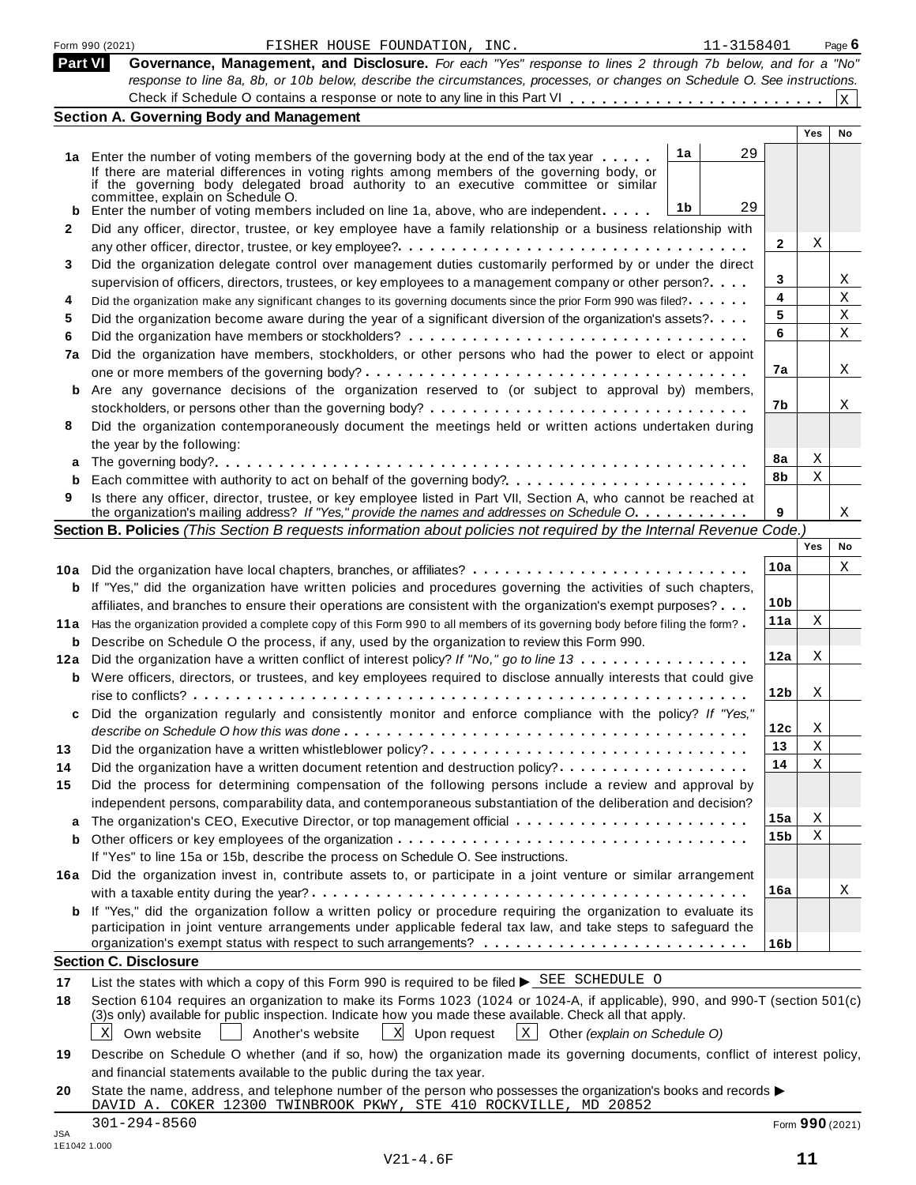Form 990 (2021) FISHER HOUSE FOUNDATION, INC. 11-3158401 Page 6

## Part VI Governance, Management, and Disclosure.

*For each "Yes" response to lines 2 through 7b below, and for a "No" response to line 8a, 8b, or 10b below, describe the circumstances, processes, or changes on Schedule O. See instructions.*

Check if Schedule O contains a response or note to any line in this Part VI . . . . . . . . . . . . . . . . . . . . . . . . [X]

### Section A. Governing Body and Management

| | | | | Line | Yes | No |
|---|---|---|---|---|---|---|
| **1a** | Enter the number of voting members of the governing body at the end of the tax year . . . . . If there are material differences in voting rights among members of the governing body, or if the governing body delegated broad authority to an executive committee or similar committee, explain on Schedule O. | 1a | 29 | | | |
| **b** | Enter the number of voting members included on line 1a, above, who are independent . . . . . | 1b | 29 | | | |
| **2** | Did any officer, director, trustee, or key employee have a family relationship or a business relationship with any other officer, director, trustee, or key employee? | | | 2 | X | |
| **3** | Did the organization delegate control over management duties customarily performed by or under the direct supervision of officers, directors, trustees, or key employees to a management company or other person? | | | 3 | | X |
| **4** | Did the organization make any significant changes to its governing documents since the prior Form 990 was filed? | | | 4 | | X |
| **5** | Did the organization become aware during the year of a significant diversion of the organization's assets? | | | 5 | | X |
| **6** | Did the organization have members or stockholders? | | | 6 | | X |
| **7a** | Did the organization have members, stockholders, or other persons who had the power to elect or appoint one or more members of the governing body? | | | 7a | | X |
| **b** | Are any governance decisions of the organization reserved to (or subject to approval by) members, stockholders, or persons other than the governing body? | | | 7b | | X |
| **8** | Did the organization contemporaneously document the meetings held or written actions undertaken during the year by the following: | | | | | |
| **a** | The governing body? | | | 8a | X | |
| **b** | Each committee with authority to act on behalf of the governing body? | | | 8b | X | |
| **9** | Is there any officer, director, trustee, or key employee listed in Part VII, Section A, who cannot be reached at the organization's mailing address? *If "Yes," provide the names and addresses on Schedule O.* | | | 9 | | X |

### Section B. Policies *(This Section B requests information about policies not required by the Internal Revenue Code.)*

| | | Line | Yes | No |
|---|---|---|---|---|
| **10a** | Did the organization have local chapters, branches, or affiliates? | 10a | | X |
| **b** | If "Yes," did the organization have written policies and procedures governing the activities of such chapters, affiliates, and branches to ensure their operations are consistent with the organization's exempt purposes? | 10b | | |
| **11a** | Has the organization provided a complete copy of this Form 990 to all members of its governing body before filing the form? | 11a | X | |
| **b** | Describe on Schedule O the process, if any, used by the organization to review this Form 990. | | | |
| **12a** | Did the organization have a written conflict of interest policy? *If "No," go to line 13* | 12a | X | |
| **b** | Were officers, directors, or trustees, and key employees required to disclose annually interests that could give rise to conflicts? | 12b | X | |
| **c** | Did the organization regularly and consistently monitor and enforce compliance with the policy? *If "Yes," describe on Schedule O how this was done* | 12c | X | |
| **13** | Did the organization have a written whistleblower policy? | 13 | X | |
| **14** | Did the organization have a written document retention and destruction policy? | 14 | X | |
| **15** | Did the process for determining compensation of the following persons include a review and approval by independent persons, comparability data, and contemporaneous substantiation of the deliberation and decision? | | | |
| **a** | The organization's CEO, Executive Director, or top management official | 15a | X | |
| **b** | Other officers or key employees of the organization | 15b | X | |
| | If "Yes" to line 15a or 15b, describe the process on Schedule O. See instructions. | | | |
| **16a** | Did the organization invest in, contribute assets to, or participate in a joint venture or similar arrangement with a taxable entity during the year? | 16a | | X |
| **b** | If "Yes," did the organization follow a written policy or procedure requiring the organization to evaluate its participation in joint venture arrangements under applicable federal tax law, and take steps to safeguard the organization's exempt status with respect to such arrangements? | 16b | | |

### Section C. Disclosure

**17** List the states with which a copy of this Form 990 is required to be filed ▶ SEE SCHEDULE O

**18** Section 6104 requires an organization to make its Forms 1023 (1024 or 1024-A, if applicable), 990, and 990-T (section 501(c)(3)s only) available for public inspection. Indicate how you made these available. Check all that apply.

[X] Own website [ ] Another's website [X] Upon request [X] Other *(explain on Schedule O)*

**19** Describe on Schedule O whether (and if so, how) the organization made its governing documents, conflict of interest policy, and financial statements available to the public during the tax year.

**20** State the name, address, and telephone number of the person who possesses the organization's books and records ▶
DAVID A. COKER 12300 TWINBROOK PKWY, STE 410 ROCKVILLE, MD 20852
301-294-8560

Form **990** (2021)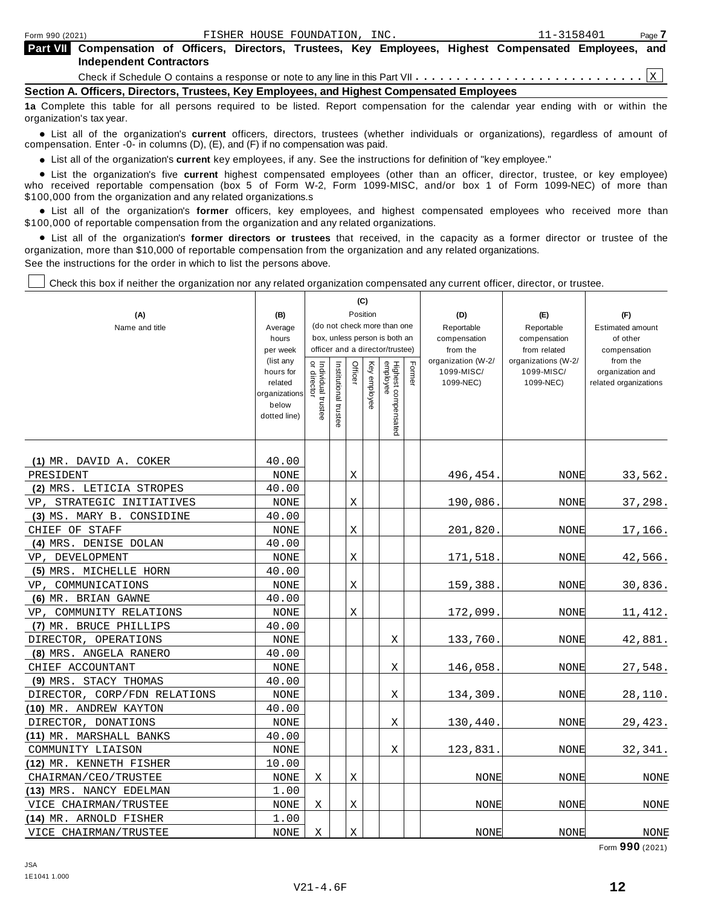Form 990 (2021) FISHER HOUSE FOUNDATION, INC. 11-3158401 Page **7**

## Part VII Compensation of Officers, Directors, Trustees, Key Employees, Highest Compensated Employees, and Independent Contractors

Check if Schedule O contains a response or note to any line in this Part VII . . . . . . . . . . . . . . . . . . . . . . . . . . . . [X]

### Section A. Officers, Directors, Trustees, Key Employees, and Highest Compensated Employees

**1a** Complete this table for all persons required to be listed. Report compensation for the calendar year ending with or within the organization's tax year.

- List all of the organization's **current** officers, directors, trustees (whether individuals or organizations), regardless of amount of compensation. Enter -0- in columns (D), (E), and (F) if no compensation was paid.
- List all of the organization's **current** key employees, if any. See the instructions for definition of "key employee."
- List the organization's five **current** highest compensated employees (other than an officer, director, trustee, or key employee) who received reportable compensation (box 5 of Form W-2, Form 1099-MISC, and/or box 1 of Form 1099-NEC) of more than $100,000 from the organization and any related organizations.s
- List all of the organization's **former** officers, key employees, and highest compensated employees who received more than $100,000 of reportable compensation from the organization and any related organizations.
- List all of the organization's **former directors or trustees** that received, in the capacity as a former director or trustee of the organization, more than $10,000 of reportable compensation from the organization and any related organizations.

See the instructions for the order in which to list the persons above.

[ ] Check this box if neither the organization nor any related organization compensated any current officer, director, or trustee.

| (A) Name and title | (B) Average hours per week (list any hours for related organizations below dotted line) | (C) Position: Individual trustee or director | Institutional trustee | Officer | Key employee | Highest compensated employee | Former | (D) Reportable compensation from the organization (W-2/ 1099-MISC/ 1099-NEC) | (E) Reportable compensation from related organizations (W-2/ 1099-MISC/ 1099-NEC) | (F) Estimated amount of other compensation from the organization and related organizations |
|---|---|---|---|---|---|---|---|---|---|---|
| (1) MR. DAVID A. COKER<br>PRESIDENT | 40.00<br>NONE | | | X | | | | 496,454. | NONE | 33,562. |
| (2) MRS. LETICIA STROPES<br>VP, STRATEGIC INITIATIVES | 40.00<br>NONE | | | X | | | | 190,086. | NONE | 37,298. |
| (3) MS. MARY B. CONSIDINE<br>CHIEF OF STAFF | 40.00<br>NONE | | | X | | | | 201,820. | NONE | 17,166. |
| (4) MRS. DENISE DOLAN<br>VP, DEVELOPMENT | 40.00<br>NONE | | | X | | | | 171,518. | NONE | 42,566. |
| (5) MRS. MICHELLE HORN<br>VP, COMMUNICATIONS | 40.00<br>NONE | | | X | | | | 159,388. | NONE | 30,836. |
| (6) MR. BRIAN GAWNE<br>VP, COMMUNITY RELATIONS | 40.00<br>NONE | | | X | | | | 172,099. | NONE | 11,412. |
| (7) MR. BRUCE PHILLIPS<br>DIRECTOR, OPERATIONS | 40.00<br>NONE | | | | | X | | 133,760. | NONE | 42,881. |
| (8) MRS. ANGELA RANERO<br>CHIEF ACCOUNTANT | 40.00<br>NONE | | | | | X | | 146,058. | NONE | 27,548. |
| (9) MRS. STACY THOMAS<br>DIRECTOR, CORP/FDN RELATIONS | 40.00<br>NONE | | | | | X | | 134,309. | NONE | 28,110. |
| (10) MR. ANDREW KAYTON<br>DIRECTOR, DONATIONS | 40.00<br>NONE | | | | | X | | 130,440. | NONE | 29,423. |
| (11) MR. MARSHALL BANKS<br>COMMUNITY LIAISON | 40.00<br>NONE | | | | | X | | 123,831. | NONE | 32,341. |
| (12) MR. KENNETH FISHER<br>CHAIRMAN/CEO/TRUSTEE | 10.00<br>NONE | X | | X | | | | NONE | NONE | NONE |
| (13) MRS. NANCY EDELMAN<br>VICE CHAIRMAN/TRUSTEE | 1.00<br>NONE | X | | X | | | | NONE | NONE | NONE |
| (14) MR. ARNOLD FISHER<br>VICE CHAIRMAN/TRUSTEE | 1.00<br>NONE | X | | X | | | | NONE | NONE | NONE |

Form **990** (2021)

JSA
1E1041 1.000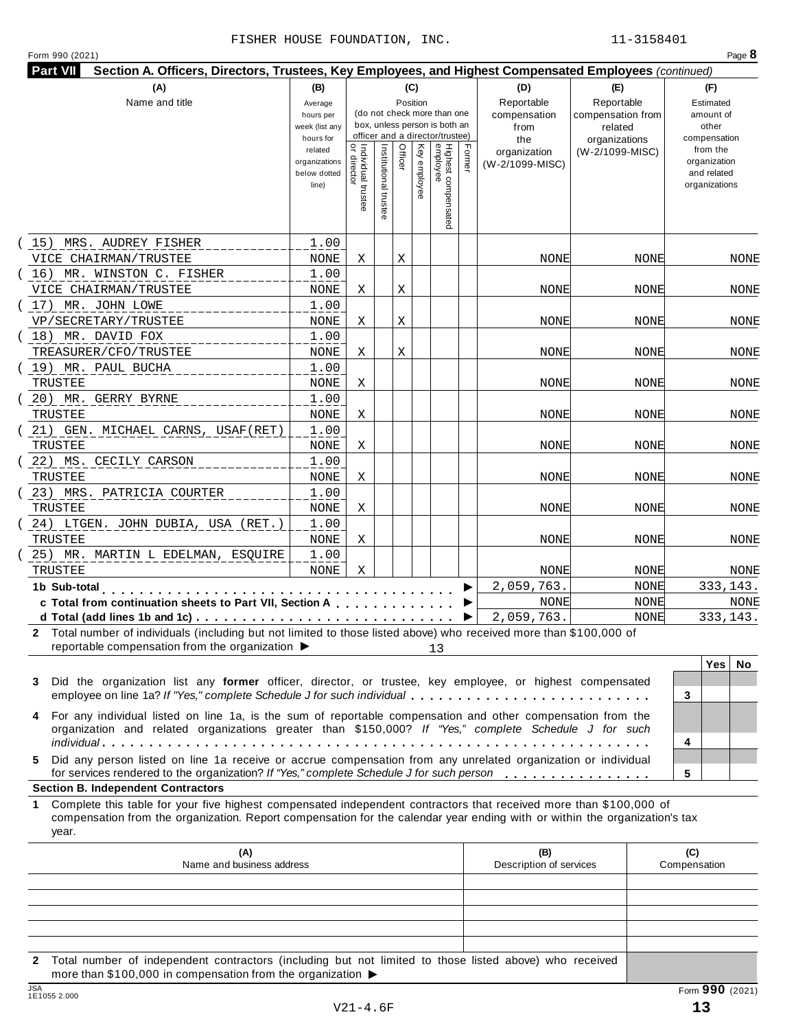FISHER HOUSE FOUNDATION, INC. 11-3158401

Form 990 (2021) Page **8**

**Part VII Section A. Officers, Directors, Trustees, Key Employees, and Highest Compensated Employees** *(continued)*

| (A) Name and title | (B) Average hours per week (list any hours for related organizations below dotted line) | (C) Position: Individual trustee or director | Institutional trustee | Officer | Key employee | Highest compensated employee | Former | (D) Reportable compensation from the organization (W-2/1099-MISC) | (E) Reportable compensation from related organizations (W-2/1099-MISC) | (F) Estimated amount of other compensation from the organization and related organizations |
|---|---|---|---|---|---|---|---|---|---|---|
| (15) MRS. AUDREY FISHER<br>VICE CHAIRMAN/TRUSTEE | 1.00<br>NONE | X | | X | | | | NONE | NONE | NONE |
| (16) MR. WINSTON C. FISHER<br>VICE CHAIRMAN/TRUSTEE | 1.00<br>NONE | X | | X | | | | NONE | NONE | NONE |
| (17) MR. JOHN LOWE<br>VP/SECRETARY/TRUSTEE | 1.00<br>NONE | X | | X | | | | NONE | NONE | NONE |
| (18) MR. DAVID FOX<br>TREASURER/CFO/TRUSTEE | 1.00<br>NONE | X | | X | | | | NONE | NONE | NONE |
| (19) MR. PAUL BUCHA<br>TRUSTEE | 1.00<br>NONE | X | | | | | | NONE | NONE | NONE |
| (20) MR. GERRY BYRNE<br>TRUSTEE | 1.00<br>NONE | X | | | | | | NONE | NONE | NONE |
| (21) GEN. MICHAEL CARNS, USAF(RET)<br>TRUSTEE | 1.00<br>NONE | X | | | | | | NONE | NONE | NONE |
| (22) MS. CECILY CARSON<br>TRUSTEE | 1.00<br>NONE | X | | | | | | NONE | NONE | NONE |
| (23) MRS. PATRICIA COURTER<br>TRUSTEE | 1.00<br>NONE | X | | | | | | NONE | NONE | NONE |
| (24) LTGEN. JOHN DUBIA, USA (RET.)<br>TRUSTEE | 1.00<br>NONE | X | | | | | | NONE | NONE | NONE |
| (25) MR. MARTIN L EDELMAN, ESQUIRE<br>TRUSTEE | 1.00<br>NONE | X | | | | | | NONE | NONE | NONE |
| **1b Sub-total** | | | | | | | | 2,059,763. | NONE | 333,143. |
| **c Total from continuation sheets to Part VII, Section A** | | | | | | | | NONE | NONE | NONE |
| **d Total (add lines 1b and 1c)** | | | | | | | | 2,059,763. | NONE | 333,143. |

**2** Total number of individuals (including but not limited to those listed above) who received more than $100,000 of reportable compensation from the organization ▶ 13

| | | Yes | No |
|---|---|---|---|
| **3** Did the organization list any **former** officer, director, or trustee, key employee, or highest compensated employee on line 1a? *If "Yes," complete Schedule J for such individual* | 3 | | |
| **4** For any individual listed on line 1a, is the sum of reportable compensation and other compensation from the organization and related organizations greater than $150,000? *If "Yes," complete Schedule J for such individual* | 4 | | |
| **5** Did any person listed on line 1a receive or accrue compensation from any unrelated organization or individual for services rendered to the organization? *If "Yes," complete Schedule J for such person* | 5 | | |

**Section B. Independent Contractors**

**1** Complete this table for your five highest compensated independent contractors that received more than $100,000 of compensation from the organization. Report compensation for the calendar year ending with or within the organization's tax year.

| (A) Name and business address | (B) Description of services | (C) Compensation |
|---|---|---|
| | | |
| | | |
| | | |
| | | |
| | | |

**2** Total number of independent contractors (including but not limited to those listed above) who received more than $100,000 in compensation from the organization ▶

JSA 1E1055 2.000 Form **990** (2021)

V21-4.6F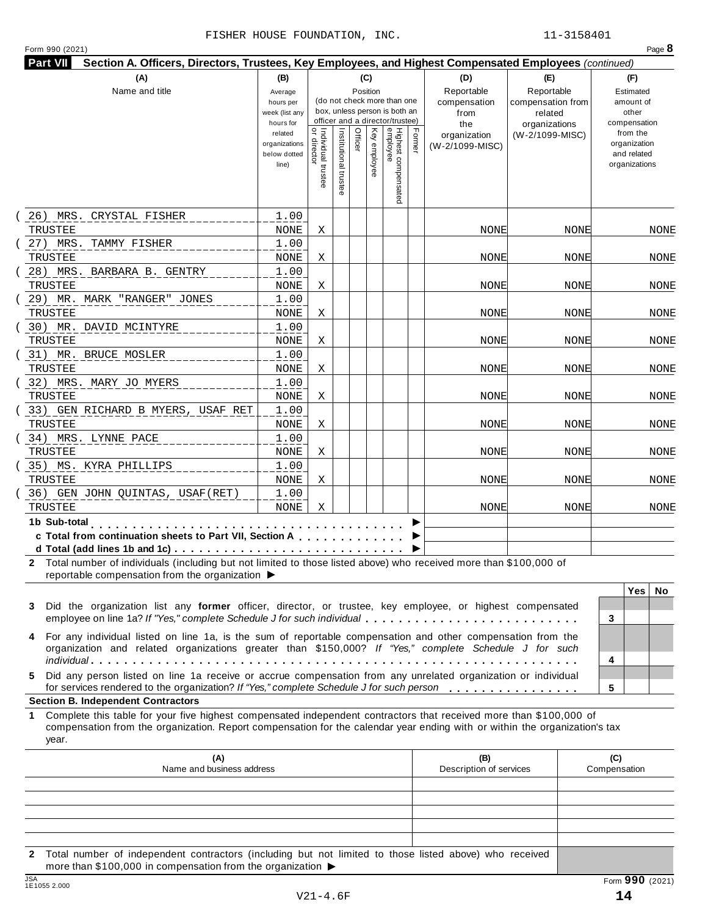FISHER HOUSE FOUNDATION, INC. 11-3158401

Form 990 (2021) Page **8**

## Part VII Section A. Officers, Directors, Trustees, Key Employees, and Highest Compensated Employees *(continued)*

| (A) Name and title | (B) Average hours per week (list any hours for related organizations below dotted line) | (C) Position (do not check more than one box, unless person is both an officer and a director/trustee): Individual trustee or director | Institutional trustee | Officer | Key employee | Highest compensated employee | Former | (D) Reportable compensation from the organization (W-2/1099-MISC) | (E) Reportable compensation from related organizations (W-2/1099-MISC) | (F) Estimated amount of other compensation from the organization and related organizations |
|---|---|---|---|---|---|---|---|---|---|---|
| (26) MRS. CRYSTAL FISHER<br>TRUSTEE | 1.00<br>NONE | X | | | | | | NONE | NONE | NONE |
| (27) MRS. TAMMY FISHER<br>TRUSTEE | 1.00<br>NONE | X | | | | | | NONE | NONE | NONE |
| (28) MRS. BARBARA B. GENTRY<br>TRUSTEE | 1.00<br>NONE | X | | | | | | NONE | NONE | NONE |
| (29) MR. MARK "RANGER" JONES<br>TRUSTEE | 1.00<br>NONE | X | | | | | | NONE | NONE | NONE |
| (30) MR. DAVID MCINTYRE<br>TRUSTEE | 1.00<br>NONE | X | | | | | | NONE | NONE | NONE |
| (31) MR. BRUCE MOSLER<br>TRUSTEE | 1.00<br>NONE | X | | | | | | NONE | NONE | NONE |
| (32) MRS. MARY JO MYERS<br>TRUSTEE | 1.00<br>NONE | X | | | | | | NONE | NONE | NONE |
| (33) GEN RICHARD B MYERS, USAF RET<br>TRUSTEE | 1.00<br>NONE | X | | | | | | NONE | NONE | NONE |
| (34) MRS. LYNNE PACE<br>TRUSTEE | 1.00<br>NONE | X | | | | | | NONE | NONE | NONE |
| (35) MS. KYRA PHILLIPS<br>TRUSTEE | 1.00<br>NONE | X | | | | | | NONE | NONE | NONE |
| (36) GEN JOHN QUINTAS, USAF(RET)<br>TRUSTEE | 1.00<br>NONE | X | | | | | | NONE | NONE | NONE |
| **1b Sub-total** ▶ | | | | | | | | | | |
| **c Total from continuation sheets to Part VII, Section A** ▶ | | | | | | | | | | |
| **d Total (add lines 1b and 1c)** ▶ | | | | | | | | | | |

**2** Total number of individuals (including but not limited to those listed above) who received more than $100,000 of reportable compensation from the organization ▶

| | | Yes | No |
|---|---|---|---|
| **3** Did the organization list any **former** officer, director, or trustee, key employee, or highest compensated employee on line 1a? *If "Yes," complete Schedule J for such individual* | 3 | | |
| **4** For any individual listed on line 1a, is the sum of reportable compensation and other compensation from the organization and related organizations greater than $150,000? *If "Yes," complete Schedule J for such individual* | 4 | | |
| **5** Did any person listed on line 1a receive or accrue compensation from any unrelated organization or individual for services rendered to the organization? *If "Yes," complete Schedule J for such person* | 5 | | |

### Section B. Independent Contractors

**1** Complete this table for your five highest compensated independent contractors that received more than $100,000 of compensation from the organization. Report compensation for the calendar year ending with or within the organization's tax year.

| (A) Name and business address | (B) Description of services | (C) Compensation |
|---|---|---|
| | | |
| | | |
| | | |
| | | |
| | | |

**2** Total number of independent contractors (including but not limited to those listed above) who received more than $100,000 in compensation from the organization ▶

JSA 1E1055 2.000

Form **990** (2021)

V21-4.6F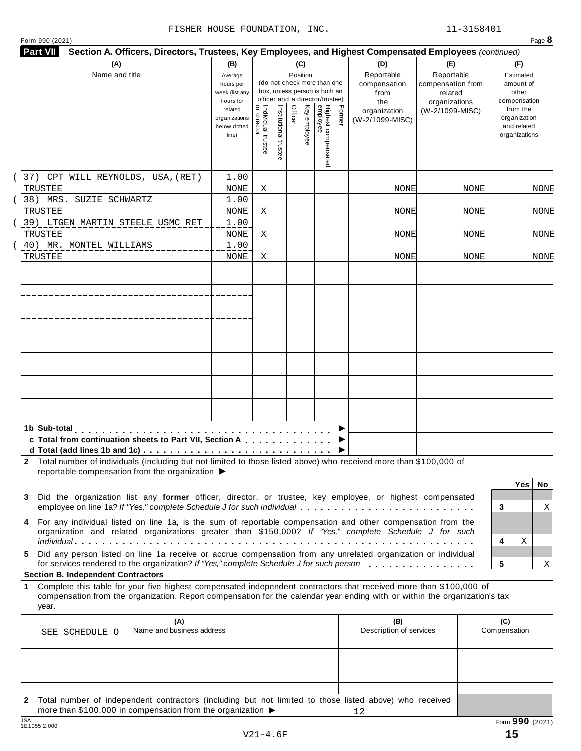FISHER HOUSE FOUNDATION, INC. 11-3158401

Form 990 (2021) Page **8**

**Part VII Section A. Officers, Directors, Trustees, Key Employees, and Highest Compensated Employees** *(continued)*

| (A) Name and title | (B) Average hours per week (list any hours for related organizations below dotted line) | (C) Position: Individual trustee or director | Institutional trustee | Officer | Key employee | Highest compensated employee | Former | (D) Reportable compensation from the organization (W-2/1099-MISC) | (E) Reportable compensation from related organizations (W-2/1099-MISC) | (F) Estimated amount of other compensation from the organization and related organizations |
|---|---|---|---|---|---|---|---|---|---|---|
| (37) CPT WILL REYNOLDS, USA,(RET) TRUSTEE | 1.00 NONE | X | | | | | | NONE | NONE | NONE |
| (38) MRS. SUZIE SCHWARTZ TRUSTEE | 1.00 NONE | X | | | | | | NONE | NONE | NONE |
| (39) LTGEN MARTIN STEELE USMC RET TRUSTEE | 1.00 NONE | X | | | | | | NONE | NONE | NONE |
| (40) MR. MONTEL WILLIAMS TRUSTEE | 1.00 NONE | X | | | | | | NONE | NONE | NONE |

**1b Sub-total** . . . . . . ▶

**c Total from continuation sheets to Part VII, Section A** . . . . ▶

**d Total (add lines 1b and 1c)** . . . . . . ▶

**2** Total number of individuals (including but not limited to those listed above) who received more than $100,000 of reportable compensation from the organization ▶

| | | Yes | No |
|---|---|---|---|
| **3** Did the organization list any **former** officer, director, or trustee, key employee, or highest compensated employee on line 1a? *If "Yes," complete Schedule J for such individual* | 3 | | X |
| **4** For any individual listed on line 1a, is the sum of reportable compensation and other compensation from the organization and related organizations greater than $150,000? *If "Yes," complete Schedule J for such individual* | 4 | X | |
| **5** Did any person listed on line 1a receive or accrue compensation from any unrelated organization or individual for services rendered to the organization? *If "Yes," complete Schedule J for such person* | 5 | | X |

**Section B. Independent Contractors**

**1** Complete this table for your five highest compensated independent contractors that received more than $100,000 of compensation from the organization. Report compensation for the calendar year ending with or within the organization's tax year.

| (A) Name and business address | (B) Description of services | (C) Compensation |
|---|---|---|
| SEE SCHEDULE O | | |
| | | |
| | | |
| | | |
| | | |

**2** Total number of independent contractors (including but not limited to those listed above) who received more than $100,000 in compensation from the organization ▶ 12

Form **990** (2021)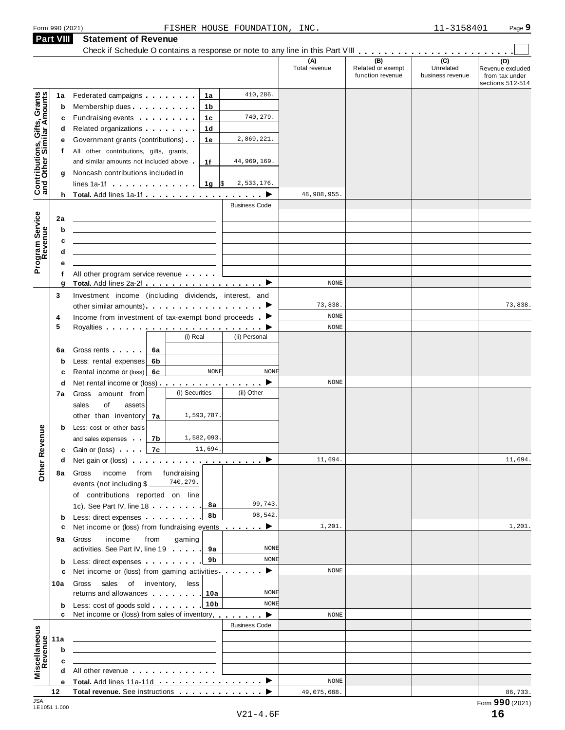Form 990 (2021) FISHER HOUSE FOUNDATION, INC. 11-3158401 Page **9**

## Part VIII Statement of Revenue

Check if Schedule O contains a response or note to any line in this Part VIII . . . . . . . . . . . . . . . . . . . . . . . . ☐

| | | | | | (A) Total revenue | (B) Related or exempt function revenue | (C) Unrelated business revenue | (D) Revenue excluded from tax under sections 512-514 |
|---|---|---|---|---|---|---|---|---|
| **Contributions, Gifts, Grants and Other Similar Amounts** | 1a | Federated campaigns | 1a | 410,286. | | | | |
| | b | Membership dues | 1b | | | | | |
| | c | Fundraising events | 1c | 740,279. | | | | |
| | d | Related organizations | 1d | | | | | |
| | e | Government grants (contributions) | 1e | 2,869,221. | | | | |
| | f | All other contributions, gifts, grants, and similar amounts not included above | 1f | 44,969,169. | | | | |
| | g | Noncash contributions included in lines 1a-1f | 1g | $ 2,533,176. | | | | |
| | h | **Total.** Add lines 1a-1f | | ▶ | 48,988,955. | | | |
| **Program Service Revenue** | | | | Business Code | | | | |
| | 2a | | | | | | | |
| | b | | | | | | | |
| | c | | | | | | | |
| | d | | | | | | | |
| | e | | | | | | | |
| | f | All other program service revenue | | | | | | |
| | g | **Total.** Add lines 2a-2f | | ▶ | NONE | | | |
| **Other Revenue** | 3 | Investment income (including dividends, interest, and other similar amounts) | | ▶ | 73,838. | | | 73,838. |
| | 4 | Income from investment of tax-exempt bond proceeds | | ▶ | NONE | | | |
| | 5 | Royalties | | ▶ | NONE | | | |
| | | | (i) Real | (ii) Personal | | | | |
| | 6a | Gross rents | 6a | | | | | |
| | b | Less: rental expenses | 6b | | | | | |
| | c | Rental income or (loss) | 6c NONE | NONE | | | | |
| | d | Net rental income or (loss) | | ▶ | NONE | | | |
| | | | (i) Securities | (ii) Other | | | | |
| | 7a | Gross amount from sales of assets other than inventory | 7a 1,593,787. | | | | | |
| | b | Less: cost or other basis and sales expenses | 7b 1,582,093. | | | | | |
| | c | Gain or (loss) | 7c 11,694. | | | | | |
| | d | Net gain or (loss) | | ▶ | 11,694. | | | 11,694. |
| | 8a | Gross income from fundraising events (not including $ 740,279. of contributions reported on line 1c). See Part IV, line 18 | 8a | 99,743. | | | | |
| | b | Less: direct expenses | 8b | 98,542. | | | | |
| | c | Net income or (loss) from fundraising events | | ▶ | 1,201. | | | 1,201. |
| | 9a | Gross income from gaming activities. See Part IV, line 19 | 9a | NONE | | | | |
| | b | Less: direct expenses | 9b | NONE | | | | |
| | c | Net income or (loss) from gaming activities | | ▶ | NONE | | | |
| | 10a | Gross sales of inventory, less returns and allowances | 10a | NONE | | | | |
| | b | Less: cost of goods sold | 10b | NONE | | | | |
| | c | Net income or (loss) from sales of inventory | | ▶ | NONE | | | |
| **Miscellaneous Revenue** | | | | Business Code | | | | |
| | 11a | | | | | | | |
| | b | | | | | | | |
| | c | | | | | | | |
| | d | All other revenue | | | | | | |
| | e | **Total.** Add lines 11a-11d | | ▶ | NONE | | | |
| | 12 | **Total revenue.** See instructions | | ▶ | 49,075,688. | | | 86,733. |

JSA 1E1051 1.000

Form **990** (2021)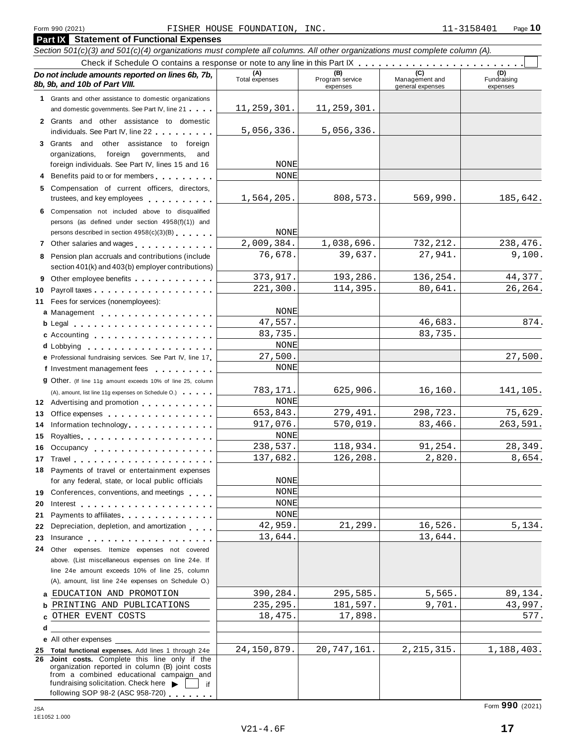Form 990 (2021) FISHER HOUSE FOUNDATION, INC. 11-3158401 Page **10**

## Part IX Statement of Functional Expenses

*Section 501(c)(3) and 501(c)(4) organizations must complete all columns. All other organizations must complete column (A).*

Check if Schedule O contains a response or note to any line in this Part IX . . . . . . . . . . . . . . . . . . . . . . . . ☐

| *Do not include amounts reported on lines 6b, 7b, 8b, 9b, and 10b of Part VIII.* | (A) Total expenses | (B) Program service expenses | (C) Management and general expenses | (D) Fundraising expenses |
|---|---|---|---|---|
| **1** Grants and other assistance to domestic organizations and domestic governments. See Part IV, line 21 | 11,259,301. | 11,259,301. | | |
| **2** Grants and other assistance to domestic individuals. See Part IV, line 22 | 5,056,336. | 5,056,336. | | |
| **3** Grants and other assistance to foreign organizations, foreign governments, and foreign individuals. See Part IV, lines 15 and 16 | NONE | | | |
| **4** Benefits paid to or for members | NONE | | | |
| **5** Compensation of current officers, directors, trustees, and key employees | 1,564,205. | 808,573. | 569,990. | 185,642. |
| **6** Compensation not included above to disqualified persons (as defined under section 4958(f)(1)) and persons described in section 4958(c)(3)(B) | NONE | | | |
| **7** Other salaries and wages | 2,009,384. | 1,038,696. | 732,212. | 238,476. |
| **8** Pension plan accruals and contributions (include section 401(k) and 403(b) employer contributions) | 76,678. | 39,637. | 27,941. | 9,100. |
| **9** Other employee benefits | 373,917. | 193,286. | 136,254. | 44,377. |
| **10** Payroll taxes | 221,300. | 114,395. | 80,641. | 26,264. |
| **11** Fees for services (nonemployees): | | | | |
| **a** Management | NONE | | | |
| **b** Legal | 47,557. | | 46,683. | 874. |
| **c** Accounting | 83,735. | | 83,735. | |
| **d** Lobbying | NONE | | | |
| **e** Professional fundraising services. See Part IV, line 17 | 27,500. | | | 27,500. |
| **f** Investment management fees | NONE | | | |
| **g** Other. (If line 11g amount exceeds 10% of line 25, column (A), amount, list line 11g expenses on Schedule O.) | 783,171. | 625,906. | 16,160. | 141,105. |
| **12** Advertising and promotion | NONE | | | |
| **13** Office expenses | 653,843. | 279,491. | 298,723. | 75,629. |
| **14** Information technology | 917,076. | 570,019. | 83,466. | 263,591. |
| **15** Royalties | NONE | | | |
| **16** Occupancy | 238,537. | 118,934. | 91,254. | 28,349. |
| **17** Travel | 137,682. | 126,208. | 2,820. | 8,654. |
| **18** Payments of travel or entertainment expenses for any federal, state, or local public officials | NONE | | | |
| **19** Conferences, conventions, and meetings | NONE | | | |
| **20** Interest | NONE | | | |
| **21** Payments to affiliates | NONE | | | |
| **22** Depreciation, depletion, and amortization | 42,959. | 21,299. | 16,526. | 5,134. |
| **23** Insurance | 13,644. | | 13,644. | |
| **24** Other expenses. Itemize expenses not covered above. (List miscellaneous expenses on line 24e. If line 24e amount exceeds 10% of line 25, column (A), amount, list line 24e expenses on Schedule O.) | | | | |
| **a** EDUCATION AND PROMOTION | 390,284. | 295,585. | 5,565. | 89,134. |
| **b** PRINTING AND PUBLICATIONS | 235,295. | 181,597. | 9,701. | 43,997. |
| **c** OTHER EVENT COSTS | 18,475. | 17,898. | | 577. |
| **d** | | | | |
| **e** All other expenses | | | | |
| **25 Total functional expenses.** Add lines 1 through 24e | 24,150,879. | 20,747,161. | 2,215,315. | 1,188,403. |
| **26 Joint costs.** Complete this line only if the organization reported in column (B) joint costs from a combined educational campaign and fundraising solicitation. Check here ▶ ☐ if following SOP 98-2 (ASC 958-720) | | | | |

JSA 1E1052 1.000

Form **990** (2021)

V21-4.6F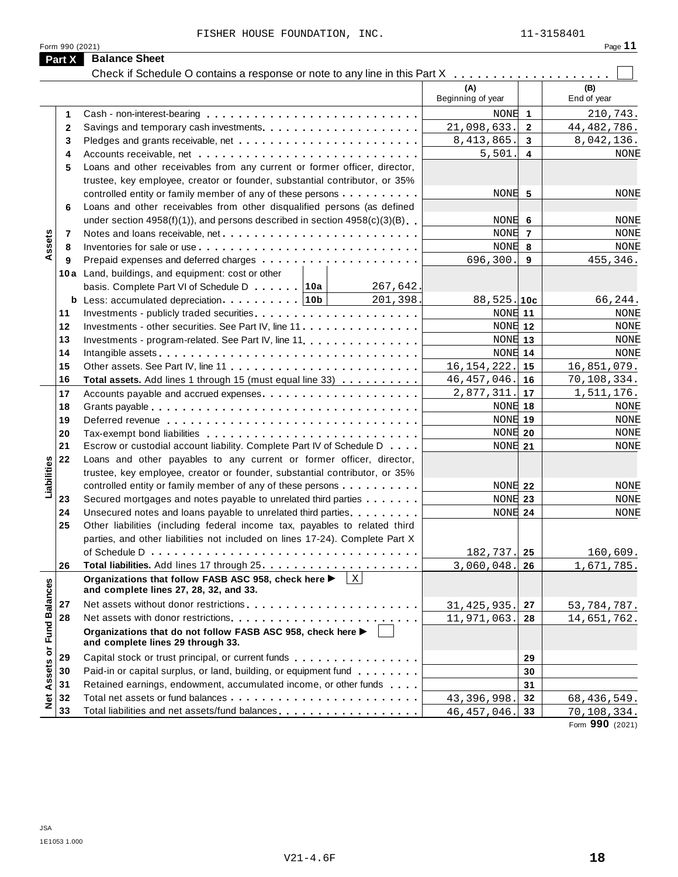FISHER HOUSE FOUNDATION, INC. 11-3158401

Form 990 (2021)

## Part X Balance Sheet

Check if Schedule O contains a response or note to any line in this Part X . . . . . . . . . . . . . . . . . . . . ☐

| | | | (A) Beginning of year | | (B) End of year |
|---|---|---|---|---|---|
| **Assets** | 1 | Cash - non-interest-bearing | NONE | 1 | 210,743. |
| | 2 | Savings and temporary cash investments | 21,098,633. | 2 | 44,482,786. |
| | 3 | Pledges and grants receivable, net | 8,413,865. | 3 | 8,042,136. |
| | 4 | Accounts receivable, net | 5,501. | 4 | NONE |
| | 5 | Loans and other receivables from any current or former officer, director, trustee, key employee, creator or founder, substantial contributor, or 35% controlled entity or family member of any of these persons | NONE | 5 | NONE |
| | 6 | Loans and other receivables from other disqualified persons (as defined under section 4958(f)(1)), and persons described in section 4958(c)(3)(B) | NONE | 6 | NONE |
| | 7 | Notes and loans receivable, net | NONE | 7 | NONE |
| | 8 | Inventories for sale or use | NONE | 8 | NONE |
| | 9 | Prepaid expenses and deferred charges | 696,300. | 9 | 455,346. |
| | 10a | Land, buildings, and equipment: cost or other basis. Complete Part VI of Schedule D . . . . . . 10a 267,642. | | | |
| | b | Less: accumulated depreciation . . . . . . . . . . 10b 201,398. | 88,525. | 10c | 66,244. |
| | 11 | Investments - publicly traded securities | NONE | 11 | NONE |
| | 12 | Investments - other securities. See Part IV, line 11 | NONE | 12 | NONE |
| | 13 | Investments - program-related. See Part IV, line 11 | NONE | 13 | NONE |
| | 14 | Intangible assets | NONE | 14 | NONE |
| | 15 | Other assets. See Part IV, line 11 | 16,154,222. | 15 | 16,851,079. |
| | 16 | **Total assets.** Add lines 1 through 15 (must equal line 33) | 46,457,046. | 16 | 70,108,334. |
| **Liabilities** | 17 | Accounts payable and accrued expenses | 2,877,311. | 17 | 1,511,176. |
| | 18 | Grants payable | NONE | 18 | NONE |
| | 19 | Deferred revenue | NONE | 19 | NONE |
| | 20 | Tax-exempt bond liabilities | NONE | 20 | NONE |
| | 21 | Escrow or custodial account liability. Complete Part IV of Schedule D | NONE | 21 | NONE |
| | 22 | Loans and other payables to any current or former officer, director, trustee, key employee, creator or founder, substantial contributor, or 35% controlled entity or family member of any of these persons | NONE | 22 | NONE |
| | 23 | Secured mortgages and notes payable to unrelated third parties | NONE | 23 | NONE |
| | 24 | Unsecured notes and loans payable to unrelated third parties | NONE | 24 | NONE |
| | 25 | Other liabilities (including federal income tax, payables to related third parties, and other liabilities not included on lines 17-24). Complete Part X of Schedule D | 182,737. | 25 | 160,609. |
| | 26 | **Total liabilities.** Add lines 17 through 25 | 3,060,048. | 26 | 1,671,785. |
| **Net Assets or Fund Balances** | | **Organizations that follow FASB ASC 958, check here ▶** ☒ **and complete lines 27, 28, 32, and 33.** | | | |
| | 27 | Net assets without donor restrictions | 31,425,935. | 27 | 53,784,787. |
| | 28 | Net assets with donor restrictions | 11,971,063. | 28 | 14,651,762. |
| | | **Organizations that do not follow FASB ASC 958, check here ▶** ☐ **and complete lines 29 through 33.** | | | |
| | 29 | Capital stock or trust principal, or current funds | | 29 | |
| | 30 | Paid-in or capital surplus, or land, building, or equipment fund | | 30 | |
| | 31 | Retained earnings, endowment, accumulated income, or other funds | | 31 | |
| | 32 | Total net assets or fund balances | 43,396,998. | 32 | 68,436,549. |
| | 33 | Total liabilities and net assets/fund balances | 46,457,046. | 33 | 70,108,334. |

Form **990** (2021)

JSA
1E1053 1.000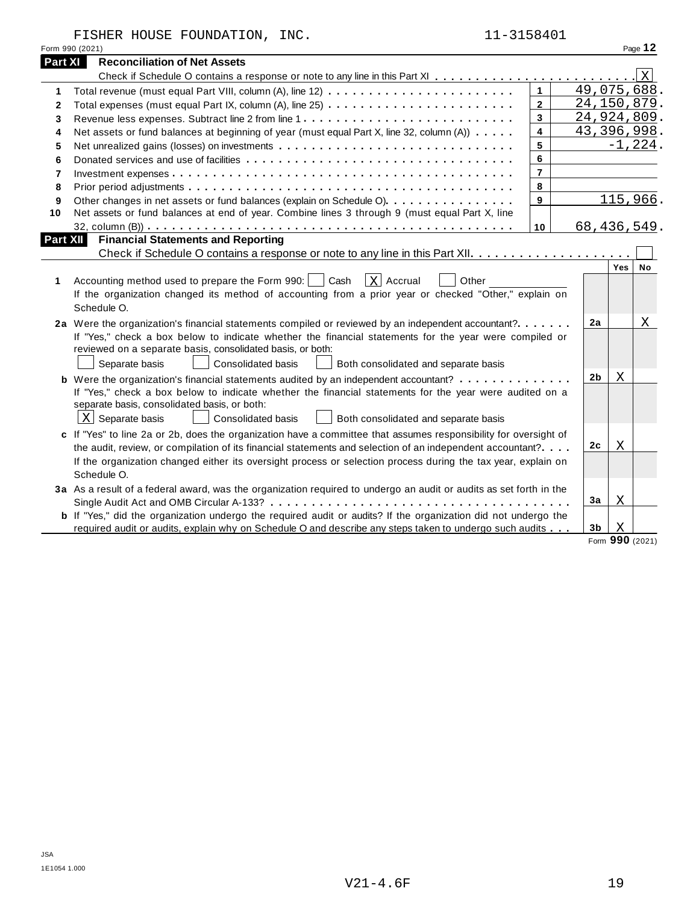FISHER HOUSE FOUNDATION, INC. 11-3158401

Form 990 (2021) Page **12**

## Part XI Reconciliation of Net Assets

Check if Schedule O contains a response or note to any line in this Part XI . . . . . . . . . . . . . . . . . . . . . . . . [X]

| | | | |
|---|---|---|---|
| 1 | Total revenue (must equal Part VIII, column (A), line 12) | 1 | 49,075,688. |
| 2 | Total expenses (must equal Part IX, column (A), line 25) | 2 | 24,150,879. |
| 3 | Revenue less expenses. Subtract line 2 from line 1 | 3 | 24,924,809. |
| 4 | Net assets or fund balances at beginning of year (must equal Part X, line 32, column (A)) | 4 | 43,396,998. |
| 5 | Net unrealized gains (losses) on investments | 5 | -1,224. |
| 6 | Donated services and use of facilities | 6 | |
| 7 | Investment expenses | 7 | |
| 8 | Prior period adjustments | 8 | |
| 9 | Other changes in net assets or fund balances (explain on Schedule O) | 9 | 115,966. |
| 10 | Net assets or fund balances at end of year. Combine lines 3 through 9 (must equal Part X, line 32, column (B)) | 10 | 68,436,549. |

## Part XII Financial Statements and Reporting

Check if Schedule O contains a response or note to any line in this Part XII . . . . . . . . . . . . . . . . . . . . [ ]

| | | | Yes | No |
|---|---|---|---|---|
| 1 | Accounting method used to prepare the Form 990: [ ] Cash [X] Accrual [ ] Other ______<br>If the organization changed its method of accounting from a prior year or checked "Other," explain on Schedule O. | | | |
| 2a | Were the organization's financial statements compiled or reviewed by an independent accountant?<br>If "Yes," check a box below to indicate whether the financial statements for the year were compiled or reviewed on a separate basis, consolidated basis, or both:<br>[ ] Separate basis [ ] Consolidated basis [ ] Both consolidated and separate basis | 2a | | X |
| b | Were the organization's financial statements audited by an independent accountant?<br>If "Yes," check a box below to indicate whether the financial statements for the year were audited on a separate basis, consolidated basis, or both:<br>[X] Separate basis [ ] Consolidated basis [ ] Both consolidated and separate basis | 2b | X | |
| c | If "Yes" to line 2a or 2b, does the organization have a committee that assumes responsibility for oversight of the audit, review, or compilation of its financial statements and selection of an independent accountant?<br>If the organization changed either its oversight process or selection process during the tax year, explain on Schedule O. | 2c | X | |
| 3a | As a result of a federal award, was the organization required to undergo an audit or audits as set forth in the Single Audit Act and OMB Circular A-133? | 3a | X | |
| b | If "Yes," did the organization undergo the required audit or audits? If the organization did not undergo the required audit or audits, explain why on Schedule O and describe any steps taken to undergo such audits | 3b | X | |

Form **990** (2021)

JSA
1E1054 1.000
V21-4.6F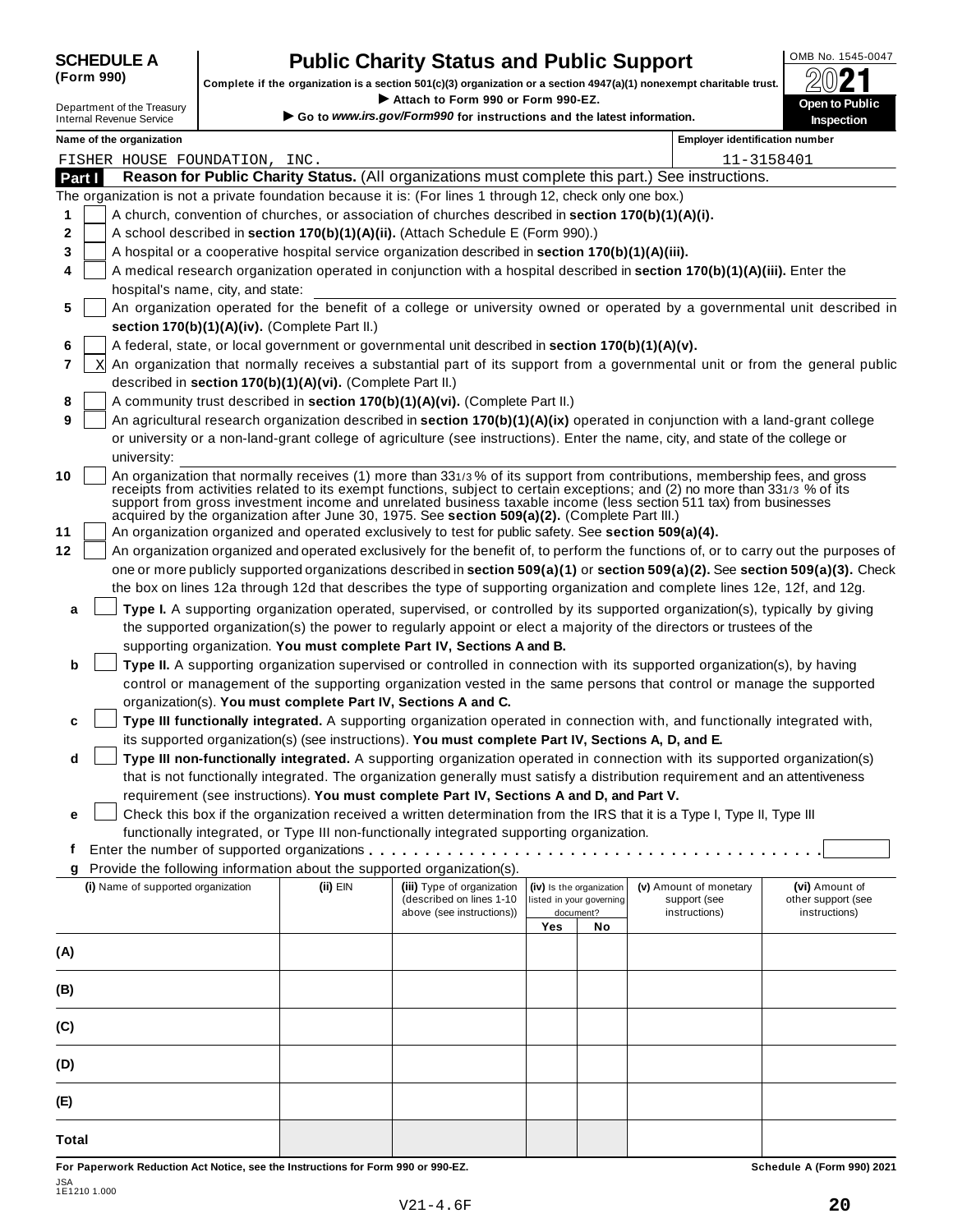**SCHEDULE A (Form 990)**

Department of the Treasury
Internal Revenue Service

# Public Charity Status and Public Support

**Complete if the organization is a section 501(c)(3) organization or a section 4947(a)(1) nonexempt charitable trust.**

▶ **Attach to Form 990 or Form 990-EZ.**

▶ **Go to *www.irs.gov/Form990* for instructions and the latest information.**

OMB No. 1545-0047

**2021**

**Open to Public Inspection**

**Name of the organization:** FISHER HOUSE FOUNDATION, INC.

**Employer identification number:** 11-3158401

## Part I — Reason for Public Charity Status. (All organizations must complete this part.) See instructions.

The organization is not a private foundation because it is: (For lines 1 through 12, check only one box.)

1. [ ] A church, convention of churches, or association of churches described in **section 170(b)(1)(A)(i).**
2. [ ] A school described in **section 170(b)(1)(A)(ii).** (Attach Schedule E (Form 990).)
3. [ ] A hospital or a cooperative hospital service organization described in **section 170(b)(1)(A)(iii).**
4. [ ] A medical research organization operated in conjunction with a hospital described in **section 170(b)(1)(A)(iii).** Enter the hospital's name, city, and state:
5. [ ] An organization operated for the benefit of a college or university owned or operated by a governmental unit described in **section 170(b)(1)(A)(iv).** (Complete Part II.)
6. [ ] A federal, state, or local government or governmental unit described in **section 170(b)(1)(A)(v).**
7. [X] An organization that normally receives a substantial part of its support from a governmental unit or from the general public described in **section 170(b)(1)(A)(vi).** (Complete Part II.)
8. [ ] A community trust described in **section 170(b)(1)(A)(vi).** (Complete Part II.)
9. [ ] An agricultural research organization described in **section 170(b)(1)(A)(ix)** operated in conjunction with a land-grant college or university or a non-land-grant college of agriculture (see instructions). Enter the name, city, and state of the college or university:
10. [ ] An organization that normally receives (1) more than 33 1/3 % of its support from contributions, membership fees, and gross receipts from activities related to its exempt functions, subject to certain exceptions; and (2) no more than 33 1/3 % of its support from gross investment income and unrelated business taxable income (less section 511 tax) from businesses acquired by the organization after June 30, 1975. See **section 509(a)(2).** (Complete Part III.)
11. [ ] An organization organized and operated exclusively to test for public safety. See **section 509(a)(4).**
12. [ ] An organization organized and operated exclusively for the benefit of, to perform the functions of, or to carry out the purposes of one or more publicly supported organizations described in **section 509(a)(1)** or **section 509(a)(2).** See **section 509(a)(3).** Check the box on lines 12a through 12d that describes the type of supporting organization and complete lines 12e, 12f, and 12g.

   a. [ ] **Type I.** A supporting organization operated, supervised, or controlled by its supported organization(s), typically by giving the supported organization(s) the power to regularly appoint or elect a majority of the directors or trustees of the supporting organization. **You must complete Part IV, Sections A and B.**

   b. [ ] **Type II.** A supporting organization supervised or controlled in connection with its supported organization(s), by having control or management of the supporting organization vested in the same persons that control or manage the supported organization(s). **You must complete Part IV, Sections A and C.**

   c. [ ] **Type III functionally integrated.** A supporting organization operated in connection with, and functionally integrated with, its supported organization(s) (see instructions). **You must complete Part IV, Sections A, D, and E.**

   d. [ ] **Type III non-functionally integrated.** A supporting organization operated in connection with its supported organization(s) that is not functionally integrated. The organization generally must satisfy a distribution requirement and an attentiveness requirement (see instructions). **You must complete Part IV, Sections A and D, and Part V.**

   e. [ ] Check this box if the organization received a written determination from the IRS that it is a Type I, Type II, Type III functionally integrated, or Type III non-functionally integrated supporting organization.

   f. Enter the number of supported organizations . . . . . . . . . . . . . . . . . . . . . . . . . . . . . . . . . . . . .

   g. Provide the following information about the supported organization(s).

| (i) Name of supported organization | (ii) EIN | (iii) Type of organization (described on lines 1-10 above (see instructions)) | (iv) Is the organization listed in your governing document? Yes | No | (v) Amount of monetary support (see instructions) | (vi) Amount of other support (see instructions) |
|---|---|---|---|---|---|---|
| (A) | | | | | | |
| (B) | | | | | | |
| (C) | | | | | | |
| (D) | | | | | | |
| (E) | | | | | | |
| Total | | | | | | |

**For Paperwork Reduction Act Notice, see the Instructions for Form 990 or 990-EZ.** **Schedule A (Form 990) 2021**

JSA
1E1210 1.000

V21-4.6F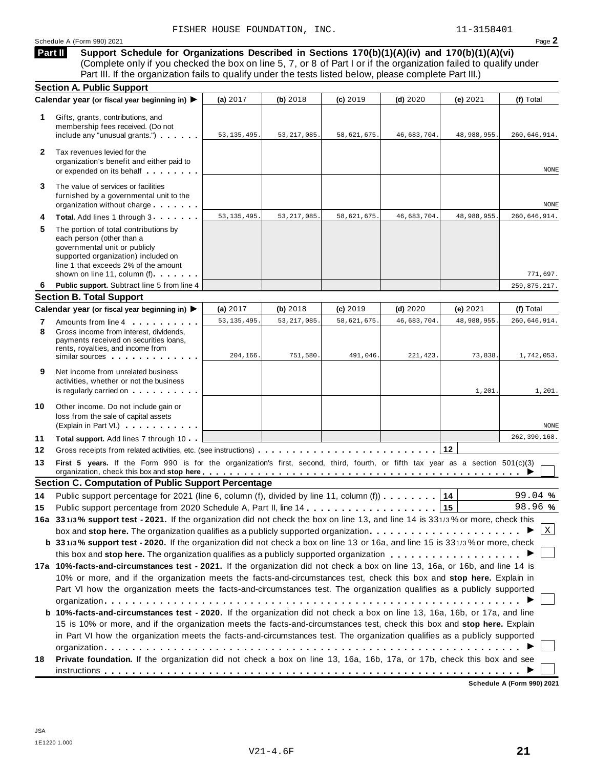FISHER HOUSE FOUNDATION, INC. 11-3158401

Schedule A (Form 990) 2021

## Part II Support Schedule for Organizations Described in Sections 170(b)(1)(A)(iv) and 170(b)(1)(A)(vi)

(Complete only if you checked the box on line 5, 7, or 8 of Part I or if the organization failed to qualify under Part III. If the organization fails to qualify under the tests listed below, please complete Part III.)

### Section A. Public Support

| Calendar year (or fiscal year beginning in) ▶ | (a) 2017 | (b) 2018 | (c) 2019 | (d) 2020 | (e) 2021 | (f) Total |
|---|---|---|---|---|---|---|
| **1** Gifts, grants, contributions, and membership fees received. (Do not include any "unusual grants.") | 53,135,495. | 53,217,085. | 58,621,675. | 46,683,704. | 48,988,955. | 260,646,914. |
| **2** Tax revenues levied for the organization's benefit and either paid to or expended on its behalf | | | | | | NONE |
| **3** The value of services or facilities furnished by a governmental unit to the organization without charge | | | | | | NONE |
| **4** **Total.** Add lines 1 through 3 | 53,135,495. | 53,217,085. | 58,621,675. | 46,683,704. | 48,988,955. | 260,646,914. |
| **5** The portion of total contributions by each person (other than a governmental unit or publicly supported organization) included on line 1 that exceeds 2% of the amount shown on line 11, column (f) | | | | | | 771,697. |
| **6** **Public support.** Subtract line 5 from line 4 | | | | | | 259,875,217. |

### Section B. Total Support

| Calendar year (or fiscal year beginning in) ▶ | (a) 2017 | (b) 2018 | (c) 2019 | (d) 2020 | (e) 2021 | (f) Total |
|---|---|---|---|---|---|---|
| **7** Amounts from line 4 | 53,135,495. | 53,217,085. | 58,621,675. | 46,683,704. | 48,988,955. | 260,646,914. |
| **8** Gross income from interest, dividends, payments received on securities loans, rents, royalties, and income from similar sources | 204,166. | 751,580. | 491,046. | 221,423. | 73,838. | 1,742,053. |
| **9** Net income from unrelated business activities, whether or not the business is regularly carried on | | | | | 1,201. | 1,201. |
| **10** Other income. Do not include gain or loss from the sale of capital assets (Explain in Part VI.) | | | | | | NONE |
| **11** **Total support.** Add lines 7 through 10 | | | | | | 262,390,168. |

**12** Gross receipts from related activities, etc. (see instructions) . . . **12**

**13** **First 5 years.** If the Form 990 is for the organization's first, second, third, fourth, or fifth tax year as a section 501(c)(3) organization, check this box and **stop here** ▶ ☐

### Section C. Computation of Public Support Percentage

**14** Public support percentage for 2021 (line 6, column (f), divided by line 11, column (f)) . . . **14** 99.04 %

**15** Public support percentage from 2020 Schedule A, Part II, line 14 . . . **15** 98.96 %

**16a** **33 1/3 % support test - 2021.** If the organization did not check the box on line 13, and line 14 is 33 1/3 % or more, check this box and **stop here.** The organization qualifies as a publicly supported organization ▶ ☒

**b** **33 1/3 % support test - 2020.** If the organization did not check a box on line 13 or 16a, and line 15 is 33 1/3 % or more, check this box and **stop here.** The organization qualifies as a publicly supported organization ▶ ☐

**17a** **10%-facts-and-circumstances test - 2021.** If the organization did not check a box on line 13, 16a, or 16b, and line 14 is 10% or more, and if the organization meets the facts-and-circumstances test, check this box and **stop here.** Explain in Part VI how the organization meets the facts-and-circumstances test. The organization qualifies as a publicly supported organization ▶ ☐

**b** **10%-facts-and-circumstances test - 2020.** If the organization did not check a box on line 13, 16a, 16b, or 17a, and line 15 is 10% or more, and if the organization meets the facts-and-circumstances test, check this box and **stop here.** Explain in Part VI how the organization meets the facts-and-circumstances test. The organization qualifies as a publicly supported organization ▶ ☐

**18** **Private foundation.** If the organization did not check a box on line 13, 16a, 16b, 17a, or 17b, check this box and see instructions ▶ ☐

Schedule A (Form 990) 2021

JSA
1E1220 1.000

V21-4.6F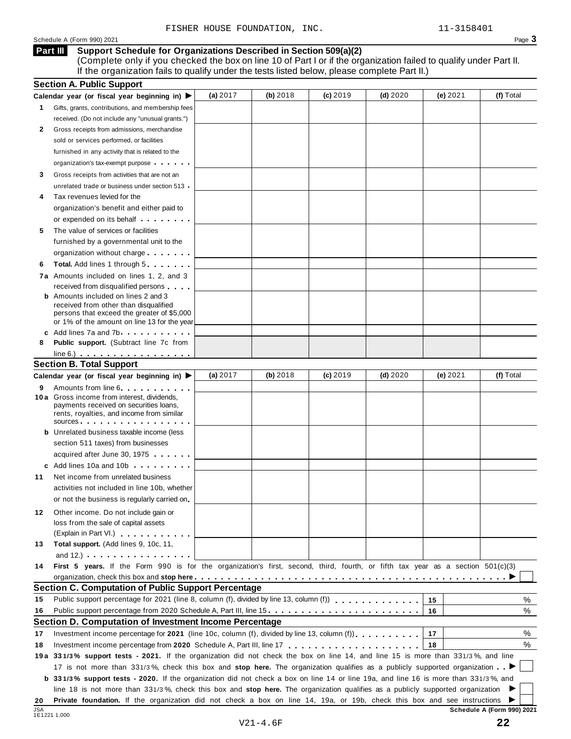FISHER HOUSE FOUNDATION, INC. 11-3158401

Schedule A (Form 990) 2021 Page **3**

## Part III Support Schedule for Organizations Described in Section 509(a)(2)

(Complete only if you checked the box on line 10 of Part I or if the organization failed to qualify under Part II. If the organization fails to qualify under the tests listed below, please complete Part II.)

### Section A. Public Support

| Calendar year (or fiscal year beginning in) ▶ | (a) 2017 | (b) 2018 | (c) 2019 | (d) 2020 | (e) 2021 | (f) Total |
|---|---|---|---|---|---|---|
| **1** Gifts, grants, contributions, and membership fees received. (Do not include any "unusual grants.") | | | | | | |
| **2** Gross receipts from admissions, merchandise sold or services performed, or facilities furnished in any activity that is related to the organization's tax-exempt purpose | | | | | | |
| **3** Gross receipts from activities that are not an unrelated trade or business under section 513 | | | | | | |
| **4** Tax revenues levied for the organization's benefit and either paid to or expended on its behalf | | | | | | |
| **5** The value of services or facilities furnished by a governmental unit to the organization without charge | | | | | | |
| **6 Total.** Add lines 1 through 5 | | | | | | |
| **7a** Amounts included on lines 1, 2, and 3 received from disqualified persons | | | | | | |
| **b** Amounts included on lines 2 and 3 received from other than disqualified persons that exceed the greater of $5,000 or 1% of the amount on line 13 for the year | | | | | | |
| **c** Add lines 7a and 7b | | | | | | |
| **8 Public support.** (Subtract line 7c from line 6.) | | | | | | |

### Section B. Total Support

| Calendar year (or fiscal year beginning in) ▶ | (a) 2017 | (b) 2018 | (c) 2019 | (d) 2020 | (e) 2021 | (f) Total |
|---|---|---|---|---|---|---|
| **9** Amounts from line 6 | | | | | | |
| **10a** Gross income from interest, dividends, payments received on securities loans, rents, royalties, and income from similar sources | | | | | | |
| **b** Unrelated business taxable income (less section 511 taxes) from businesses acquired after June 30, 1975 | | | | | | |
| **c** Add lines 10a and 10b | | | | | | |
| **11** Net income from unrelated business activities not included in line 10b, whether or not the business is regularly carried on | | | | | | |
| **12** Other income. Do not include gain or loss from the sale of capital assets (Explain in Part VI.) | | | | | | |
| **13 Total support.** (Add lines 9, 10c, 11, and 12.) | | | | | | |

**14 First 5 years.** If the Form 990 is for the organization's first, second, third, fourth, or fifth tax year as a section 501(c)(3) organization, check this box and **stop here** ▶ ☐

### Section C. Computation of Public Support Percentage

| | | | |
|---|---|---|---|
| **15** | Public support percentage for 2021 (line 8, column (f), divided by line 13, column (f)) | 15 | % |
| **16** | Public support percentage from 2020 Schedule A, Part III, line 15 | 16 | % |

### Section D. Computation of Investment Income Percentage

| | | | |
|---|---|---|---|
| **17** | Investment income percentage for **2021** (line 10c, column (f), divided by line 13, column (f)) | 17 | % |
| **18** | Investment income percentage from **2020** Schedule A, Part III, line 17 | 18 | % |

**19a 33 1/3% support tests - 2021.** If the organization did not check the box on line 14, and line 15 is more than 33 1/3 %, and line 17 is not more than 33 1/3 %, check this box and **stop here.** The organization qualifies as a publicly supported organization ▶ ☐

**b 33 1/3% support tests - 2020.** If the organization did not check a box on line 14 or line 19a, and line 16 is more than 33 1/3 %, and line 18 is not more than 33 1/3 %, check this box and **stop here.** The organization qualifies as a publicly supported organization ▶ ☐

**20 Private foundation.** If the organization did not check a box on line 14, 19a, or 19b, check this box and see instructions ▶ ☐

JSA 1E1221 1.000 **Schedule A (Form 990) 2021**

V21-4.6F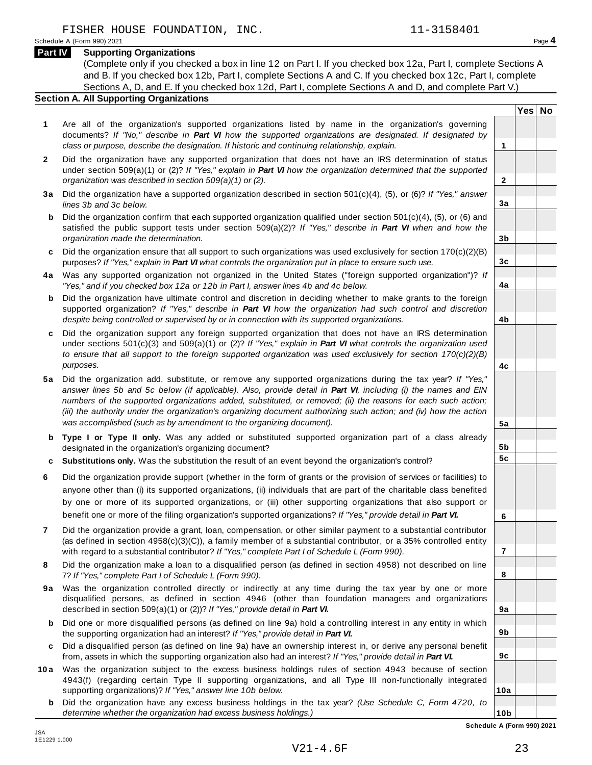FISHER HOUSE FOUNDATION, INC. 11-3158401

Schedule A (Form 990) 2021 Page **4**

## Part IV Supporting Organizations

(Complete only if you checked a box in line 12 on Part I. If you checked box 12a, Part I, complete Sections A and B. If you checked box 12b, Part I, complete Sections A and C. If you checked box 12c, Part I, complete Sections A, D, and E. If you checked box 12d, Part I, complete Sections A and D, and complete Part V.)

### Section A. All Supporting Organizations

| | | | Yes | No |
|---|---|---|---|---|
| **1** | Are all of the organization's supported organizations listed by name in the organization's governing documents? *If "No," describe in **Part VI** how the supported organizations are designated. If designated by class or purpose, describe the designation. If historic and continuing relationship, explain.* | **1** | | |
| **2** | Did the organization have any supported organization that does not have an IRS determination of status under section 509(a)(1) or (2)? *If "Yes," explain in **Part VI** how the organization determined that the supported organization was described in section 509(a)(1) or (2).* | **2** | | |
| **3a** | Did the organization have a supported organization described in section 501(c)(4), (5), or (6)? *If "Yes," answer lines 3b and 3c below.* | **3a** | | |
| **b** | Did the organization confirm that each supported organization qualified under section 501(c)(4), (5), or (6) and satisfied the public support tests under section 509(a)(2)? *If "Yes," describe in **Part VI** when and how the organization made the determination.* | **3b** | | |
| **c** | Did the organization ensure that all support to such organizations was used exclusively for section 170(c)(2)(B) purposes? *If "Yes," explain in **Part VI** what controls the organization put in place to ensure such use.* | **3c** | | |
| **4a** | Was any supported organization not organized in the United States ("foreign supported organization")? *If "Yes," and if you checked box 12a or 12b in Part I, answer lines 4b and 4c below.* | **4a** | | |
| **b** | Did the organization have ultimate control and discretion in deciding whether to make grants to the foreign supported organization? *If "Yes," describe in **Part VI** how the organization had such control and discretion despite being controlled or supervised by or in connection with its supported organizations.* | **4b** | | |
| **c** | Did the organization support any foreign supported organization that does not have an IRS determination under sections 501(c)(3) and 509(a)(1) or (2)? *If "Yes," explain in **Part VI** what controls the organization used to ensure that all support to the foreign supported organization was used exclusively for section 170(c)(2)(B) purposes.* | **4c** | | |
| **5a** | Did the organization add, substitute, or remove any supported organizations during the tax year? *If "Yes," answer lines 5b and 5c below (if applicable). Also, provide detail in **Part VI**, including (i) the names and EIN numbers of the supported organizations added, substituted, or removed; (ii) the reasons for each such action; (iii) the authority under the organization's organizing document authorizing such action; and (iv) how the action was accomplished (such as by amendment to the organizing document).* | **5a** | | |
| **b** | **Type I or Type II only.** Was any added or substituted supported organization part of a class already designated in the organization's organizing document? | **5b** | | |
| **c** | **Substitutions only.** Was the substitution the result of an event beyond the organization's control? | **5c** | | |
| **6** | Did the organization provide support (whether in the form of grants or the provision of services or facilities) to anyone other than (i) its supported organizations, (ii) individuals that are part of the charitable class benefited by one or more of its supported organizations, or (iii) other supporting organizations that also support or benefit one or more of the filing organization's supported organizations? *If "Yes," provide detail in **Part VI.*** | **6** | | |
| **7** | Did the organization provide a grant, loan, compensation, or other similar payment to a substantial contributor (as defined in section 4958(c)(3)(C)), a family member of a substantial contributor, or a 35% controlled entity with regard to a substantial contributor? *If "Yes," complete Part I of Schedule L (Form 990).* | **7** | | |
| **8** | Did the organization make a loan to a disqualified person (as defined in section 4958) not described on line 7? *If "Yes," complete Part I of Schedule L (Form 990).* | **8** | | |
| **9a** | Was the organization controlled directly or indirectly at any time during the tax year by one or more disqualified persons, as defined in section 4946 (other than foundation managers and organizations described in section 509(a)(1) or (2))? *If "Yes," provide detail in **Part VI.*** | **9a** | | |
| **b** | Did one or more disqualified persons (as defined on line 9a) hold a controlling interest in any entity in which the supporting organization had an interest? *If "Yes," provide detail in **Part VI.*** | **9b** | | |
| **c** | Did a disqualified person (as defined on line 9a) have an ownership interest in, or derive any personal benefit from, assets in which the supporting organization also had an interest? *If "Yes," provide detail in **Part VI.*** | **9c** | | |
| **10a** | Was the organization subject to the excess business holdings rules of section 4943 because of section 4943(f) (regarding certain Type II supporting organizations, and all Type III non-functionally integrated supporting organizations)? *If "Yes," answer line 10b below.* | **10a** | | |
| **b** | Did the organization have any excess business holdings in the tax year? *(Use Schedule C, Form 4720, to determine whether the organization had excess business holdings.)* | **10b** | | |

**Schedule A (Form 990) 2021**

JSA
1E1229 1.000

V21-4.6F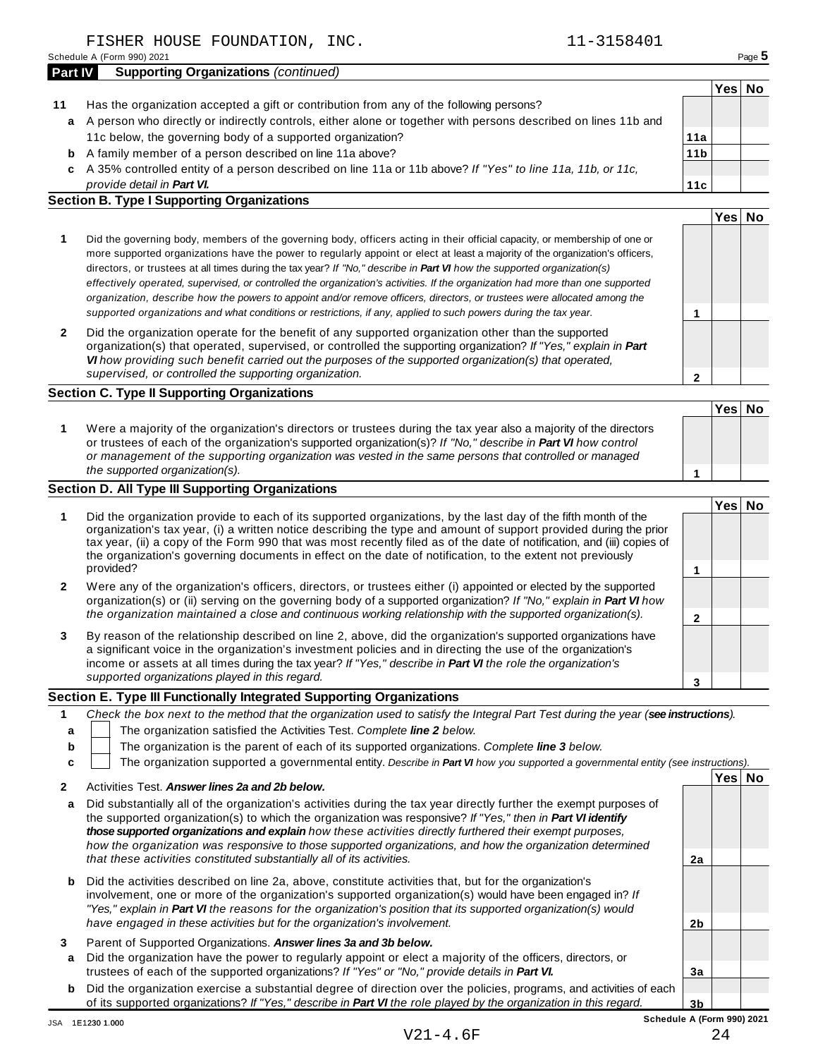FISHER HOUSE FOUNDATION, INC. 11-3158401

Schedule A (Form 990) 2021

## Part IV Supporting Organizations *(continued)*

| | | | Yes | No |
|---|---|---|---|---|
| **11** | Has the organization accepted a gift or contribution from any of the following persons? | | | |
| **a** | A person who directly or indirectly controls, either alone or together with persons described on lines 11b and 11c below, the governing body of a supported organization? | **11a** | | |
| **b** | A family member of a person described on line 11a above? | **11b** | | |
| **c** | A 35% controlled entity of a person described on line 11a or 11b above? *If "Yes" to line 11a, 11b, or 11c, provide detail in* ***Part VI.*** | **11c** | | |

### Section B. Type I Supporting Organizations

| | | | Yes | No |
|---|---|---|---|---|
| **1** | Did the governing body, members of the governing body, officers acting in their official capacity, or membership of one or more supported organizations have the power to regularly appoint or elect at least a majority of the organization's officers, directors, or trustees at all times during the tax year? *If "No," describe in* ***Part VI*** *how the supported organization(s) effectively operated, supervised, or controlled the organization's activities. If the organization had more than one supported organization, describe how the powers to appoint and/or remove officers, directors, or trustees were allocated among the supported organizations and what conditions or restrictions, if any, applied to such powers during the tax year.* | **1** | | |
| **2** | Did the organization operate for the benefit of any supported organization other than the supported organization(s) that operated, supervised, or controlled the supporting organization? *If "Yes," explain in* ***Part VI*** *how providing such benefit carried out the purposes of the supported organization(s) that operated, supervised, or controlled the supporting organization.* | **2** | | |

### Section C. Type II Supporting Organizations

| | | | Yes | No |
|---|---|---|---|---|
| **1** | Were a majority of the organization's directors or trustees during the tax year also a majority of the directors or trustees of each of the organization's supported organization(s)? *If "No," describe in* ***Part VI*** *how control or management of the supporting organization was vested in the same persons that controlled or managed the supported organization(s).* | **1** | | |

### Section D. All Type III Supporting Organizations

| | | | Yes | No |
|---|---|---|---|---|
| **1** | Did the organization provide to each of its supported organizations, by the last day of the fifth month of the organization's tax year, (i) a written notice describing the type and amount of support provided during the prior tax year, (ii) a copy of the Form 990 that was most recently filed as of the date of notification, and (iii) copies of the organization's governing documents in effect on the date of notification, to the extent not previously provided? | **1** | | |
| **2** | Were any of the organization's officers, directors, or trustees either (i) appointed or elected by the supported organization(s) or (ii) serving on the governing body of a supported organization? *If "No," explain in* ***Part VI*** *how the organization maintained a close and continuous working relationship with the supported organization(s).* | **2** | | |
| **3** | By reason of the relationship described on line 2, above, did the organization's supported organizations have a significant voice in the organization's investment policies and in directing the use of the organization's income or assets at all times during the tax year? *If "Yes," describe in* ***Part VI*** *the role the organization's supported organizations played in this regard.* | **3** | | |

### Section E. Type III Functionally Integrated Supporting Organizations

**1** *Check the box next to the method that the organization used to satisfy the Integral Part Test during the year (****see instructions****).*

- **a** ☐ The organization satisfied the Activities Test. *Complete* ***line 2*** *below.*
- **b** ☐ The organization is the parent of each of its supported organizations. *Complete* ***line 3*** *below.*
- **c** ☐ The organization supported a governmental entity. *Describe in* ***Part VI*** *how you supported a governmental entity (see instructions).*

| | | | Yes | No |
|---|---|---|---|---|
| **2** | Activities Test. ***Answer lines 2a and 2b below.*** | | | |
| **a** | Did substantially all of the organization's activities during the tax year directly further the exempt purposes of the supported organization(s) to which the organization was responsive? *If "Yes," then in* ***Part VI identify those supported organizations and explain*** *how these activities directly furthered their exempt purposes, how the organization was responsive to those supported organizations, and how the organization determined that these activities constituted substantially all of its activities.* | **2a** | | |
| **b** | Did the activities described on line 2a, above, constitute activities that, but for the organization's involvement, one or more of the organization's supported organization(s) would have been engaged in? *If "Yes," explain in* ***Part VI*** *the reasons for the organization's position that its supported organization(s) would have engaged in these activities but for the organization's involvement.* | **2b** | | |
| **3** | Parent of Supported Organizations. ***Answer lines 3a and 3b below.*** | | | |
| **a** | Did the organization have the power to regularly appoint or elect a majority of the officers, directors, or trustees of each of the supported organizations? *If "Yes" or "No," provide details in* ***Part VI.*** | **3a** | | |
| **b** | Did the organization exercise a substantial degree of direction over the policies, programs, and activities of each of its supported organizations? *If "Yes," describe in* ***Part VI*** *the role played by the organization in this regard.* | **3b** | | |

JSA 1E1230 1.000 Schedule A (Form 990) 2021

V21-4.6F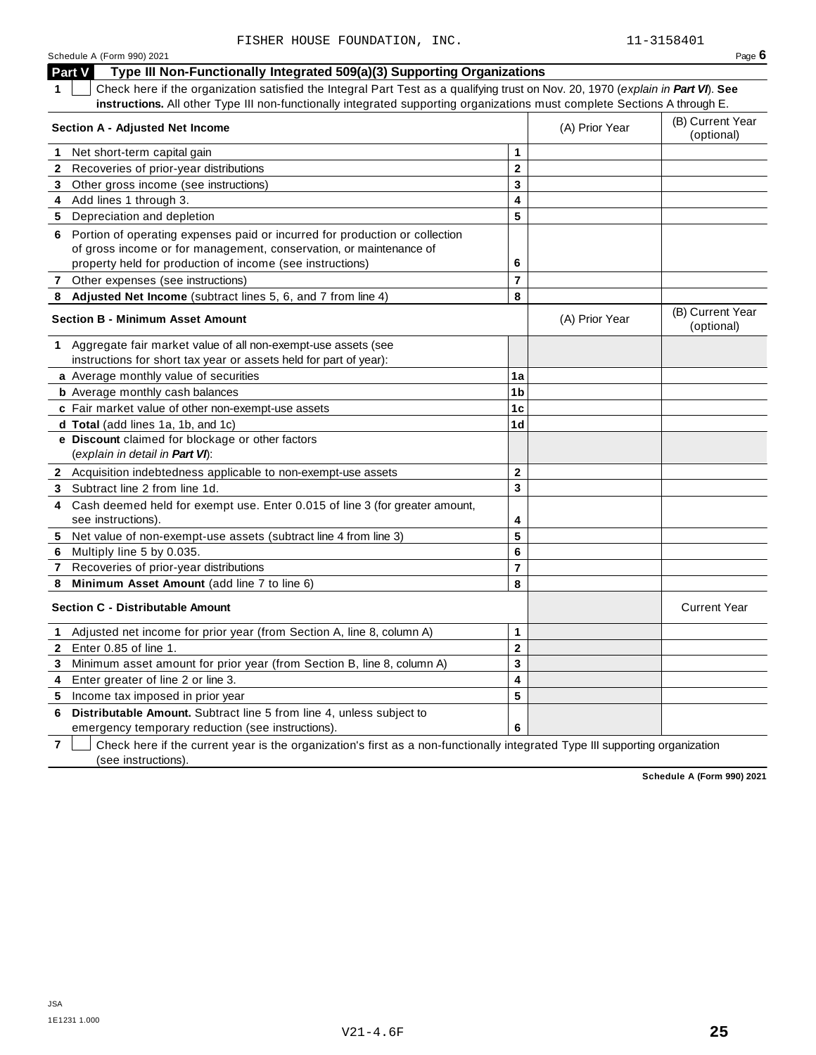FISHER HOUSE FOUNDATION, INC. 11-3158401

Schedule A (Form 990) 2021 Page **6**

## Part V Type III Non-Functionally Integrated 509(a)(3) Supporting Organizations

**1** ☐ Check here if the organization satisfied the Integral Part Test as a qualifying trust on Nov. 20, 1970 (*explain in **Part VI***). **See instructions.** All other Type III non-functionally integrated supporting organizations must complete Sections A through E.

| **Section A - Adjusted Net Income** | | (A) Prior Year | (B) Current Year (optional) |
|---|---|---|---|
| **1** Net short-term capital gain | **1** | | |
| **2** Recoveries of prior-year distributions | **2** | | |
| **3** Other gross income (see instructions) | **3** | | |
| **4** Add lines 1 through 3. | **4** | | |
| **5** Depreciation and depletion | **5** | | |
| **6** Portion of operating expenses paid or incurred for production or collection of gross income or for management, conservation, or maintenance of property held for production of income (see instructions) | **6** | | |
| **7** Other expenses (see instructions) | **7** | | |
| **8** **Adjusted Net Income** (subtract lines 5, 6, and 7 from line 4) | **8** | | |

| **Section B - Minimum Asset Amount** | | (A) Prior Year | (B) Current Year (optional) |
|---|---|---|---|
| **1** Aggregate fair market value of all non-exempt-use assets (see instructions for short tax year or assets held for part of year): | | | |
| **a** Average monthly value of securities | **1a** | | |
| **b** Average monthly cash balances | **1b** | | |
| **c** Fair market value of other non-exempt-use assets | **1c** | | |
| **d** **Total** (add lines 1a, 1b, and 1c) | **1d** | | |
| **e** **Discount** claimed for blockage or other factors (*explain in detail in **Part VI***): | | | |
| **2** Acquisition indebtedness applicable to non-exempt-use assets | **2** | | |
| **3** Subtract line 2 from line 1d. | **3** | | |
| **4** Cash deemed held for exempt use. Enter 0.015 of line 3 (for greater amount, see instructions). | **4** | | |
| **5** Net value of non-exempt-use assets (subtract line 4 from line 3) | **5** | | |
| **6** Multiply line 5 by 0.035. | **6** | | |
| **7** Recoveries of prior-year distributions | **7** | | |
| **8** **Minimum Asset Amount** (add line 7 to line 6) | **8** | | |

| **Section C - Distributable Amount** | | | Current Year |
|---|---|---|---|
| **1** Adjusted net income for prior year (from Section A, line 8, column A) | **1** | | |
| **2** Enter 0.85 of line 1. | **2** | | |
| **3** Minimum asset amount for prior year (from Section B, line 8, column A) | **3** | | |
| **4** Enter greater of line 2 or line 3. | **4** | | |
| **5** Income tax imposed in prior year | **5** | | |
| **6** **Distributable Amount.** Subtract line 5 from line 4, unless subject to emergency temporary reduction (see instructions). | **6** | | |

**7** ☐ Check here if the current year is the organization's first as a non-functionally integrated Type III supporting organization (see instructions).

**Schedule A (Form 990) 2021**

JSA
1E1231 1.000

V21-4.6F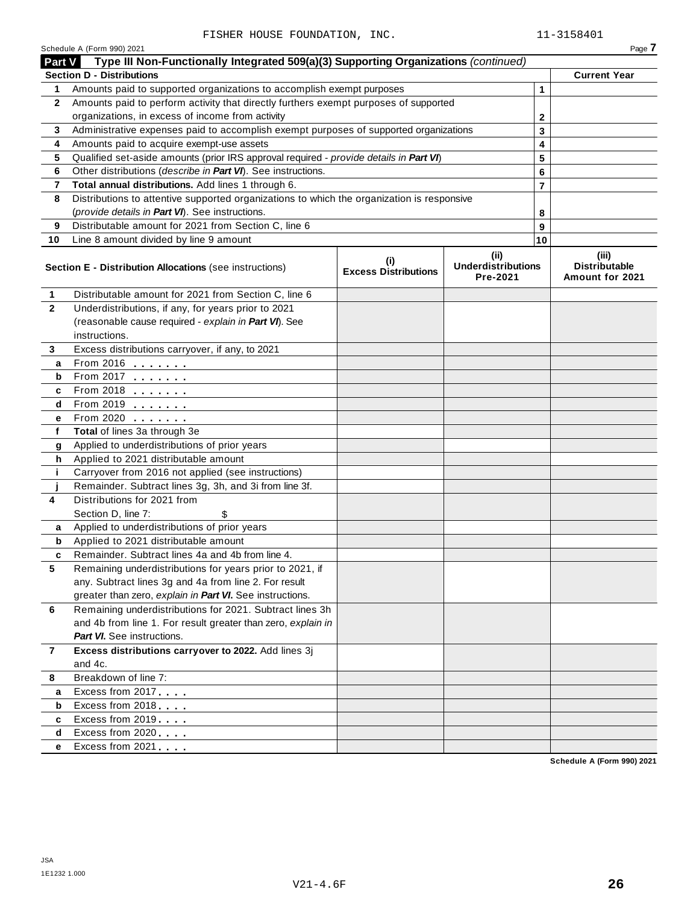FISHER HOUSE FOUNDATION, INC. 11-3158401

Schedule A (Form 990) 2021

## Part V Type III Non-Functionally Integrated 509(a)(3) Supporting Organizations *(continued)*

| Section D - Distributions | | | Current Year |
|---|---|---|---|
| 1 | Amounts paid to supported organizations to accomplish exempt purposes | 1 | |
| 2 | Amounts paid to perform activity that directly furthers exempt purposes of supported organizations, in excess of income from activity | 2 | |
| 3 | Administrative expenses paid to accomplish exempt purposes of supported organizations | 3 | |
| 4 | Amounts paid to acquire exempt-use assets | 4 | |
| 5 | Qualified set-aside amounts (prior IRS approval required - *provide details in **Part VI***) | 5 | |
| 6 | Other distributions (*describe in **Part VI***). See instructions. | 6 | |
| 7 | **Total annual distributions.** Add lines 1 through 6. | 7 | |
| 8 | Distributions to attentive supported organizations to which the organization is responsive (*provide details in **Part VI***). See instructions. | 8 | |
| 9 | Distributable amount for 2021 from Section C, line 6 | 9 | |
| 10 | Line 8 amount divided by line 9 amount | 10 | |

| | **Section E - Distribution Allocations** (see instructions) | (i) Excess Distributions | (ii) Underdistributions Pre-2021 | (iii) Distributable Amount for 2021 |
|---|---|---|---|---|
| 1 | Distributable amount for 2021 from Section C, line 6 | | | |
| 2 | Underdistributions, if any, for years prior to 2021 (reasonable cause required - *explain in **Part VI***). See instructions. | | | |
| 3 | Excess distributions carryover, if any, to 2021 | | | |
| a | From 2016 | | | |
| b | From 2017 | | | |
| c | From 2018 | | | |
| d | From 2019 | | | |
| e | From 2020 | | | |
| f | **Total** of lines 3a through 3e | | | |
| g | Applied to underdistributions of prior years | | | |
| h | Applied to 2021 distributable amount | | | |
| i | Carryover from 2016 not applied (see instructions) | | | |
| j | Remainder. Subtract lines 3g, 3h, and 3i from line 3f. | | | |
| 4 | Distributions for 2021 from Section D, line 7: $ | | | |
| a | Applied to underdistributions of prior years | | | |
| b | Applied to 2021 distributable amount | | | |
| c | Remainder. Subtract lines 4a and 4b from line 4. | | | |
| 5 | Remaining underdistributions for years prior to 2021, if any. Subtract lines 3g and 4a from line 2. For result greater than zero, *explain in **Part VI***. See instructions. | | | |
| 6 | Remaining underdistributions for 2021. Subtract lines 3h and 4b from line 1. For result greater than zero, *explain in **Part VI***. See instructions. | | | |
| 7 | **Excess distributions carryover to 2022.** Add lines 3j and 4c. | | | |
| 8 | Breakdown of line 7: | | | |
| a | Excess from 2017 | | | |
| b | Excess from 2018 | | | |
| c | Excess from 2019 | | | |
| d | Excess from 2020 | | | |
| e | Excess from 2021 | | | |

Schedule A (Form 990) 2021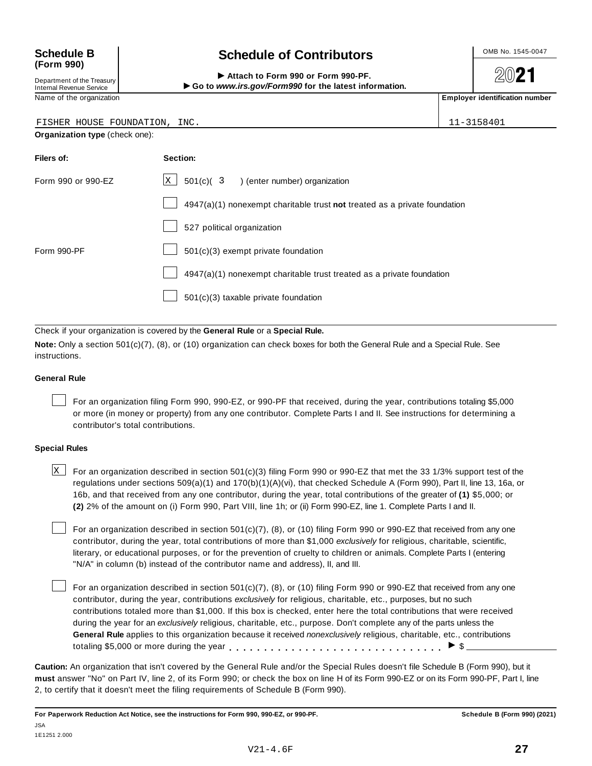**Schedule B (Form 990)**

Department of the Treasury
Internal Revenue Service

# Schedule of Contributors

▶ **Attach to Form 990 or Form 990-PF.**
▶ **Go to *www.irs.gov/Form990* for the latest information.**

OMB No. 1545-0047

**2021**

| Name of the organization | Employer identification number |
|---|---|
| FISHER HOUSE FOUNDATION, INC. | 11-3158401 |

**Organization type** (check one):

| Filers of: | Section: |
|---|---|
| Form 990 or 990-EZ | [X] 501(c)( 3 ) (enter number) organization |
| | [ ] 4947(a)(1) nonexempt charitable trust **not** treated as a private foundation |
| | [ ] 527 political organization |
| Form 990-PF | [ ] 501(c)(3) exempt private foundation |
| | [ ] 4947(a)(1) nonexempt charitable trust treated as a private foundation |
| | [ ] 501(c)(3) taxable private foundation |

Check if your organization is covered by the **General Rule** or a **Special Rule.**

**Note:** Only a section 501(c)(7), (8), or (10) organization can check boxes for both the General Rule and a Special Rule. See instructions.

**General Rule**

[ ] For an organization filing Form 990, 990-EZ, or 990-PF that received, during the year, contributions totaling $5,000 or more (in money or property) from any one contributor. Complete Parts I and II. See instructions for determining a contributor's total contributions.

**Special Rules**

[X] For an organization described in section 501(c)(3) filing Form 990 or 990-EZ that met the 33 1/3% support test of the regulations under sections 509(a)(1) and 170(b)(1)(A)(vi), that checked Schedule A (Form 990), Part II, line 13, 16a, or 16b, and that received from any one contributor, during the year, total contributions of the greater of **(1)** $5,000; or **(2)** 2% of the amount on (i) Form 990, Part VIII, line 1h; or (ii) Form 990-EZ, line 1. Complete Parts I and II.

[ ] For an organization described in section 501(c)(7), (8), or (10) filing Form 990 or 990-EZ that received from any one contributor, during the year, total contributions of more than $1,000 *exclusively* for religious, charitable, scientific, literary, or educational purposes, or for the prevention of cruelty to children or animals. Complete Parts I (entering "N/A" in column (b) instead of the contributor name and address), II, and III.

[ ] For an organization described in section 501(c)(7), (8), or (10) filing Form 990 or 990-EZ that received from any one contributor, during the year, contributions *exclusively* for religious, charitable, etc., purposes, but no such contributions totaled more than $1,000. If this box is checked, enter here the total contributions that were received during the year for an *exclusively* religious, charitable, etc., purpose. Don't complete any of the parts unless the **General Rule** applies to this organization because it received *nonexclusively* religious, charitable, etc., contributions totaling $5,000 or more during the year . . . . . . . . . . . . . . . . . . . . . . . . . . . . . ▶ $ ______

**Caution:** An organization that isn't covered by the General Rule and/or the Special Rules doesn't file Schedule B (Form 990), but it **must** answer "No" on Part IV, line 2, of its Form 990; or check the box on line H of its Form 990-EZ or on its Form 990-PF, Part I, line 2, to certify that it doesn't meet the filing requirements of Schedule B (Form 990).

**For Paperwork Reduction Act Notice, see the instructions for Form 990, 990-EZ, or 990-PF.** **Schedule B (Form 990) (2021)**

JSA
1E1251 2.000

V21-4.6F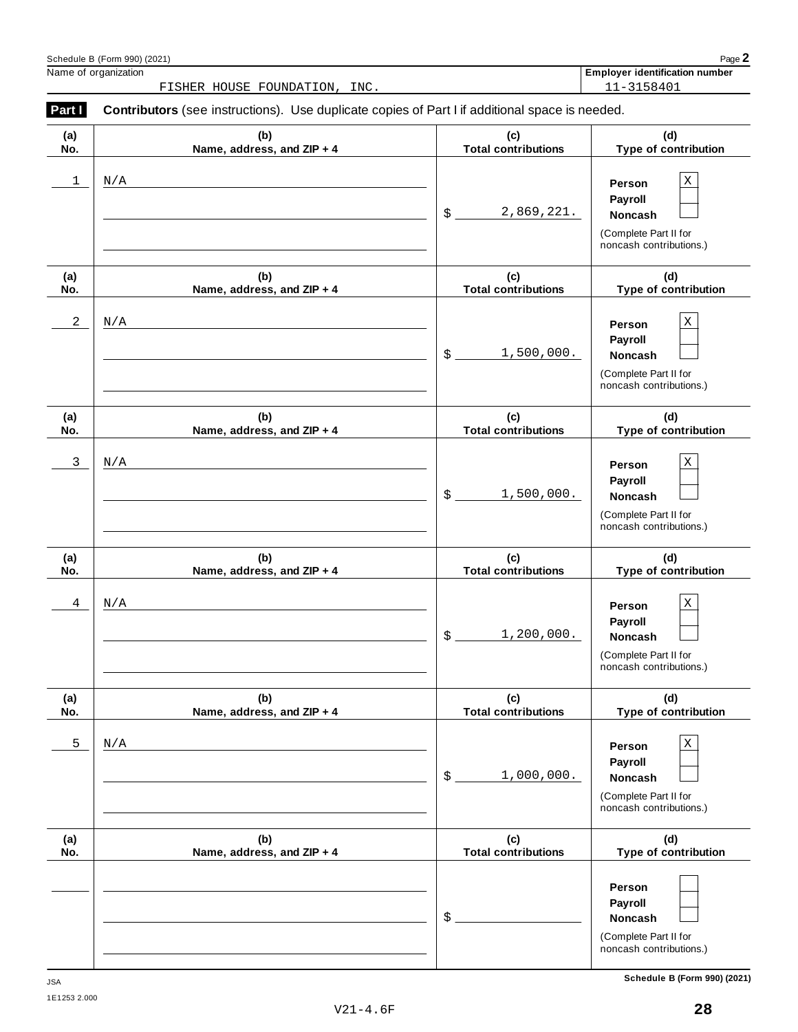Schedule B (Form 990) (2021)

Name of organization: FISHER HOUSE FOUNDATION, INC.

Employer identification number: 11-3158401

**Part I** **Contributors** (see instructions). Use duplicate copies of Part I if additional space is needed.

| (a) No. | (b) Name, address, and ZIP + 4 | (c) Total contributions | (d) Type of contribution |
|---|---|---|---|
| 1 | N/A | $ 2,869,221. | Person [X] Payroll [ ] Noncash [ ] (Complete Part II for noncash contributions.) |
| 2 | N/A | $ 1,500,000. | Person [X] Payroll [ ] Noncash [ ] (Complete Part II for noncash contributions.) |
| 3 | N/A | $ 1,500,000. | Person [X] Payroll [ ] Noncash [ ] (Complete Part II for noncash contributions.) |
| 4 | N/A | $ 1,200,000. | Person [X] Payroll [ ] Noncash [ ] (Complete Part II for noncash contributions.) |
| 5 | N/A | $ 1,000,000. | Person [X] Payroll [ ] Noncash [ ] (Complete Part II for noncash contributions.) |
| | | $ | Person [ ] Payroll [ ] Noncash [ ] (Complete Part II for noncash contributions.) |

Schedule B (Form 990) (2021)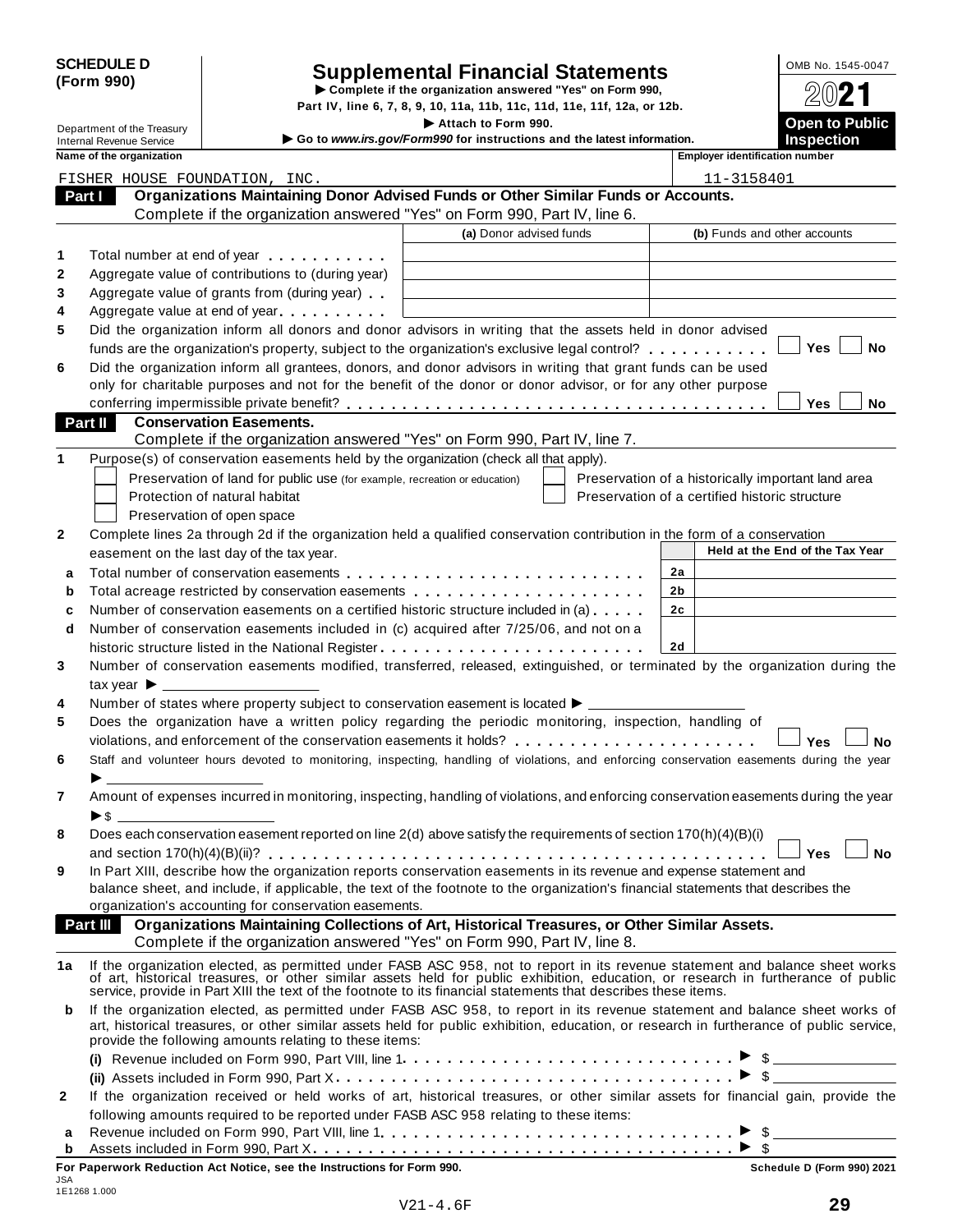**SCHEDULE D (Form 990)**

Department of the Treasury
Internal Revenue Service

# Supplemental Financial Statements

▶ Complete if the organization answered "Yes" on Form 990, Part IV, line 6, 7, 8, 9, 10, 11a, 11b, 11c, 11d, 11e, 11f, 12a, or 12b.

▶ Attach to Form 990.

▶ Go to *www.irs.gov/Form990* for instructions and the latest information.

OMB No. 1545-0047

**2021**

**Open to Public Inspection**

| Name of the organization | Employer identification number |
|---|---|
| FISHER HOUSE FOUNDATION, INC. | 11-3158401 |

## Part I Organizations Maintaining Donor Advised Funds or Other Similar Funds or Accounts.

Complete if the organization answered "Yes" on Form 990, Part IV, line 6.

| | | (a) Donor advised funds | (b) Funds and other accounts |
|---|---|---|---|
| 1 | Total number at end of year | | |
| 2 | Aggregate value of contributions to (during year) | | |
| 3 | Aggregate value of grants from (during year) | | |
| 4 | Aggregate value at end of year | | |

5 Did the organization inform all donors and donor advisors in writing that the assets held in donor advised funds are the organization's property, subject to the organization's exclusive legal control? ☐ Yes ☐ No

6 Did the organization inform all grantees, donors, and donor advisors in writing that grant funds can be used only for charitable purposes and not for the benefit of the donor or donor advisor, or for any other purpose conferring impermissible private benefit? ☐ Yes ☐ No

## Part II Conservation Easements.

Complete if the organization answered "Yes" on Form 990, Part IV, line 7.

1 Purpose(s) of conservation easements held by the organization (check all that apply).

- ☐ Preservation of land for public use (for example, recreation or education)
- ☐ Protection of natural habitat
- ☐ Preservation of open space
- ☐ Preservation of a historically important land area
- ☐ Preservation of a certified historic structure

2 Complete lines 2a through 2d if the organization held a qualified conservation contribution in the form of a conservation easement on the last day of the tax year.

| | | | Held at the End of the Tax Year |
|---|---|---|---|
| a | Total number of conservation easements | 2a | |
| b | Total acreage restricted by conservation easements | 2b | |
| c | Number of conservation easements on a certified historic structure included in (a) | 2c | |
| d | Number of conservation easements included in (c) acquired after 7/25/06, and not on a historic structure listed in the National Register | 2d | |

3 Number of conservation easements modified, transferred, released, extinguished, or terminated by the organization during the tax year ▶ ______

4 Number of states where property subject to conservation easement is located ▶ ______

5 Does the organization have a written policy regarding the periodic monitoring, inspection, handling of violations, and enforcement of the conservation easements it holds? ☐ Yes ☐ No

6 Staff and volunteer hours devoted to monitoring, inspecting, handling of violations, and enforcing conservation easements during the year ▶ ______

7 Amount of expenses incurred in monitoring, inspecting, handling of violations, and enforcing conservation easements during the year ▶ $ ______

8 Does each conservation easement reported on line 2(d) above satisfy the requirements of section 170(h)(4)(B)(i) and section 170(h)(4)(B)(ii)? ☐ Yes ☐ No

9 In Part XIII, describe how the organization reports conservation easements in its revenue and expense statement and balance sheet, and include, if applicable, the text of the footnote to the organization's financial statements that describes the organization's accounting for conservation easements.

## Part III Organizations Maintaining Collections of Art, Historical Treasures, or Other Similar Assets.

Complete if the organization answered "Yes" on Form 990, Part IV, line 8.

1a If the organization elected, as permitted under FASB ASC 958, not to report in its revenue statement and balance sheet works of art, historical treasures, or other similar assets held for public exhibition, education, or research in furtherance of public service, provide in Part XIII the text of the footnote to its financial statements that describes these items.

b If the organization elected, as permitted under FASB ASC 958, to report in its revenue statement and balance sheet works of art, historical treasures, or other similar assets held for public exhibition, education, or research in furtherance of public service, provide the following amounts relating to these items:

(i) Revenue included on Form 990, Part VIII, line 1 ▶ $ ______

(ii) Assets included in Form 990, Part X ▶ $ ______

2 If the organization received or held works of art, historical treasures, or other similar assets for financial gain, provide the following amounts required to be reported under FASB ASC 958 relating to these items:

a Revenue included on Form 990, Part VIII, line 1 ▶ $ ______

b Assets included in Form 990, Part X ▶ $ ______

**For Paperwork Reduction Act Notice, see the Instructions for Form 990.** **Schedule D (Form 990) 2021**

JSA
1E1268 1.000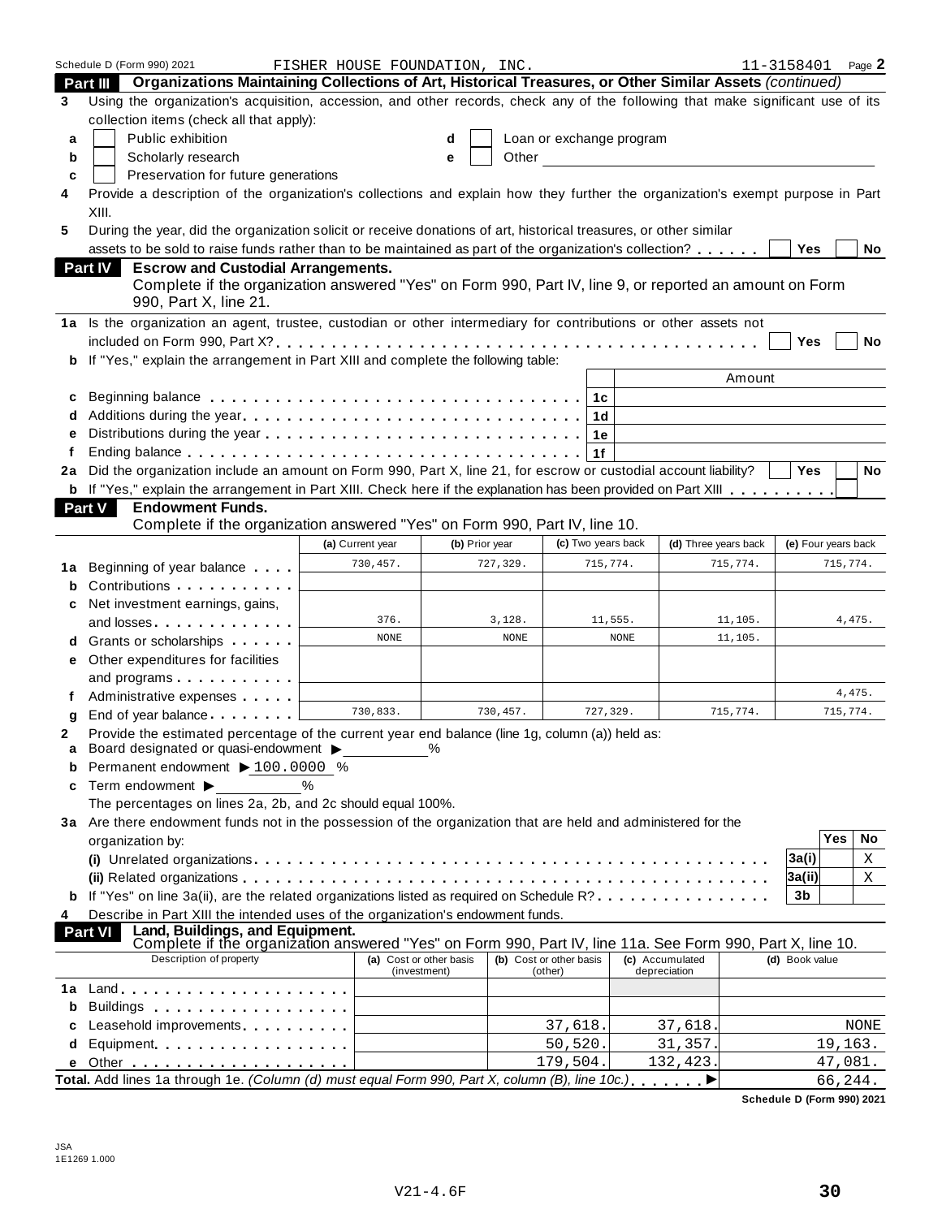Schedule D (Form 990) 2021 FISHER HOUSE FOUNDATION, INC. 11-3158401 Page **2**

## Part III Organizations Maintaining Collections of Art, Historical Treasures, or Other Similar Assets *(continued)*

**3** Using the organization's acquisition, accession, and other records, check any of the following that make significant use of its collection items (check all that apply):

- **a** ☐ Public exhibition
- **b** ☐ Scholarly research
- **c** ☐ Preservation for future generations
- **d** ☐ Loan or exchange program
- **e** ☐ Other

**4** Provide a description of the organization's collections and explain how they further the organization's exempt purpose in Part XIII.

**5** During the year, did the organization solicit or receive donations of art, historical treasures, or other similar assets to be sold to raise funds rather than to be maintained as part of the organization's collection? ☐ Yes ☐ No

## Part IV Escrow and Custodial Arrangements.

Complete if the organization answered "Yes" on Form 990, Part IV, line 9, or reported an amount on Form 990, Part X, line 21.

**1a** Is the organization an agent, trustee, custodian or other intermediary for contributions or other assets not included on Form 990, Part X? ☐ Yes ☐ No

**b** If "Yes," explain the arrangement in Part XIII and complete the following table:

| | | | Amount |
|---|---|---|---|
| **c** | Beginning balance | 1c | |
| **d** | Additions during the year | 1d | |
| **e** | Distributions during the year | 1e | |
| **f** | Ending balance | 1f | |

**2a** Did the organization include an amount on Form 990, Part X, line 21, for escrow or custodial account liability? ☐ Yes ☐ No

**b** If "Yes," explain the arrangement in Part XIII. Check here if the explanation has been provided on Part XIII ☐

## Part V Endowment Funds.

Complete if the organization answered "Yes" on Form 990, Part IV, line 10.

| | | (a) Current year | (b) Prior year | (c) Two years back | (d) Three years back | (e) Four years back |
|---|---|---|---|---|---|---|
| **1a** | Beginning of year balance | 730,457. | 727,329. | 715,774. | 715,774. | 715,774. |
| **b** | Contributions | | | | | |
| **c** | Net investment earnings, gains, and losses | 376. | 3,128. | 11,555. | 11,105. | 4,475. |
| **d** | Grants or scholarships | NONE | NONE | NONE | 11,105. | |
| **e** | Other expenditures for facilities and programs | | | | | |
| **f** | Administrative expenses | | | | | 4,475. |
| **g** | End of year balance | 730,833. | 730,457. | 727,329. | 715,774. | 715,774. |

**2** Provide the estimated percentage of the current year end balance (line 1g, column (a)) held as:

- **a** Board designated or quasi-endowment ▶ ______ %
- **b** Permanent endowment ▶ 100.0000 %
- **c** Term endowment ▶ ______ %

The percentages on lines 2a, 2b, and 2c should equal 100%.

**3a** Are there endowment funds not in the possession of the organization that are held and administered for the organization by:

| | | | Yes | No |
|---|---|---|---|---|
| | (i) Unrelated organizations | 3a(i) | | X |
| | (ii) Related organizations | 3a(ii) | | X |
| **b** | If "Yes" on line 3a(ii), are the related organizations listed as required on Schedule R? | 3b | | |

**4** Describe in Part XIII the intended uses of the organization's endowment funds.

## Part VI Land, Buildings, and Equipment.

Complete if the organization answered "Yes" on Form 990, Part IV, line 11a. See Form 990, Part X, line 10.

| | Description of property | (a) Cost or other basis (investment) | (b) Cost or other basis (other) | (c) Accumulated depreciation | (d) Book value |
|---|---|---|---|---|---|
| **1a** | Land | | | | |
| **b** | Buildings | | | | |
| **c** | Leasehold improvements | | 37,618. | 37,618. | NONE |
| **d** | Equipment | | 50,520. | 31,357. | 19,163. |
| **e** | Other | | 179,504. | 132,423. | 47,081. |
| **Total.** | Add lines 1a through 1e. *(Column (d) must equal Form 990, Part X, column (B), line 10c.)* ▶ | | | | 66,244. |

**Schedule D (Form 990) 2021**

JSA
1E1269 1.000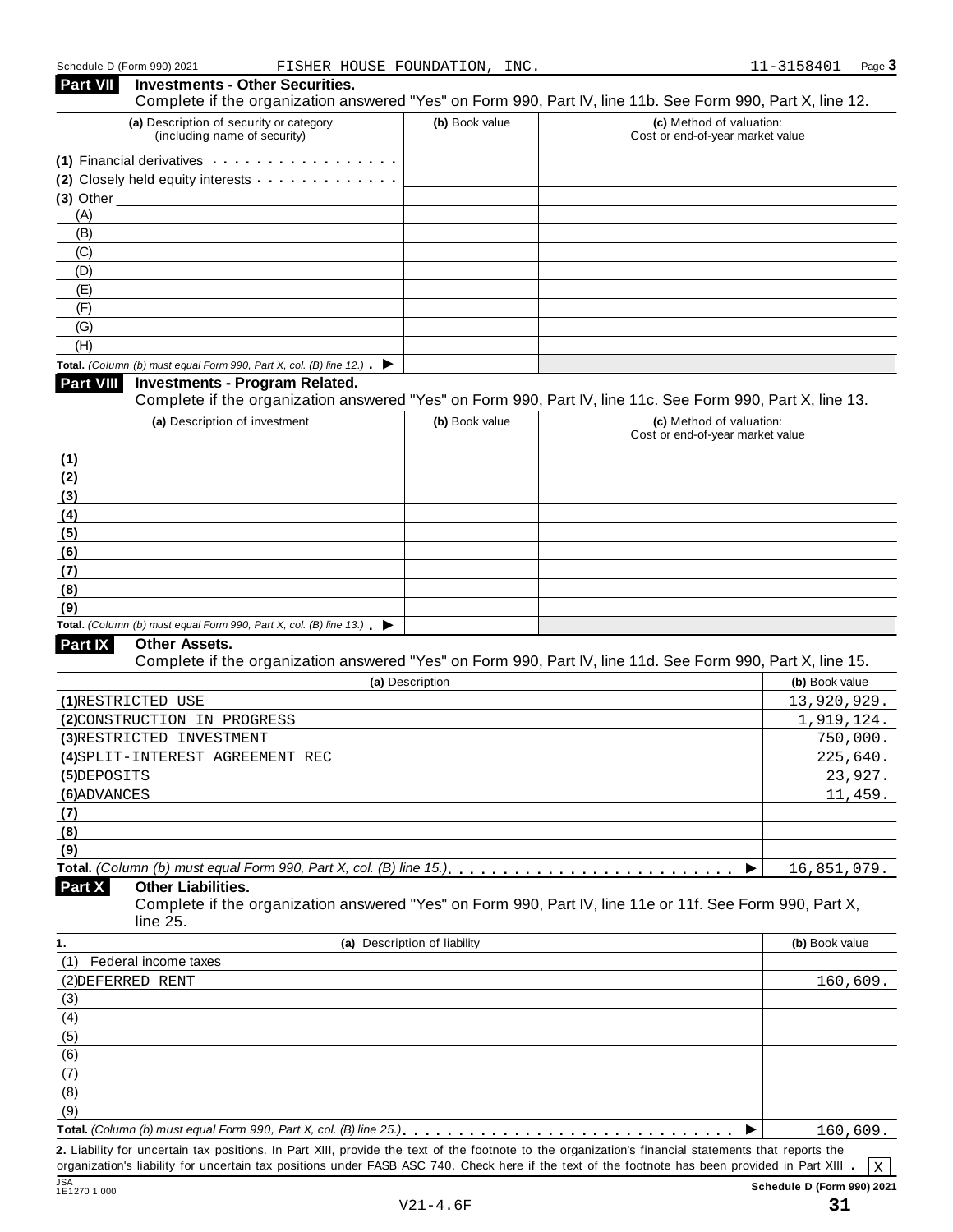Schedule D (Form 990) 2021 FISHER HOUSE FOUNDATION, INC. 11-3158401 Page 3

## Part VII Investments - Other Securities.

Complete if the organization answered "Yes" on Form 990, Part IV, line 11b. See Form 990, Part X, line 12.

| (a) Description of security or category (including name of security) | (b) Book value | (c) Method of valuation: Cost or end-of-year market value |
|---|---|---|
| (1) Financial derivatives | | |
| (2) Closely held equity interests | | |
| (3) Other | | |
| (A) | | |
| (B) | | |
| (C) | | |
| (D) | | |
| (E) | | |
| (F) | | |
| (G) | | |
| (H) | | |
| **Total.** *(Column (b) must equal Form 990, Part X, col. (B) line 12.)* ▶ | | |

## Part VIII Investments - Program Related.

Complete if the organization answered "Yes" on Form 990, Part IV, line 11c. See Form 990, Part X, line 13.

| (a) Description of investment | (b) Book value | (c) Method of valuation: Cost or end-of-year market value |
|---|---|---|
| (1) | | |
| (2) | | |
| (3) | | |
| (4) | | |
| (5) | | |
| (6) | | |
| (7) | | |
| (8) | | |
| (9) | | |
| **Total.** *(Column (b) must equal Form 990, Part X, col. (B) line 13.)* ▶ | | |

## Part IX Other Assets.

Complete if the organization answered "Yes" on Form 990, Part IV, line 11d. See Form 990, Part X, line 15.

| (a) Description | (b) Book value |
|---|---|
| (1) RESTRICTED USE | 13,920,929. |
| (2) CONSTRUCTION IN PROGRESS | 1,919,124. |
| (3) RESTRICTED INVESTMENT | 750,000. |
| (4) SPLIT-INTEREST AGREEMENT REC | 225,640. |
| (5) DEPOSITS | 23,927. |
| (6) ADVANCES | 11,459. |
| (7) | |
| (8) | |
| (9) | |
| **Total.** *(Column (b) must equal Form 990, Part X, col. (B) line 15.)* ▶ | 16,851,079. |

## Part X Other Liabilities.

Complete if the organization answered "Yes" on Form 990, Part IV, line 11e or 11f. See Form 990, Part X, line 25.

| 1. (a) Description of liability | (b) Book value |
|---|---|
| (1) Federal income taxes | |
| (2) DEFERRED RENT | 160,609. |
| (3) | |
| (4) | |
| (5) | |
| (6) | |
| (7) | |
| (8) | |
| (9) | |
| **Total.** *(Column (b) must equal Form 990, Part X, col. (B) line 25.)* ▶ | 160,609. |

**2.** Liability for uncertain tax positions. In Part XIII, provide the text of the footnote to the organization's financial statements that reports the organization's liability for uncertain tax positions under FASB ASC 740. Check here if the text of the footnote has been provided in Part XIII . [X]

Schedule D (Form 990) 2021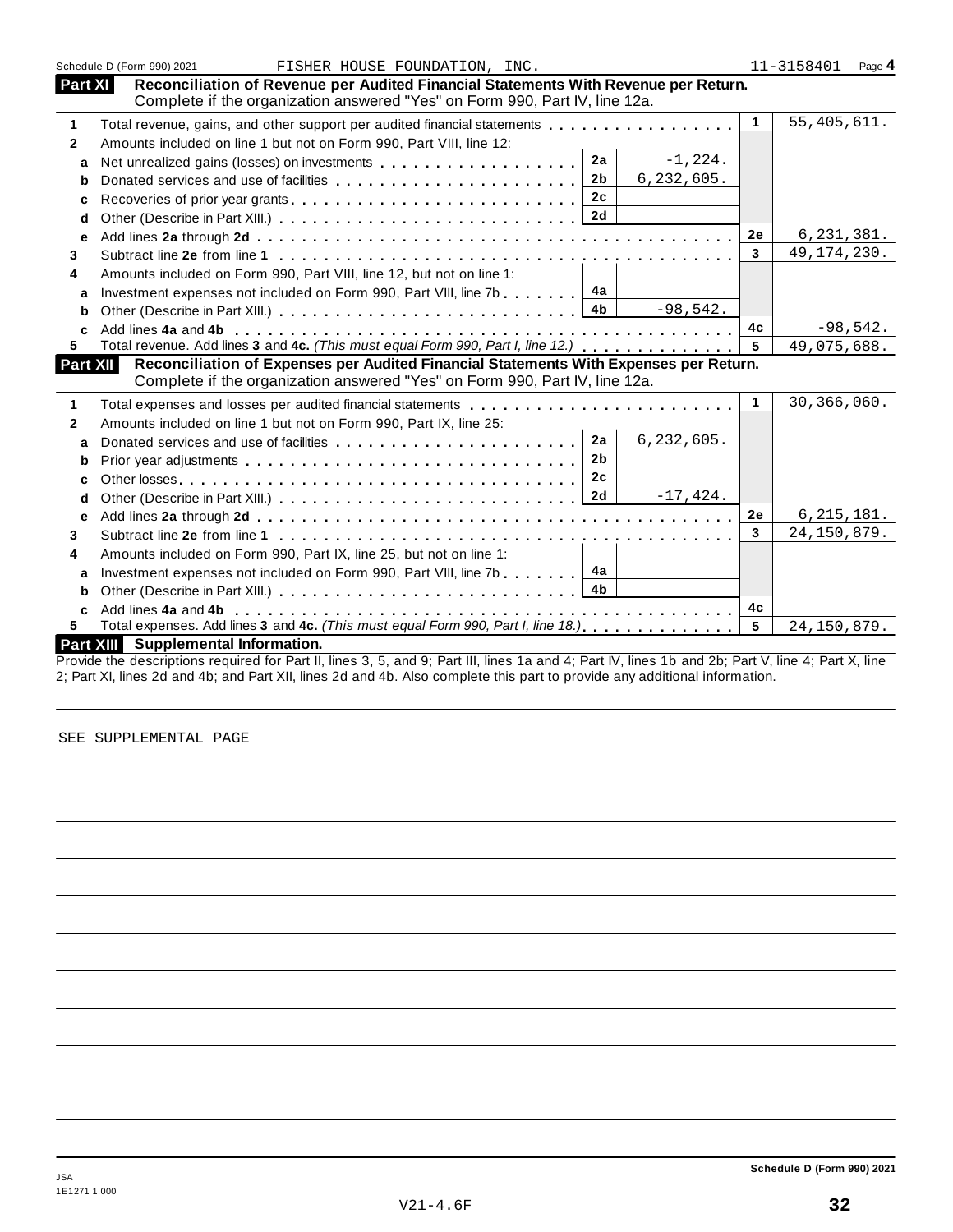Schedule D (Form 990) 2021 FISHER HOUSE FOUNDATION, INC. 11-3158401 Page 4

## Part XI Reconciliation of Revenue per Audited Financial Statements With Revenue per Return.

Complete if the organization answered "Yes" on Form 990, Part IV, line 12a.

| | | | | | |
|---|---|---|---|---|---|
| 1 | Total revenue, gains, and other support per audited financial statements | | | 1 | 55,405,611. |
| 2 | Amounts included on line 1 but not on Form 990, Part VIII, line 12: | | | | |
| a | Net unrealized gains (losses) on investments | 2a | -1,224. | | |
| b | Donated services and use of facilities | 2b | 6,232,605. | | |
| c | Recoveries of prior year grants | 2c | | | |
| d | Other (Describe in Part XIII.) | 2d | | | |
| e | Add lines **2a** through **2d** | | | 2e | 6,231,381. |
| 3 | Subtract line **2e** from line **1** | | | 3 | 49,174,230. |
| 4 | Amounts included on Form 990, Part VIII, line 12, but not on line 1: | | | | |
| a | Investment expenses not included on Form 990, Part VIII, line 7b | 4a | | | |
| b | Other (Describe in Part XIII.) | 4b | -98,542. | | |
| c | Add lines **4a** and **4b** | | | 4c | -98,542. |
| 5 | Total revenue. Add lines **3** and **4c.** *(This must equal Form 990, Part I, line 12.)* | | | 5 | 49,075,688. |

## Part XII Reconciliation of Expenses per Audited Financial Statements With Expenses per Return.

Complete if the organization answered "Yes" on Form 990, Part IV, line 12a.

| | | | | | |
|---|---|---|---|---|---|
| 1 | Total expenses and losses per audited financial statements | | | 1 | 30,366,060. |
| 2 | Amounts included on line 1 but not on Form 990, Part IX, line 25: | | | | |
| a | Donated services and use of facilities | 2a | 6,232,605. | | |
| b | Prior year adjustments | 2b | | | |
| c | Other losses | 2c | | | |
| d | Other (Describe in Part XIII.) | 2d | -17,424. | | |
| e | Add lines **2a** through **2d** | | | 2e | 6,215,181. |
| 3 | Subtract line **2e** from line **1** | | | 3 | 24,150,879. |
| 4 | Amounts included on Form 990, Part IX, line 25, but not on line 1: | | | | |
| a | Investment expenses not included on Form 990, Part VIII, line 7b | 4a | | | |
| b | Other (Describe in Part XIII.) | 4b | | | |
| c | Add lines **4a** and **4b** | | | 4c | |
| 5 | Total expenses. Add lines **3** and **4c.** *(This must equal Form 990, Part I, line 18.)* | | | 5 | 24,150,879. |

## Part XIII Supplemental Information.

Provide the descriptions required for Part II, lines 3, 5, and 9; Part III, lines 1a and 4; Part IV, lines 1b and 2b; Part V, line 4; Part X, line 2; Part XI, lines 2d and 4b; and Part XII, lines 2d and 4b. Also complete this part to provide any additional information.

SEE SUPPLEMENTAL PAGE

Schedule D (Form 990) 2021

JSA
1E1271 1.000

V21-4.6F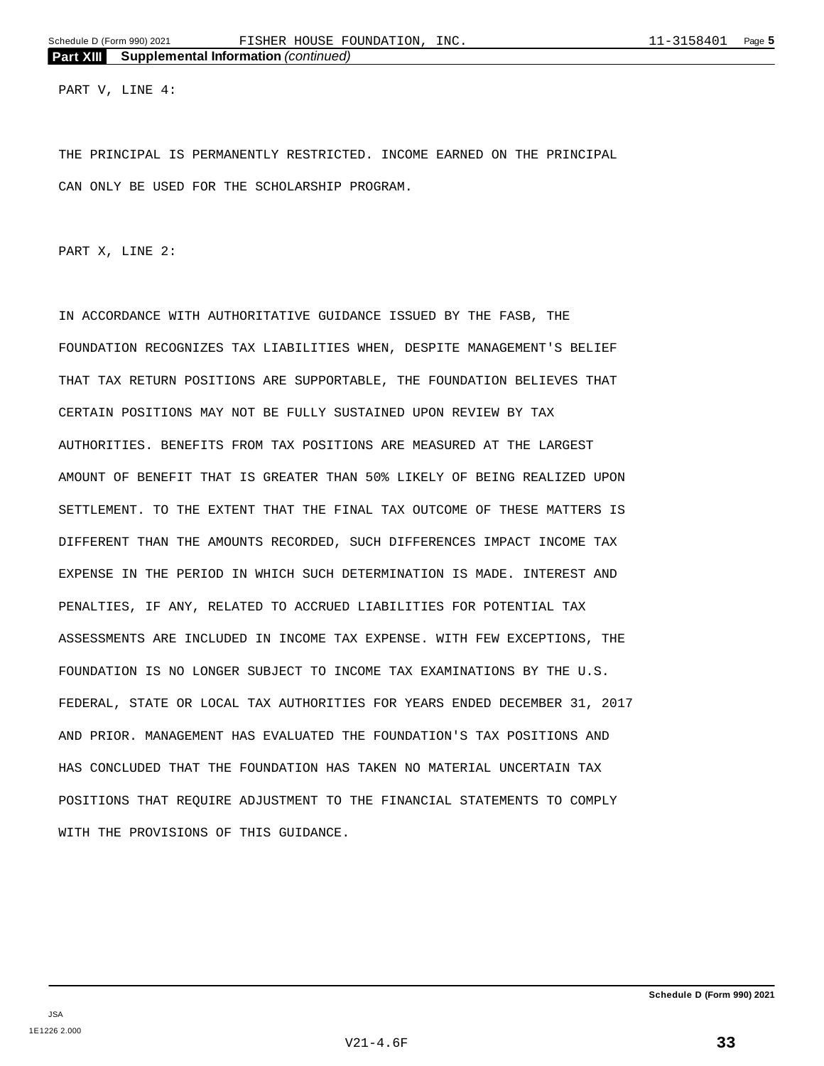## Part XIII Supplemental Information *(continued)*

PART V, LINE 4:

THE PRINCIPAL IS PERMANENTLY RESTRICTED. INCOME EARNED ON THE PRINCIPAL CAN ONLY BE USED FOR THE SCHOLARSHIP PROGRAM.

PART X, LINE 2:

IN ACCORDANCE WITH AUTHORITATIVE GUIDANCE ISSUED BY THE FASB, THE FOUNDATION RECOGNIZES TAX LIABILITIES WHEN, DESPITE MANAGEMENT'S BELIEF THAT TAX RETURN POSITIONS ARE SUPPORTABLE, THE FOUNDATION BELIEVES THAT CERTAIN POSITIONS MAY NOT BE FULLY SUSTAINED UPON REVIEW BY TAX AUTHORITIES. BENEFITS FROM TAX POSITIONS ARE MEASURED AT THE LARGEST AMOUNT OF BENEFIT THAT IS GREATER THAN 50% LIKELY OF BEING REALIZED UPON SETTLEMENT. TO THE EXTENT THAT THE FINAL TAX OUTCOME OF THESE MATTERS IS DIFFERENT THAN THE AMOUNTS RECORDED, SUCH DIFFERENCES IMPACT INCOME TAX EXPENSE IN THE PERIOD IN WHICH SUCH DETERMINATION IS MADE. INTEREST AND PENALTIES, IF ANY, RELATED TO ACCRUED LIABILITIES FOR POTENTIAL TAX ASSESSMENTS ARE INCLUDED IN INCOME TAX EXPENSE. WITH FEW EXCEPTIONS, THE FOUNDATION IS NO LONGER SUBJECT TO INCOME TAX EXAMINATIONS BY THE U.S. FEDERAL, STATE OR LOCAL TAX AUTHORITIES FOR YEARS ENDED DECEMBER 31, 2017 AND PRIOR. MANAGEMENT HAS EVALUATED THE FOUNDATION'S TAX POSITIONS AND HAS CONCLUDED THAT THE FOUNDATION HAS TAKEN NO MATERIAL UNCERTAIN TAX POSITIONS THAT REQUIRE ADJUSTMENT TO THE FINANCIAL STATEMENTS TO COMPLY WITH THE PROVISIONS OF THIS GUIDANCE.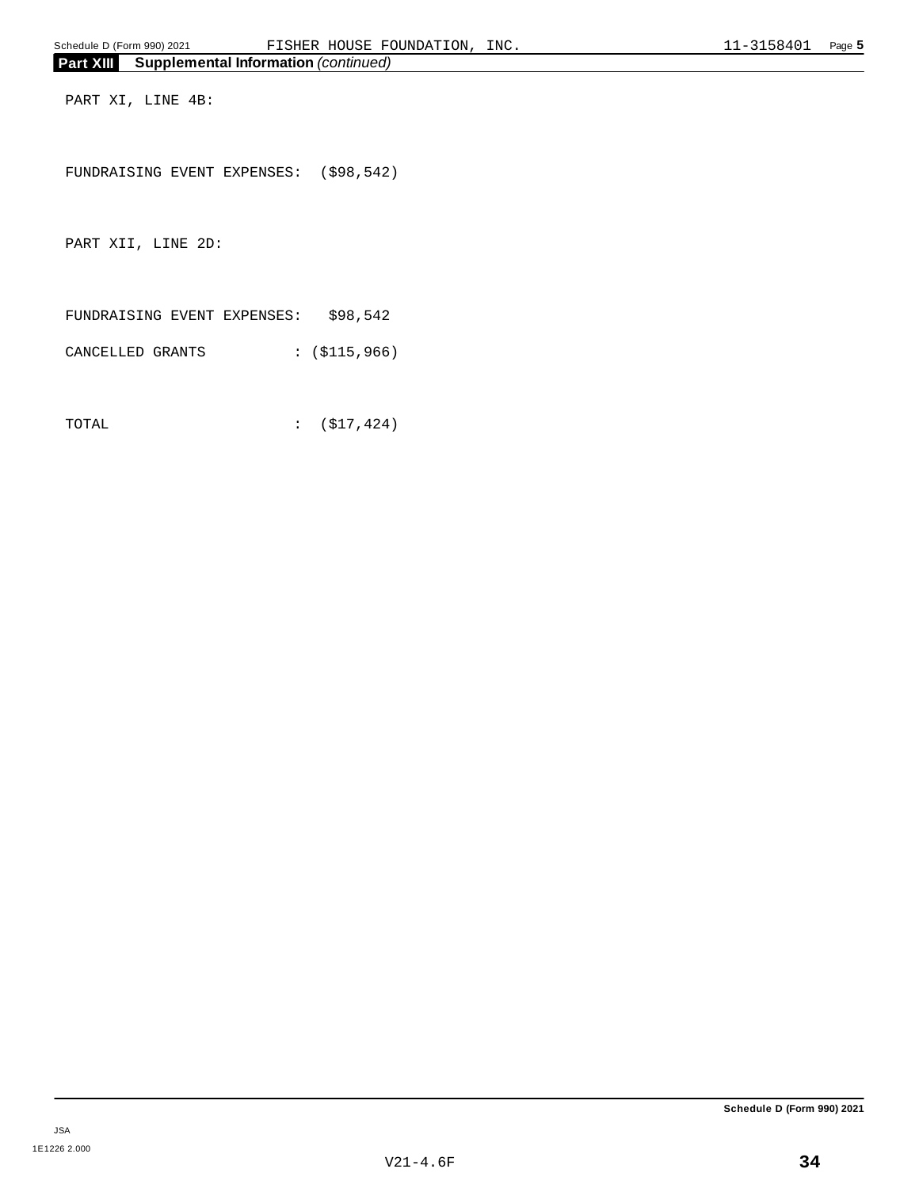## Part XIII Supplemental Information *(continued)*

PART XI, LINE 4B:

FUNDRAISING EVENT EXPENSES: ($98,542)

PART XII, LINE 2D:

| | |
|---|---|
| FUNDRAISING EVENT EXPENSES: | $98,542 |
| CANCELLED GRANTS : | ($115,966) |
| TOTAL : | ($17,424) |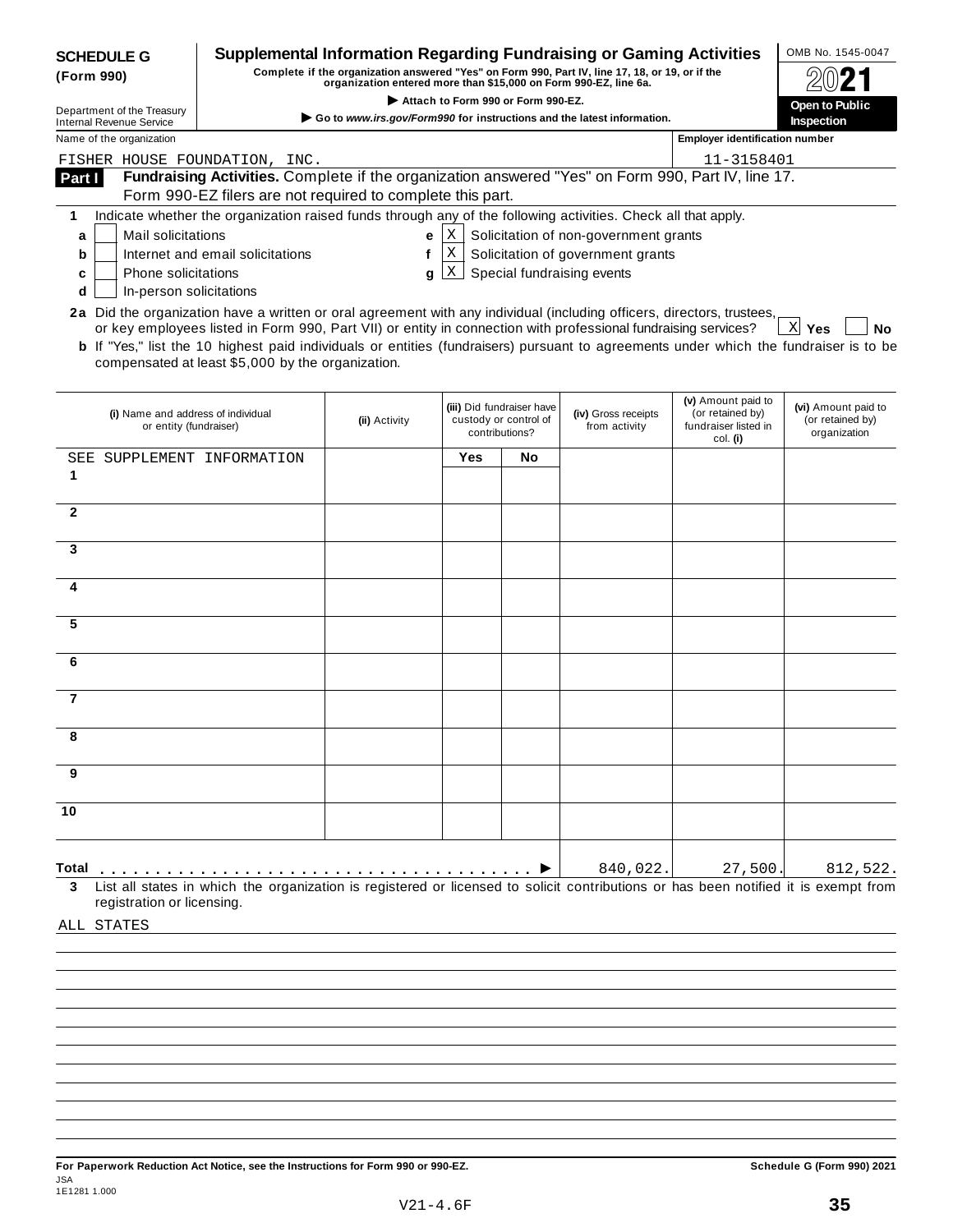**SCHEDULE G (Form 990)**

# Supplemental Information Regarding Fundraising or Gaming Activities

**Complete if the organization answered "Yes" on Form 990, Part IV, line 17, 18, or 19, or if the organization entered more than $15,000 on Form 990-EZ, line 6a.**

**▶ Attach to Form 990 or Form 990-EZ.**

**▶ Go to *www.irs.gov/Form990* for instructions and the latest information.**

OMB No. 1545-0047

2021

**Open to Public Inspection**

Department of the Treasury
Internal Revenue Service

Name of the organization: FISHER HOUSE FOUNDATION, INC.

Employer identification number: 11-3158401

**Part I** **Fundraising Activities.** Complete if the organization answered "Yes" on Form 990, Part IV, line 17. Form 990-EZ filers are not required to complete this part.

**1** Indicate whether the organization raised funds through any of the following activities. Check all that apply.

- **a** [ ] Mail solicitations
- **b** [ ] Internet and email solicitations
- **c** [ ] Phone solicitations
- **d** [ ] In-person solicitations
- **e** [X] Solicitation of non-government grants
- **f** [X] Solicitation of government grants
- **g** [X] Special fundraising events

**2a** Did the organization have a written or oral agreement with any individual (including officers, directors, trustees, or key employees listed in Form 990, Part VII) or entity in connection with professional fundraising services? [X] **Yes** [ ] **No**

**b** If "Yes," list the 10 highest paid individuals or entities (fundraisers) pursuant to agreements under which the fundraiser is to be compensated at least $5,000 by the organization.

| | (i) Name and address of individual or entity (fundraiser) | (ii) Activity | (iii) Did fundraiser have custody or control of contributions? Yes | No | (iv) Gross receipts from activity | (v) Amount paid to (or retained by) fundraiser listed in col. (i) | (vi) Amount paid to (or retained by) organization |
|---|---|---|---|---|---|---|---|
| 1 | SEE SUPPLEMENT INFORMATION | | | | | | |
| 2 | | | | | | | |
| 3 | | | | | | | |
| 4 | | | | | | | |
| 5 | | | | | | | |
| 6 | | | | | | | |
| 7 | | | | | | | |
| 8 | | | | | | | |
| 9 | | | | | | | |
| 10 | | | | | | | |
| **Total** ▶ | | | | | 840,022. | 27,500. | 812,522. |

**3** List all states in which the organization is registered or licensed to solicit contributions or has been notified it is exempt from registration or licensing.

ALL STATES

**For Paperwork Reduction Act Notice, see the Instructions for Form 990 or 990-EZ.** **Schedule G (Form 990) 2021**

JSA
1E1281 1.000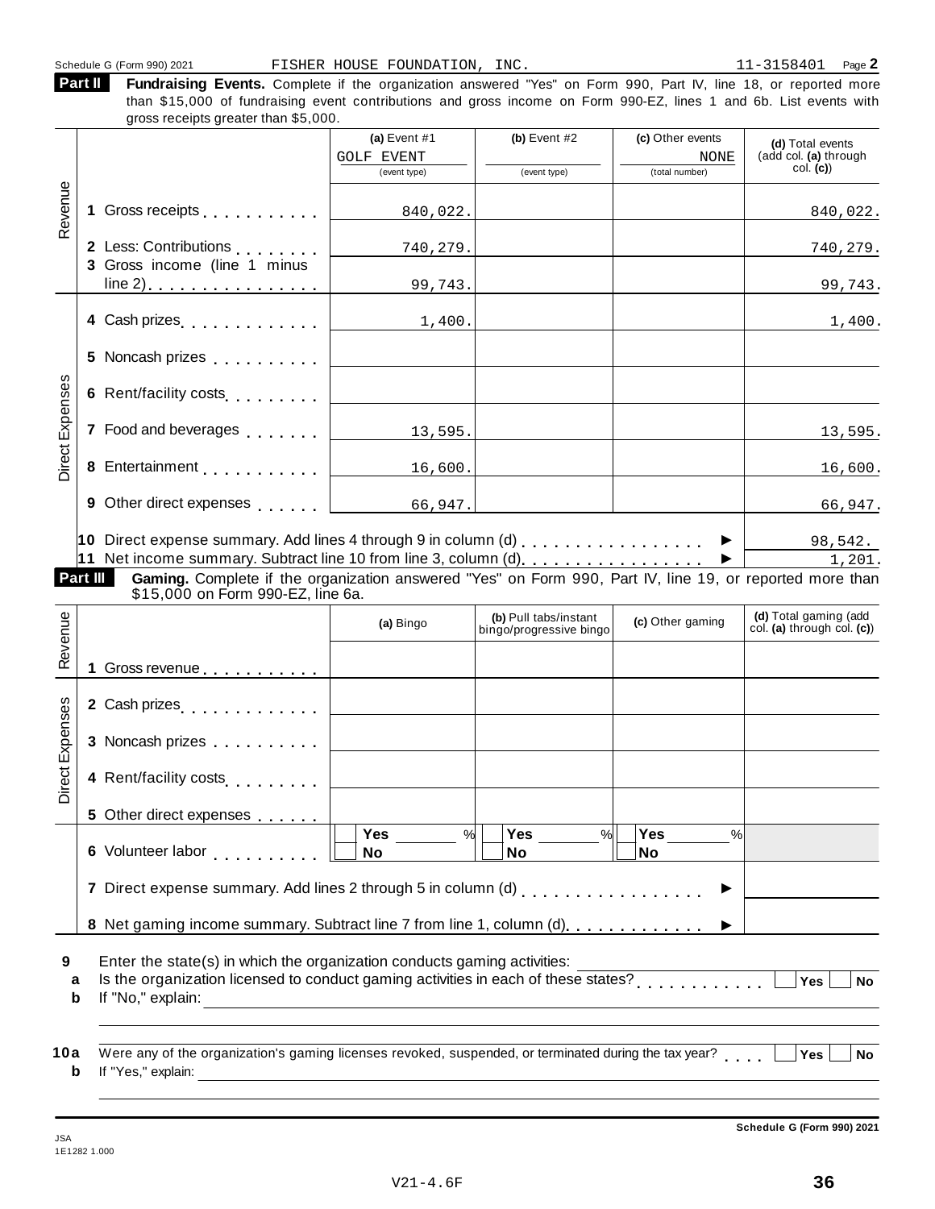Schedule G (Form 990) 2021 FISHER HOUSE FOUNDATION, INC. 11-3158401 Page 2

**Part II** **Fundraising Events.** Complete if the organization answered "Yes" on Form 990, Part IV, line 18, or reported more than $15,000 of fundraising event contributions and gross income on Form 990-EZ, lines 1 and 6b. List events with gross receipts greater than $5,000.

| | | (a) Event #1 GOLF EVENT (event type) | (b) Event #2 (event type) | (c) Other events NONE (total number) | (d) Total events (add col. (a) through col. (c)) |
|---|---|---|---|---|---|
| Revenue | 1 Gross receipts | 840,022. | | | 840,022. |
| | 2 Less: Contributions | 740,279. | | | 740,279. |
| | 3 Gross income (line 1 minus line 2) | 99,743. | | | 99,743. |
| Direct Expenses | 4 Cash prizes | 1,400. | | | 1,400. |
| | 5 Noncash prizes | | | | |
| | 6 Rent/facility costs | | | | |
| | 7 Food and beverages | 13,595. | | | 13,595. |
| | 8 Entertainment | 16,600. | | | 16,600. |
| | 9 Other direct expenses | 66,947. | | | 66,947. |
| | 10 Direct expense summary. Add lines 4 through 9 in column (d) | | | ► | 98,542. |
| | 11 Net income summary. Subtract line 10 from line 3, column (d) | | | ► | 1,201. |

**Part III** **Gaming.** Complete if the organization answered "Yes" on Form 990, Part IV, line 19, or reported more than $15,000 on Form 990-EZ, line 6a.

| | | (a) Bingo | (b) Pull tabs/instant bingo/progressive bingo | (c) Other gaming | (d) Total gaming (add col. (a) through col. (c)) |
|---|---|---|---|---|---|
| Revenue | 1 Gross revenue | | | | |
| Direct Expenses | 2 Cash prizes | | | | |
| | 3 Noncash prizes | | | | |
| | 4 Rent/facility costs | | | | |
| | 5 Other direct expenses | | | | |
| | 6 Volunteer labor | Yes ____ % No | Yes ____ % No | Yes ____ % No | |
| | 7 Direct expense summary. Add lines 2 through 5 in column (d) | | | ► | |
| | 8 Net gaming income summary. Subtract line 7 from line 1, column (d) | | | ► | |

9 Enter the state(s) in which the organization conducts gaming activities: ______

a Is the organization licensed to conduct gaming activities in each of these states? Yes No

b If "No," explain: ______

10a Were any of the organization's gaming licenses revoked, suspended, or terminated during the tax year? Yes No

b If "Yes," explain: ______

Schedule G (Form 990) 2021

JSA
1E1282 1.000

V21-4.6F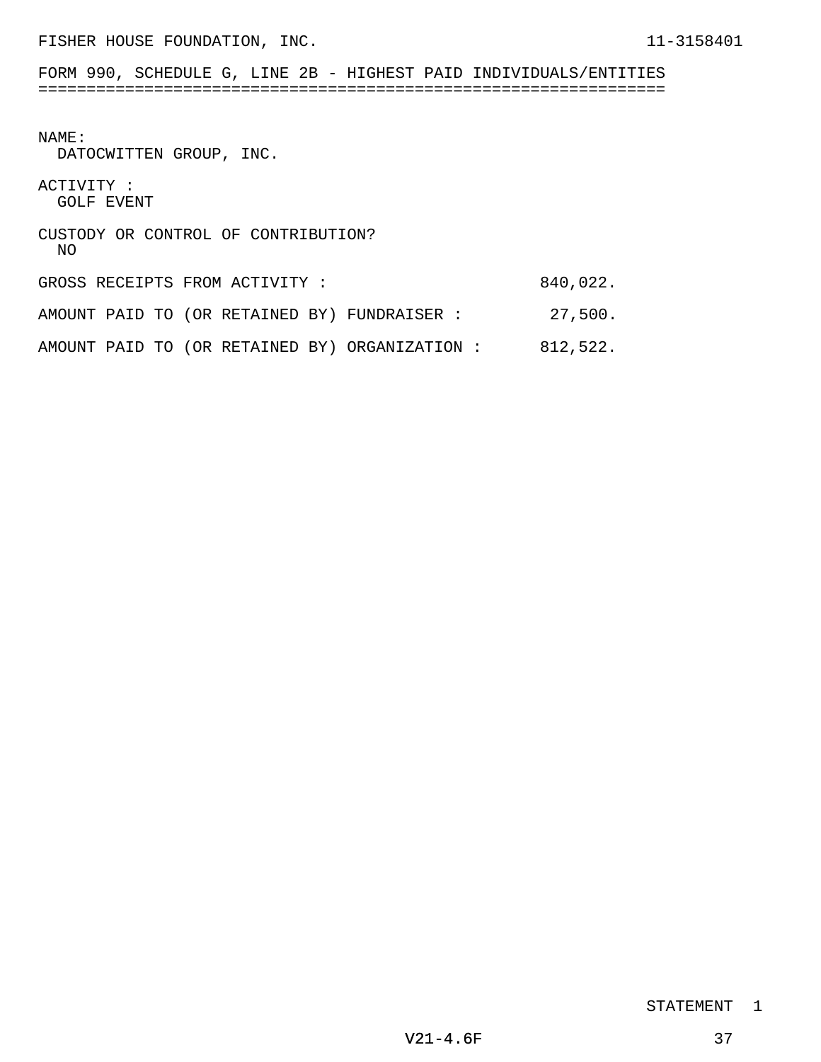FISHER HOUSE FOUNDATION, INC. 11-3158401

## FORM 990, SCHEDULE G, LINE 2B - HIGHEST PAID INDIVIDUALS/ENTITIES

NAME:
DATOCWITTEN GROUP, INC.

ACTIVITY :
GOLF EVENT

CUSTODY OR CONTROL OF CONTRIBUTION?
NO

| | |
|---|---|
| GROSS RECEIPTS FROM ACTIVITY : | 840,022. |
| AMOUNT PAID TO (OR RETAINED BY) FUNDRAISER : | 27,500. |
| AMOUNT PAID TO (OR RETAINED BY) ORGANIZATION : | 812,522. |

STATEMENT 1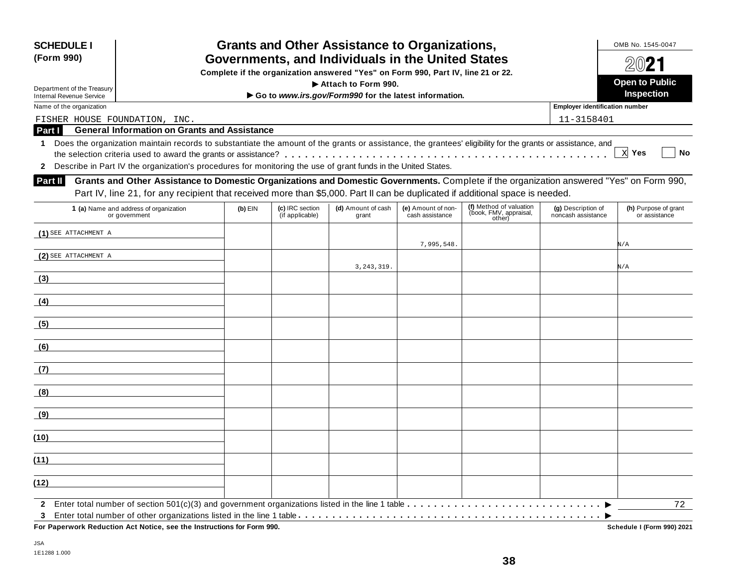**SCHEDULE I (Form 990)**

Department of the Treasury
Internal Revenue Service

# Grants and Other Assistance to Organizations, Governments, and Individuals in the United States

**Complete if the organization answered "Yes" on Form 990, Part IV, line 21 or 22.**
**▶ Attach to Form 990.**
**▶ Go to *www.irs.gov/Form990* for the latest information.**

OMB No. 1545-0047

**2021**

**Open to Public Inspection**

Name of the organization: FISHER HOUSE FOUNDATION, INC.

Employer identification number: 11-3158401

## Part I General Information on Grants and Assistance

1 Does the organization maintain records to substantiate the amount of the grants or assistance, the grantees' eligibility for the grants or assistance, and the selection criteria used to award the grants or assistance? . . . . . . . . . . . . . . . . . . . . [X] Yes [ ] No

2 Describe in Part IV the organization's procedures for monitoring the use of grant funds in the United States.

## Part II Grants and Other Assistance to Domestic Organizations and Domestic Governments.

Complete if the organization answered "Yes" on Form 990, Part IV, line 21, for any recipient that received more than $5,000. Part II can be duplicated if additional space is needed.

| 1 (a) Name and address of organization or government | (b) EIN | (c) IRC section (if applicable) | (d) Amount of cash grant | (e) Amount of non-cash assistance | (f) Method of valuation (book, FMV, appraisal, other) | (g) Description of noncash assistance | (h) Purpose of grant or assistance |
|---|---|---|---|---|---|---|---|
| (1) SEE ATTACHMENT A | | | | 7,995,548. | | | N/A |
| (2) SEE ATTACHMENT A | | | 3,243,319. | | | | N/A |
| (3) | | | | | | | |
| (4) | | | | | | | |
| (5) | | | | | | | |
| (6) | | | | | | | |
| (7) | | | | | | | |
| (8) | | | | | | | |
| (9) | | | | | | | |
| (10) | | | | | | | |
| (11) | | | | | | | |
| (12) | | | | | | | |

2 Enter total number of section 501(c)(3) and government organizations listed in the line 1 table . . . . . . . . . . ▶ 72

3 Enter total number of other organizations listed in the line 1 table . . . . . . . . . . ▶

**For Paperwork Reduction Act Notice, see the Instructions for Form 990.** **Schedule I (Form 990) 2021**

JSA
1E1288 1.000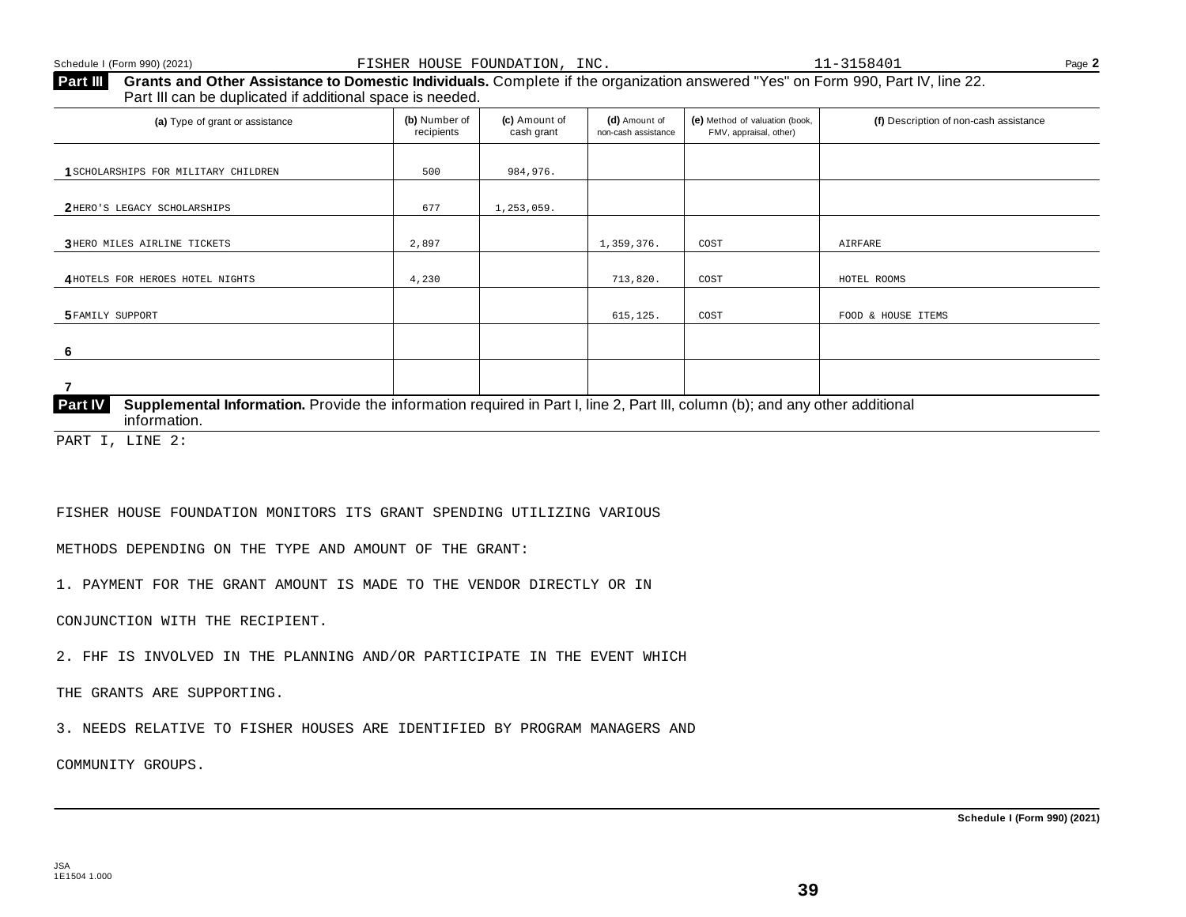Schedule I (Form 990) (2021) FISHER HOUSE FOUNDATION, INC. 11-3158401

**Part III** **Grants and Other Assistance to Domestic Individuals.** Complete if the organization answered "Yes" on Form 990, Part IV, line 22. Part III can be duplicated if additional space is needed.

| (a) Type of grant or assistance | (b) Number of recipients | (c) Amount of cash grant | (d) Amount of non-cash assistance | (e) Method of valuation (book, FMV, appraisal, other) | (f) Description of non-cash assistance |
|---|---|---|---|---|---|
| 1 SCHOLARSHIPS FOR MILITARY CHILDREN | 500 | 984,976. | | | |
| 2 HERO'S LEGACY SCHOLARSHIPS | 677 | 1,253,059. | | | |
| 3 HERO MILES AIRLINE TICKETS | 2,897 | | 1,359,376. | COST | AIRFARE |
| 4 HOTELS FOR HEROES HOTEL NIGHTS | 4,230 | | 713,820. | COST | HOTEL ROOMS |
| 5 FAMILY SUPPORT | | | 615,125. | COST | FOOD & HOUSE ITEMS |
| 6 | | | | | |
| 7 | | | | | |

**Part IV** **Supplemental Information.** Provide the information required in Part I, line 2, Part III, column (b); and any other additional information.

PART I, LINE 2:

FISHER HOUSE FOUNDATION MONITORS ITS GRANT SPENDING UTILIZING VARIOUS METHODS DEPENDING ON THE TYPE AND AMOUNT OF THE GRANT:

1. PAYMENT FOR THE GRANT AMOUNT IS MADE TO THE VENDOR DIRECTLY OR IN CONJUNCTION WITH THE RECIPIENT.

2. FHF IS INVOLVED IN THE PLANNING AND/OR PARTICIPATE IN THE EVENT WHICH THE GRANTS ARE SUPPORTING.

3. NEEDS RELATIVE TO FISHER HOUSES ARE IDENTIFIED BY PROGRAM MANAGERS AND COMMUNITY GROUPS.

Schedule I (Form 990) (2021)

JSA
1E1504 1.000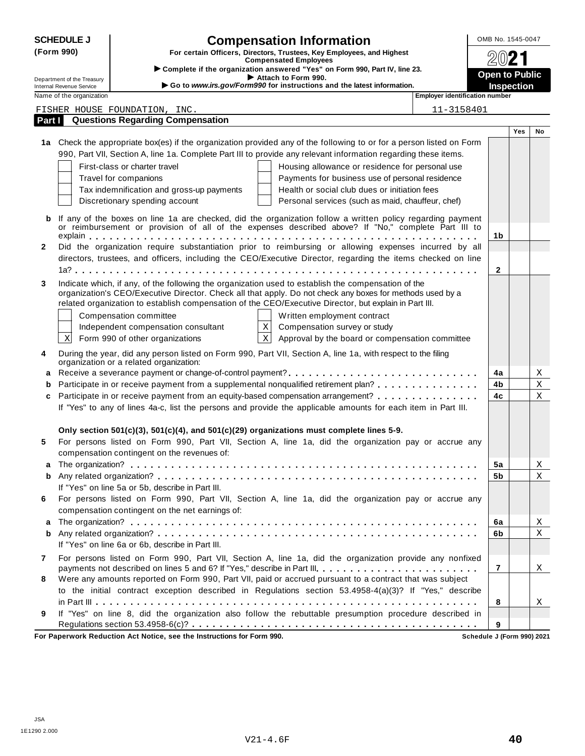**SCHEDULE J (Form 990)**

Department of the Treasury
Internal Revenue Service

# Compensation Information

**For certain Officers, Directors, Trustees, Key Employees, and Highest Compensated Employees**

▶ **Complete if the organization answered "Yes" on Form 990, Part IV, line 23.**
▶ **Attach to Form 990.**
▶ **Go to *www.irs.gov/Form990* for instructions and the latest information.**

OMB No. 1545-0047

**2021**

**Open to Public Inspection**

Name of the organization: FISHER HOUSE FOUNDATION, INC.

Employer identification number: 11-3158401

## Part I Questions Regarding Compensation

| | | | Yes | No |
|---|---|---|---|---|
| **1a** | Check the appropriate box(es) if the organization provided any of the following to or for a person listed on Form 990, Part VII, Section A, line 1a. Complete Part III to provide any relevant information regarding these items.<br>☐ First-class or charter travel ☐ Housing allowance or residence for personal use<br>☐ Travel for companions ☐ Payments for business use of personal residence<br>☐ Tax indemnification and gross-up payments ☐ Health or social club dues or initiation fees<br>☐ Discretionary spending account ☐ Personal services (such as maid, chauffeur, chef) | | | |
| **b** | If any of the boxes on line 1a are checked, did the organization follow a written policy regarding payment or reimbursement or provision of all of the expenses described above? If "No," complete Part III to explain | 1b | | |
| **2** | Did the organization require substantiation prior to reimbursing or allowing expenses incurred by all directors, trustees, and officers, including the CEO/Executive Director, regarding the items checked on line 1a? | 2 | | |
| **3** | Indicate which, if any, of the following the organization used to establish the compensation of the organization's CEO/Executive Director. Check all that apply. Do not check any boxes for methods used by a related organization to establish compensation of the CEO/Executive Director, but explain in Part III.<br>☐ Compensation committee ☐ Written employment contract<br>☐ Independent compensation consultant ☒ Compensation survey or study<br>☒ Form 990 of other organizations ☒ Approval by the board or compensation committee | | | |
| **4** | During the year, did any person listed on Form 990, Part VII, Section A, line 1a, with respect to the filing organization or a related organization: | | | |
| **a** | Receive a severance payment or change-of-control payment? | 4a | | X |
| **b** | Participate in or receive payment from a supplemental nonqualified retirement plan? | 4b | | X |
| **c** | Participate in or receive payment from an equity-based compensation arrangement? | 4c | | X |
| | If "Yes" to any of lines 4a-c, list the persons and provide the applicable amounts for each item in Part III. | | | |
| | **Only section 501(c)(3), 501(c)(4), and 501(c)(29) organizations must complete lines 5-9.** | | | |
| **5** | For persons listed on Form 990, Part VII, Section A, line 1a, did the organization pay or accrue any compensation contingent on the revenues of: | | | |
| **a** | The organization? | 5a | | X |
| **b** | Any related organization? | 5b | | X |
| | If "Yes" on line 5a or 5b, describe in Part III. | | | |
| **6** | For persons listed on Form 990, Part VII, Section A, line 1a, did the organization pay or accrue any compensation contingent on the net earnings of: | | | |
| **a** | The organization? | 6a | | X |
| **b** | Any related organization? | 6b | | X |
| | If "Yes" on line 6a or 6b, describe in Part III. | | | |
| **7** | For persons listed on Form 990, Part VII, Section A, line 1a, did the organization provide any nonfixed payments not described on lines 5 and 6? If "Yes," describe in Part III | 7 | | X |
| **8** | Were any amounts reported on Form 990, Part VII, paid or accrued pursuant to a contract that was subject to the initial contract exception described in Regulations section 53.4958-4(a)(3)? If "Yes," describe in Part III | 8 | | X |
| **9** | If "Yes" on line 8, did the organization also follow the rebuttable presumption procedure described in Regulations section 53.4958-6(c)? | 9 | | |

**For Paperwork Reduction Act Notice, see the Instructions for Form 990.** **Schedule J (Form 990) 2021**

JSA
1E1290 2.000
V21-4.6F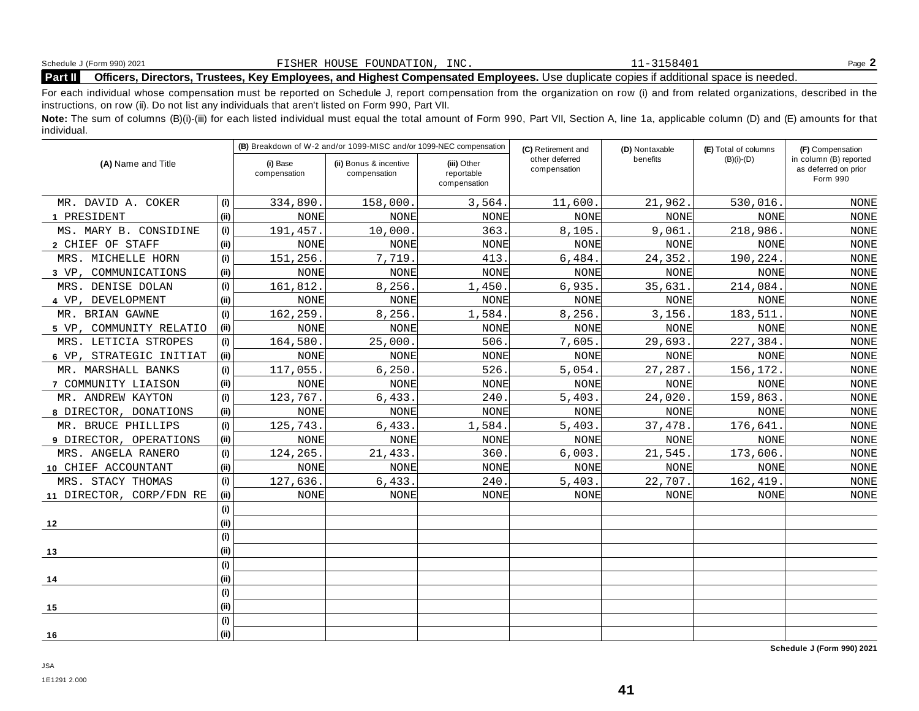Schedule J (Form 990) 2021 FISHER HOUSE FOUNDATION, INC. 11-3158401 Page **2**

**Part II Officers, Directors, Trustees, Key Employees, and Highest Compensated Employees.** Use duplicate copies if additional space is needed.

For each individual whose compensation must be reported on Schedule J, report compensation from the organization on row (i) and from related organizations, described in the instructions, on row (ii). Do not list any individuals that aren't listed on Form 990, Part VII.

**Note:** The sum of columns (B)(i)-(iii) for each listed individual must equal the total amount of Form 990, Part VII, Section A, line 1a, applicable column (D) and (E) amounts for that individual.

| (A) Name and Title | | (B) Breakdown of W-2 and/or 1099-MISC and/or 1099-NEC compensation | | | (C) Retirement and other deferred compensation | (D) Nontaxable benefits | (E) Total of columns (B)(i)-(D) | (F) Compensation in column (B) reported as deferred on prior Form 990 |
|---|---|---|---|---|---|---|---|---|
| | | (i) Base compensation | (ii) Bonus & incentive compensation | (iii) Other reportable compensation | | | | |
| MR. DAVID A. COKER | (i) | 334,890. | 158,000. | 3,564. | 11,600. | 21,962. | 530,016. | NONE |
| 1 PRESIDENT | (ii) | NONE | NONE | NONE | NONE | NONE | NONE | NONE |
| MS. MARY B. CONSIDINE | (i) | 191,457. | 10,000. | 363. | 8,105. | 9,061. | 218,986. | NONE |
| 2 CHIEF OF STAFF | (ii) | NONE | NONE | NONE | NONE | NONE | NONE | NONE |
| MRS. MICHELLE HORN | (i) | 151,256. | 7,719. | 413. | 6,484. | 24,352. | 190,224. | NONE |
| 3 VP, COMMUNICATIONS | (ii) | NONE | NONE | NONE | NONE | NONE | NONE | NONE |
| MRS. DENISE DOLAN | (i) | 161,812. | 8,256. | 1,450. | 6,935. | 35,631. | 214,084. | NONE |
| 4 VP, DEVELOPMENT | (ii) | NONE | NONE | NONE | NONE | NONE | NONE | NONE |
| MR. BRIAN GAWNE | (i) | 162,259. | 8,256. | 1,584. | 8,256. | 3,156. | 183,511. | NONE |
| 5 VP, COMMUNITY RELATIO | (ii) | NONE | NONE | NONE | NONE | NONE | NONE | NONE |
| MRS. LETICIA STROPES | (i) | 164,580. | 25,000. | 506. | 7,605. | 29,693. | 227,384. | NONE |
| 6 VP, STRATEGIC INITIAT | (ii) | NONE | NONE | NONE | NONE | NONE | NONE | NONE |
| MR. MARSHALL BANKS | (i) | 117,055. | 6,250. | 526. | 5,054. | 27,287. | 156,172. | NONE |
| 7 COMMUNITY LIAISON | (ii) | NONE | NONE | NONE | NONE | NONE | NONE | NONE |
| MR. ANDREW KAYTON | (i) | 123,767. | 6,433. | 240. | 5,403. | 24,020. | 159,863. | NONE |
| 8 DIRECTOR, DONATIONS | (ii) | NONE | NONE | NONE | NONE | NONE | NONE | NONE |
| MR. BRUCE PHILLIPS | (i) | 125,743. | 6,433. | 1,584. | 5,403. | 37,478. | 176,641. | NONE |
| 9 DIRECTOR, OPERATIONS | (ii) | NONE | NONE | NONE | NONE | NONE | NONE | NONE |
| MRS. ANGELA RANERO | (i) | 124,265. | 21,433. | 360. | 6,003. | 21,545. | 173,606. | NONE |
| 10 CHIEF ACCOUNTANT | (ii) | NONE | NONE | NONE | NONE | NONE | NONE | NONE |
| MRS. STACY THOMAS | (i) | 127,636. | 6,433. | 240. | 5,403. | 22,707. | 162,419. | NONE |
| 11 DIRECTOR, CORP/FDN RE | (ii) | NONE | NONE | NONE | NONE | NONE | NONE | NONE |
| | (i) | | | | | | | |
| 12 | (ii) | | | | | | | |
| | (i) | | | | | | | |
| 13 | (ii) | | | | | | | |
| | (i) | | | | | | | |
| 14 | (ii) | | | | | | | |
| | (i) | | | | | | | |
| 15 | (ii) | | | | | | | |
| | (i) | | | | | | | |
| 16 | (ii) | | | | | | | |

**Schedule J (Form 990) 2021**

JSA
1E1291 2.000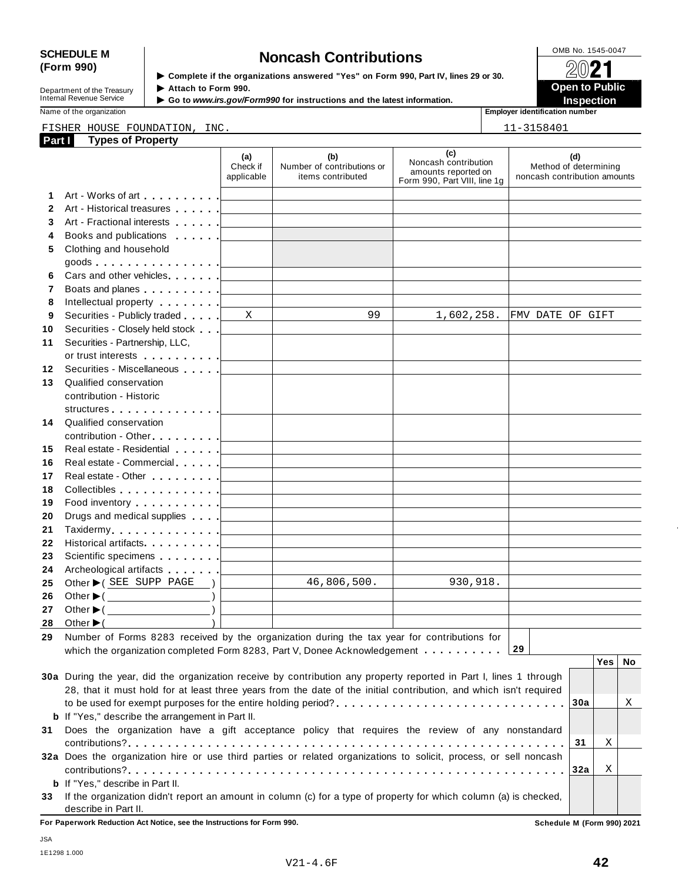**SCHEDULE M (Form 990)**

Department of the Treasury
Internal Revenue Service

# Noncash Contributions

▶ Complete if the organizations answered "Yes" on Form 990, Part IV, lines 29 or 30.
▶ Attach to Form 990.
▶ Go to *www.irs.gov/Form990* for instructions and the latest information.

OMB No. 1545-0047

**2021**

**Open to Public Inspection**

Name of the organization: FISHER HOUSE FOUNDATION, INC.

Employer identification number: 11-3158401

## Part I Types of Property

| | | (a) Check if applicable | (b) Number of contributions or items contributed | (c) Noncash contribution amounts reported on Form 990, Part VIII, line 1g | (d) Method of determining noncash contribution amounts |
|---|---|---|---|---|---|
| 1 | Art - Works of art | | | | |
| 2 | Art - Historical treasures | | | | |
| 3 | Art - Fractional interests | | | | |
| 4 | Books and publications | | | | |
| 5 | Clothing and household goods | | | | |
| 6 | Cars and other vehicles | | | | |
| 7 | Boats and planes | | | | |
| 8 | Intellectual property | | | | |
| 9 | Securities - Publicly traded | X | 99 | 1,602,258. | FMV DATE OF GIFT |
| 10 | Securities - Closely held stock | | | | |
| 11 | Securities - Partnership, LLC, or trust interests | | | | |
| 12 | Securities - Miscellaneous | | | | |
| 13 | Qualified conservation contribution - Historic structures | | | | |
| 14 | Qualified conservation contribution - Other | | | | |
| 15 | Real estate - Residential | | | | |
| 16 | Real estate - Commercial | | | | |
| 17 | Real estate - Other | | | | |
| 18 | Collectibles | | | | |
| 19 | Food inventory | | | | |
| 20 | Drugs and medical supplies | | | | |
| 21 | Taxidermy | | | | |
| 22 | Historical artifacts | | | | |
| 23 | Scientific specimens | | | | |
| 24 | Archeological artifacts | | | | |
| 25 | Other ▶ ( SEE SUPP PAGE ) | | 46,806,500. | 930,918. | |
| 26 | Other ▶ ( ) | | | | |
| 27 | Other ▶ ( ) | | | | |
| 28 | Other ▶ ( ) | | | | |

**29** Number of Forms 8283 received by the organization during the tax year for contributions for which the organization completed Form 8283, Part V, Donee Acknowledgement . . . . . . . . . . **29**

| | | | Yes | No |
|---|---|---|---|---|
| **30a** | During the year, did the organization receive by contribution any property reported in Part I, lines 1 through 28, that it must hold for at least three years from the date of the initial contribution, and which isn't required to be used for exempt purposes for the entire holding period? | 30a | | X |
| **b** | If "Yes," describe the arrangement in Part II. | | | |
| **31** | Does the organization have a gift acceptance policy that requires the review of any nonstandard contributions? | 31 | X | |
| **32a** | Does the organization hire or use third parties or related organizations to solicit, process, or sell noncash contributions? | 32a | X | |
| **b** | If "Yes," describe in Part II. | | | |
| **33** | If the organization didn't report an amount in column (c) for a type of property for which column (a) is checked, describe in Part II. | | | |

**For Paperwork Reduction Act Notice, see the Instructions for Form 990.** **Schedule M (Form 990) 2021**

JSA
1E1298 1.000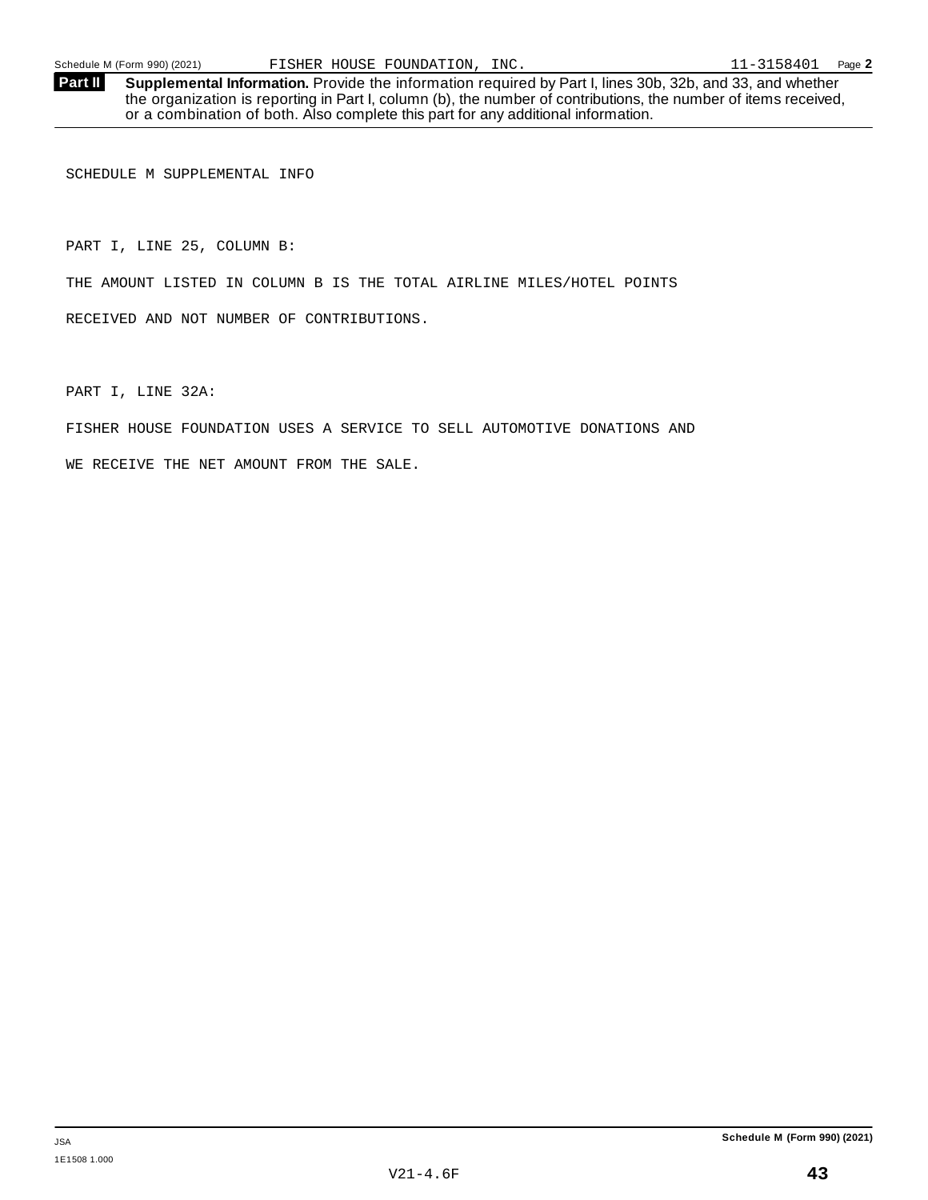Schedule M (Form 990) (2021) FISHER HOUSE FOUNDATION, INC. 11-3158401 Page **2**

**Part II** **Supplemental Information.** Provide the information required by Part I, lines 30b, 32b, and 33, and whether the organization is reporting in Part I, column (b), the number of contributions, the number of items received, or a combination of both. Also complete this part for any additional information.

SCHEDULE M SUPPLEMENTAL INFO

PART I, LINE 25, COLUMN B:

THE AMOUNT LISTED IN COLUMN B IS THE TOTAL AIRLINE MILES/HOTEL POINTS RECEIVED AND NOT NUMBER OF CONTRIBUTIONS.

PART I, LINE 32A:

FISHER HOUSE FOUNDATION USES A SERVICE TO SELL AUTOMOTIVE DONATIONS AND WE RECEIVE THE NET AMOUNT FROM THE SALE.

JSA
1E1508 1.000

**Schedule M (Form 990) (2021)**

V21-4.6F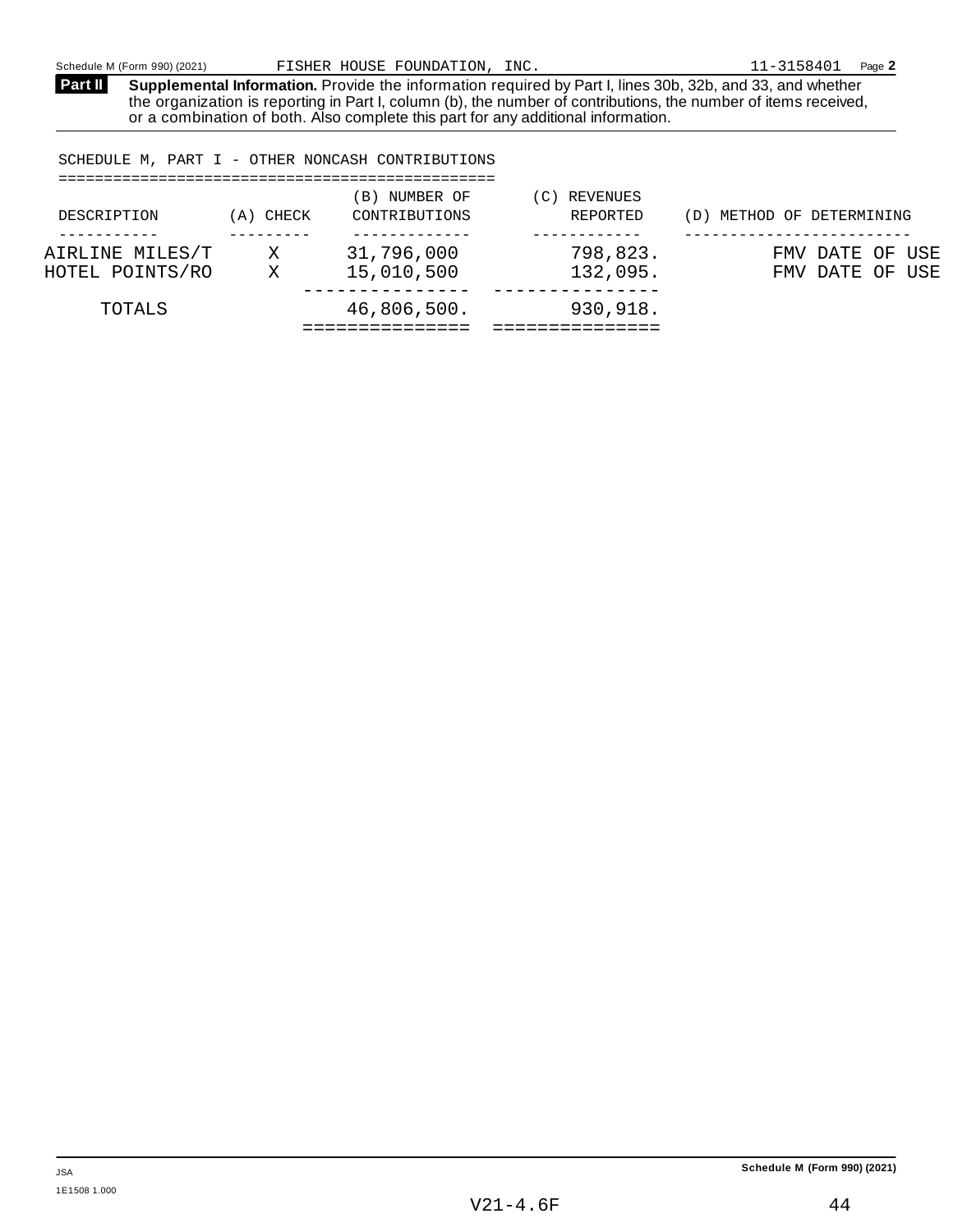**Part II** **Supplemental Information.** Provide the information required by Part I, lines 30b, 32b, and 33, and whether the organization is reporting in Part I, column (b), the number of contributions, the number of items received, or a combination of both. Also complete this part for any additional information.

SCHEDULE M, PART I - OTHER NONCASH CONTRIBUTIONS

| DESCRIPTION | (A) CHECK | (B) NUMBER OF CONTRIBUTIONS | (C) REVENUES REPORTED | (D) METHOD OF DETERMINING |
|---|---|---|---|---|
| AIRLINE MILES/T | X | 31,796,000 | 798,823. | FMV DATE OF USE |
| HOTEL POINTS/RO | X | 15,010,500 | 132,095. | FMV DATE OF USE |
| TOTALS | | 46,806,500. | 930,918. | |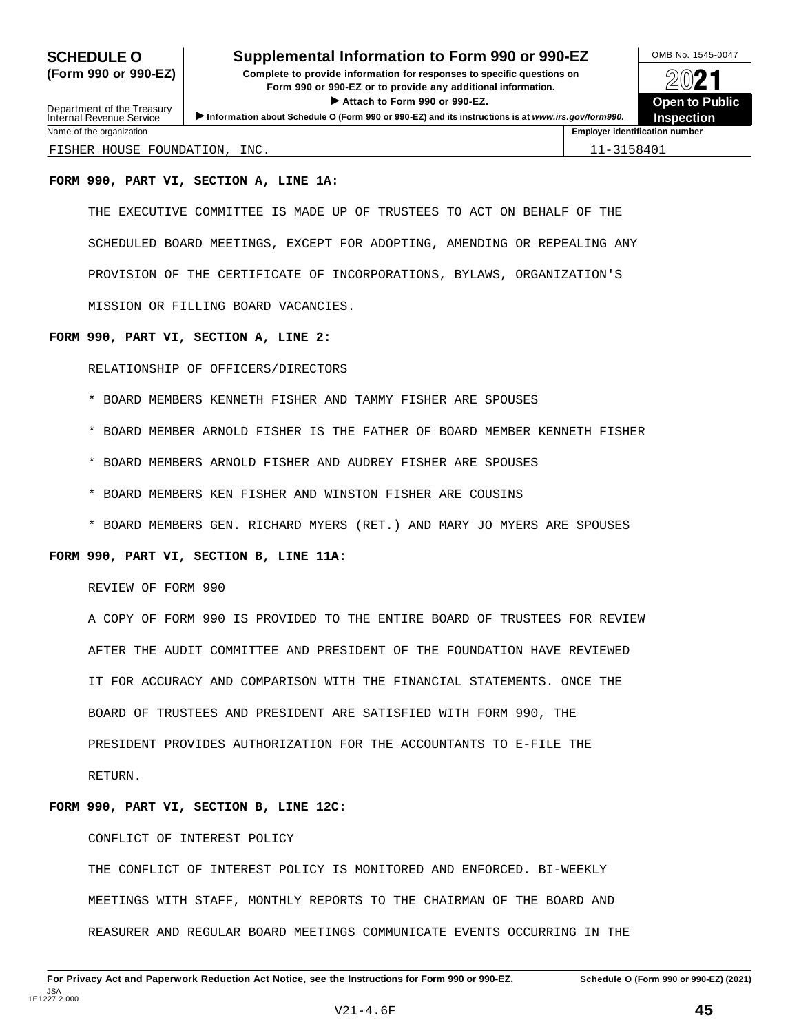**SCHEDULE O (Form 990 or 990-EZ)**

Department of the Treasury
Internal Revenue Service

# Supplemental Information to Form 990 or 990-EZ

**Complete to provide information for responses to specific questions on Form 990 or 990-EZ or to provide any additional information.**

▶ **Attach to Form 990 or 990-EZ.**

▶ **Information about Schedule O (Form 990 or 990-EZ) and its instructions is at** ***www.irs.gov/form990.***

OMB No. 1545-0047

**2021**

**Open to Public Inspection**

| Name of the organization | Employer identification number |
|---|---|
| FISHER HOUSE FOUNDATION, INC. | 11-3158401 |

**FORM 990, PART VI, SECTION A, LINE 1A:**

THE EXECUTIVE COMMITTEE IS MADE UP OF TRUSTEES TO ACT ON BEHALF OF THE SCHEDULED BOARD MEETINGS, EXCEPT FOR ADOPTING, AMENDING OR REPEALING ANY PROVISION OF THE CERTIFICATE OF INCORPORATIONS, BYLAWS, ORGANIZATION'S MISSION OR FILLING BOARD VACANCIES.

**FORM 990, PART VI, SECTION A, LINE 2:**

RELATIONSHIP OF OFFICERS/DIRECTORS

* BOARD MEMBERS KENNETH FISHER AND TAMMY FISHER ARE SPOUSES
* BOARD MEMBER ARNOLD FISHER IS THE FATHER OF BOARD MEMBER KENNETH FISHER
* BOARD MEMBERS ARNOLD FISHER AND AUDREY FISHER ARE SPOUSES
* BOARD MEMBERS KEN FISHER AND WINSTON FISHER ARE COUSINS
* BOARD MEMBERS GEN. RICHARD MYERS (RET.) AND MARY JO MYERS ARE SPOUSES

**FORM 990, PART VI, SECTION B, LINE 11A:**

REVIEW OF FORM 990

A COPY OF FORM 990 IS PROVIDED TO THE ENTIRE BOARD OF TRUSTEES FOR REVIEW AFTER THE AUDIT COMMITTEE AND PRESIDENT OF THE FOUNDATION HAVE REVIEWED IT FOR ACCURACY AND COMPARISON WITH THE FINANCIAL STATEMENTS. ONCE THE BOARD OF TRUSTEES AND PRESIDENT ARE SATISFIED WITH FORM 990, THE PRESIDENT PROVIDES AUTHORIZATION FOR THE ACCOUNTANTS TO E-FILE THE RETURN.

**FORM 990, PART VI, SECTION B, LINE 12C:**

CONFLICT OF INTEREST POLICY

THE CONFLICT OF INTEREST POLICY IS MONITORED AND ENFORCED. BI-WEEKLY MEETINGS WITH STAFF, MONTHLY REPORTS TO THE CHAIRMAN OF THE BOARD AND REASURER AND REGULAR BOARD MEETINGS COMMUNICATE EVENTS OCCURRING IN THE

**For Privacy Act and Paperwork Reduction Act Notice, see the Instructions for Form 990 or 990-EZ.** **Schedule O (Form 990 or 990-EZ) (2021)**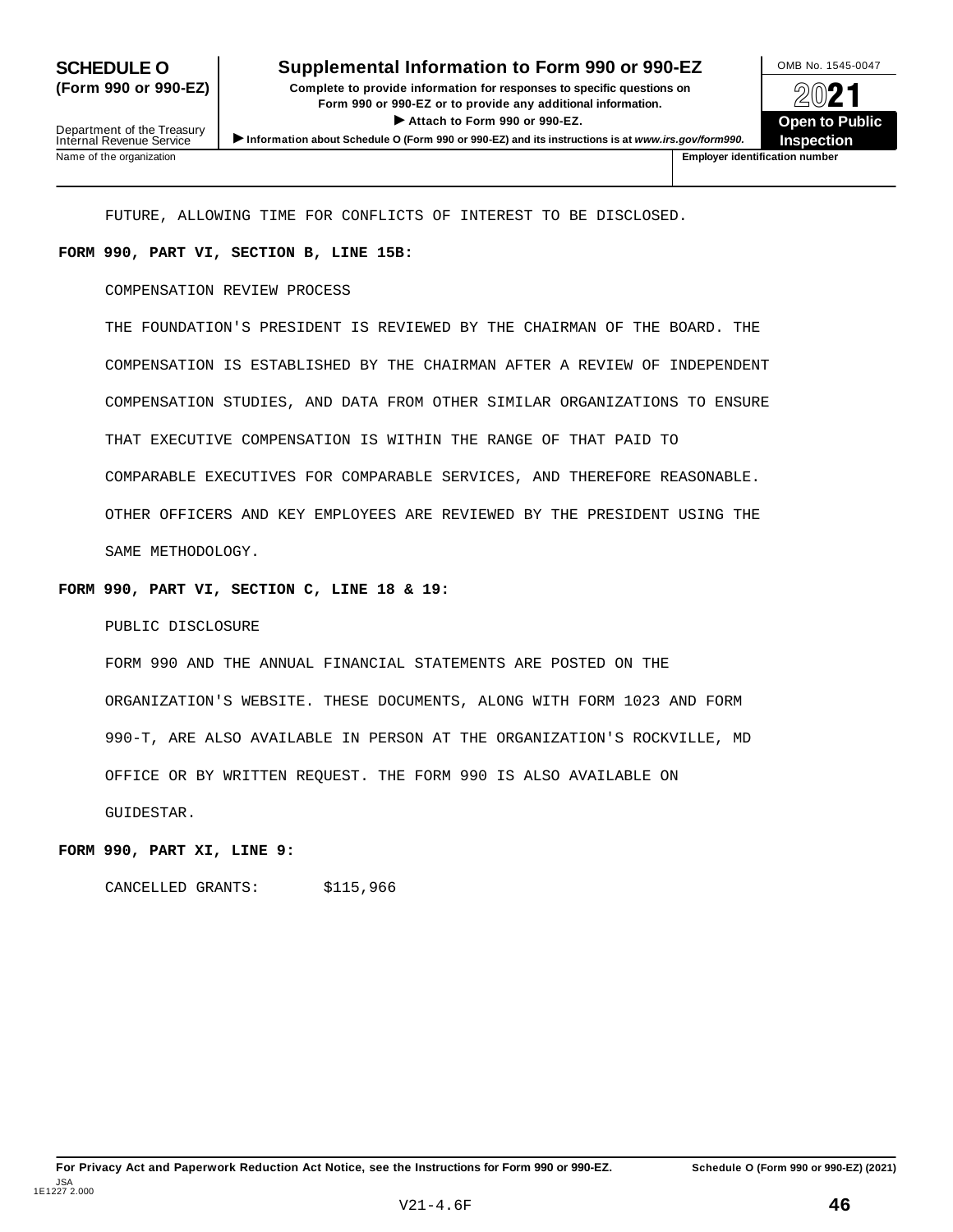**SCHEDULE O (Form 990 or 990-EZ)**

Department of the Treasury
Internal Revenue Service

# Supplemental Information to Form 990 or 990-EZ

**Complete to provide information for responses to specific questions on Form 990 or 990-EZ or to provide any additional information.**

**▶ Attach to Form 990 or 990-EZ.**

**▶ Information about Schedule O (Form 990 or 990-EZ) and its instructions is at *www.irs.gov/form990*.**

OMB No. 1545-0047

**2021**

**Open to Public Inspection**

| Name of the organization | Employer identification number |
|---|---|
| | |

FUTURE, ALLOWING TIME FOR CONFLICTS OF INTEREST TO BE DISCLOSED.

**FORM 990, PART VI, SECTION B, LINE 15B:**

COMPENSATION REVIEW PROCESS

THE FOUNDATION'S PRESIDENT IS REVIEWED BY THE CHAIRMAN OF THE BOARD. THE COMPENSATION IS ESTABLISHED BY THE CHAIRMAN AFTER A REVIEW OF INDEPENDENT COMPENSATION STUDIES, AND DATA FROM OTHER SIMILAR ORGANIZATIONS TO ENSURE THAT EXECUTIVE COMPENSATION IS WITHIN THE RANGE OF THAT PAID TO COMPARABLE EXECUTIVES FOR COMPARABLE SERVICES, AND THEREFORE REASONABLE. OTHER OFFICERS AND KEY EMPLOYEES ARE REVIEWED BY THE PRESIDENT USING THE SAME METHODOLOGY.

**FORM 990, PART VI, SECTION C, LINE 18 & 19:**

PUBLIC DISCLOSURE

FORM 990 AND THE ANNUAL FINANCIAL STATEMENTS ARE POSTED ON THE ORGANIZATION'S WEBSITE. THESE DOCUMENTS, ALONG WITH FORM 1023 AND FORM 990-T, ARE ALSO AVAILABLE IN PERSON AT THE ORGANIZATION'S ROCKVILLE, MD OFFICE OR BY WRITTEN REQUEST. THE FORM 990 IS ALSO AVAILABLE ON GUIDESTAR.

**FORM 990, PART XI, LINE 9:**

CANCELLED GRANTS: $115,966

**For Privacy Act and Paperwork Reduction Act Notice, see the Instructions for Form 990 or 990-EZ.** **Schedule O (Form 990 or 990-EZ) (2021)**

JSA
1E1227 2.000

V21-4.6F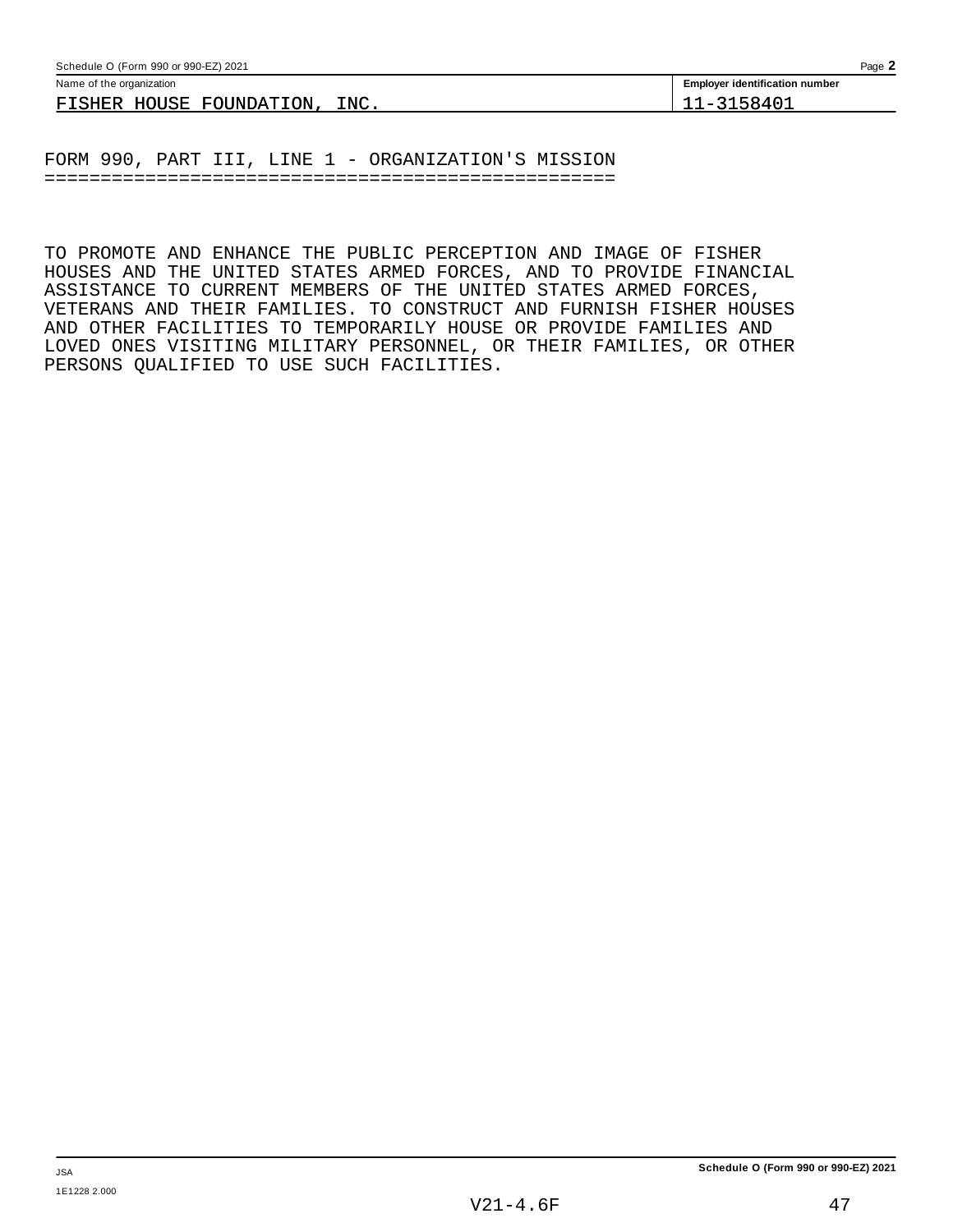Name of the organization: FISHER HOUSE FOUNDATION, INC.

Employer identification number: 11-3158401

FORM 990, PART III, LINE 1 - ORGANIZATION'S MISSION

TO PROMOTE AND ENHANCE THE PUBLIC PERCEPTION AND IMAGE OF FISHER HOUSES AND THE UNITED STATES ARMED FORCES, AND TO PROVIDE FINANCIAL ASSISTANCE TO CURRENT MEMBERS OF THE UNITED STATES ARMED FORCES, VETERANS AND THEIR FAMILIES. TO CONSTRUCT AND FURNISH FISHER HOUSES AND OTHER FACILITIES TO TEMPORARILY HOUSE OR PROVIDE FAMILIES AND LOVED ONES VISITING MILITARY PERSONNEL, OR THEIR FAMILIES, OR OTHER PERSONS QUALIFIED TO USE SUCH FACILITIES.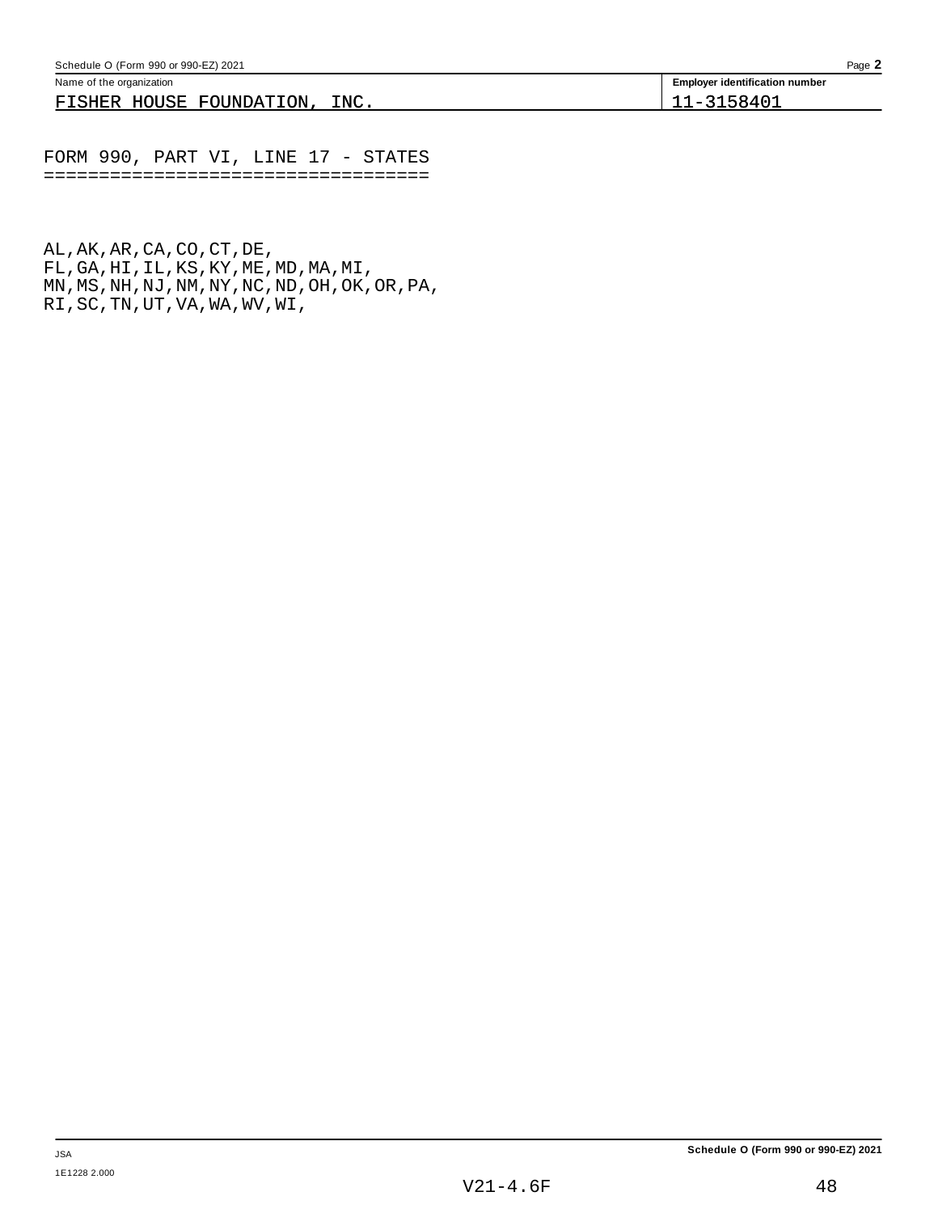Name of the organization: FISHER HOUSE FOUNDATION, INC.

Employer identification number: 11-3158401

FORM 990, PART VI, LINE 17 - STATES

AL,AK,AR,CA,CO,CT,DE,
FL,GA,HI,IL,KS,KY,ME,MD,MA,MI,
MN,MS,NH,NJ,NM,NY,NC,ND,OH,OK,OR,PA,
RI,SC,TN,UT,VA,WA,WV,WI,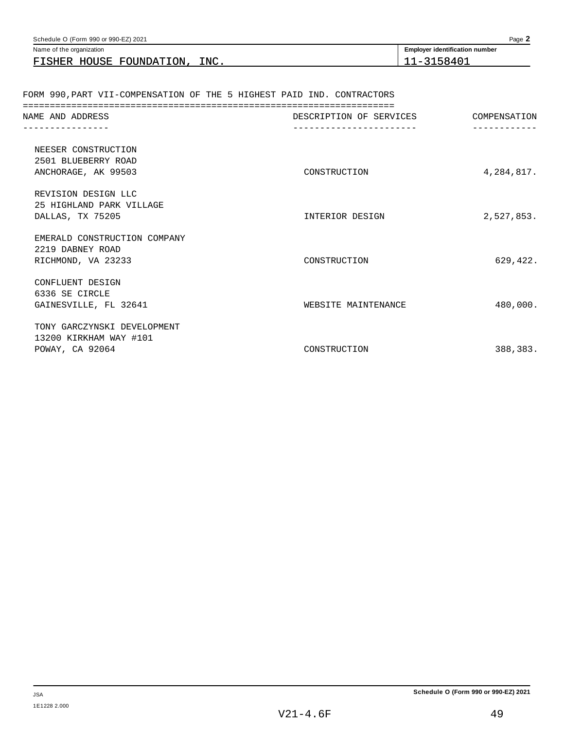Schedule O (Form 990 or 990-EZ) 2021

Name of the organization: FISHER HOUSE FOUNDATION, INC.

Employer identification number: 11-3158401

FORM 990,PART VII-COMPENSATION OF THE 5 HIGHEST PAID IND. CONTRACTORS

| NAME AND ADDRESS | DESCRIPTION OF SERVICES | COMPENSATION |
|---|---|---|
| NEESER CONSTRUCTION<br>2501 BLUEBERRY ROAD<br>ANCHORAGE, AK 99503 | CONSTRUCTION | 4,284,817. |
| REVISION DESIGN LLC<br>25 HIGHLAND PARK VILLAGE<br>DALLAS, TX 75205 | INTERIOR DESIGN | 2,527,853. |
| EMERALD CONSTRUCTION COMPANY<br>2219 DABNEY ROAD<br>RICHMOND, VA 23233 | CONSTRUCTION | 629,422. |
| CONFLUENT DESIGN<br>6336 SE CIRCLE<br>GAINESVILLE, FL 32641 | WEBSITE MAINTENANCE | 480,000. |
| TONY GARCZYNSKI DEVELOPMENT<br>13200 KIRKHAM WAY #101<br>POWAY, CA 92064 | CONSTRUCTION | 388,383. |

JSA 1E1228 2.000 Schedule O (Form 990 or 990-EZ) 2021

V21-4.6F